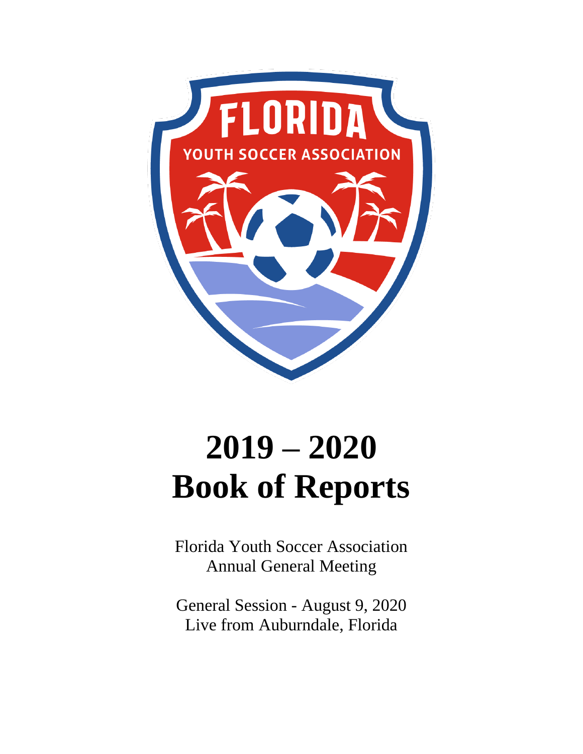# 2019 – 2020 Book of Reports

Florida Youth Soccer Association
Annual General Meeting

General Session - August 9, 2020
Live from Auburndale, Florida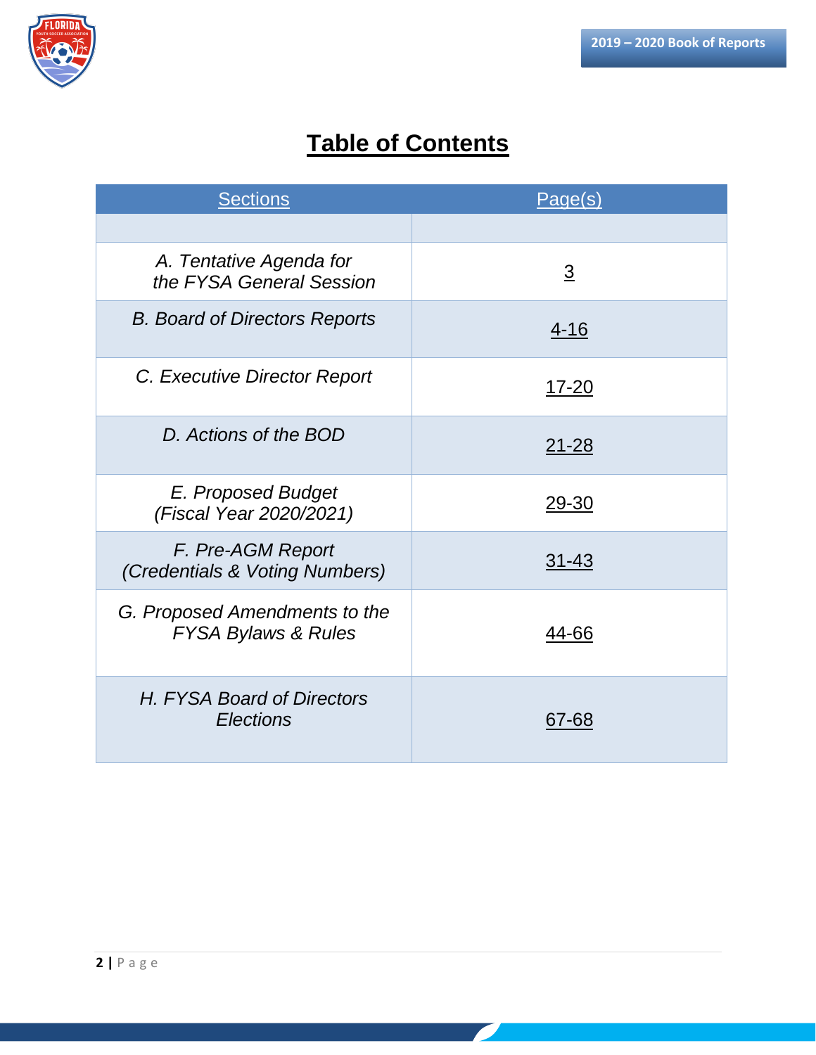# Table of Contents

| Sections | Page(s) |
|---|---|
| | |
| *A. Tentative Agenda for the FYSA General Session* | 3 |
| *B. Board of Directors Reports* | 4-16 |
| *C. Executive Director Report* | 17-20 |
| *D. Actions of the BOD* | 21-28 |
| *E. Proposed Budget (Fiscal Year 2020/2021)* | 29-30 |
| *F. Pre-AGM Report (Credentials & Voting Numbers)* | 31-43 |
| *G. Proposed Amendments to the FYSA Bylaws & Rules* | 44-66 |
| *H. FYSA Board of Directors Elections* | 67-68 |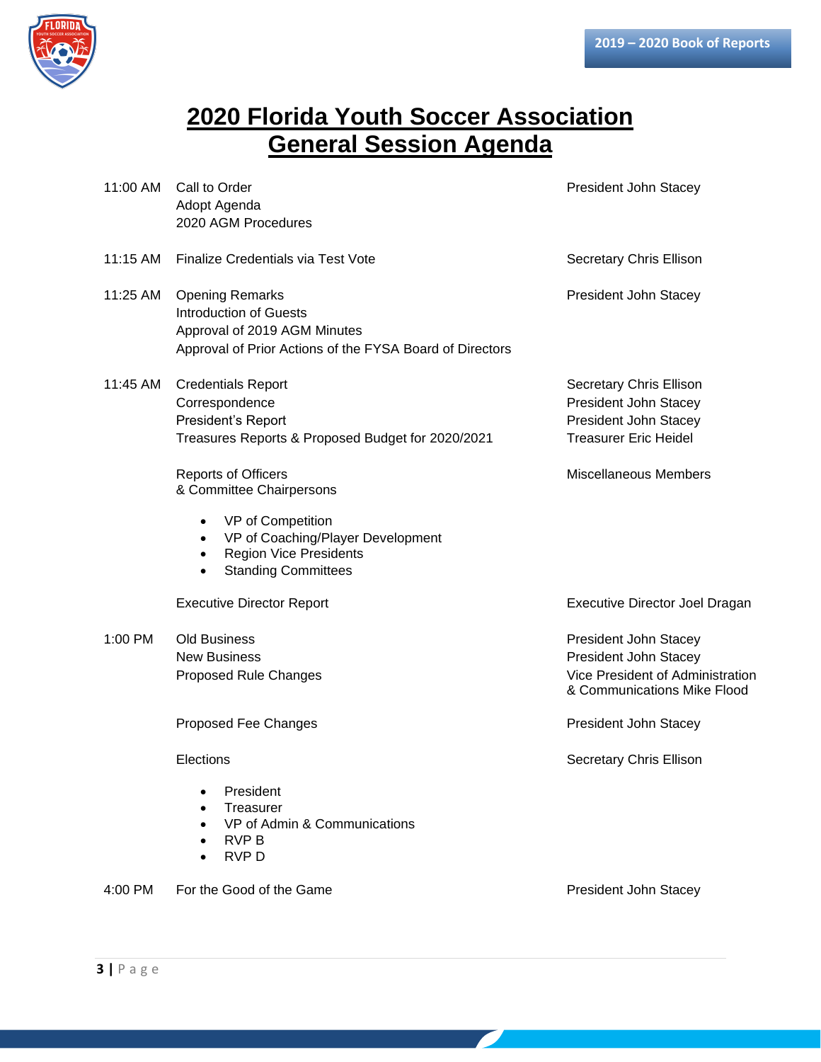# 2020 Florida Youth Soccer Association General Session Agenda

| Time | Item | Presenter |
| --- | --- | --- |
| 11:00 AM | Call to Order<br>Adopt Agenda<br>2020 AGM Procedures | President John Stacey |
| 11:15 AM | Finalize Credentials via Test Vote | Secretary Chris Ellison |
| 11:25 AM | Opening Remarks<br>Introduction of Guests<br>Approval of 2019 AGM Minutes<br>Approval of Prior Actions of the FYSA Board of Directors | President John Stacey |
| 11:45 AM | Credentials Report | Secretary Chris Ellison |
| | Correspondence | President John Stacey |
| | President's Report | President John Stacey |
| | Treasures Reports & Proposed Budget for 2020/2021 | Treasurer Eric Heidel |
| | Reports of Officers & Committee Chairpersons<br>• VP of Competition<br>• VP of Coaching/Player Development<br>• Region Vice Presidents<br>• Standing Committees | Miscellaneous Members |
| | Executive Director Report | Executive Director Joel Dragan |
| 1:00 PM | Old Business | President John Stacey |
| | New Business | President John Stacey |
| | Proposed Rule Changes | Vice President of Administration & Communications Mike Flood |
| | Proposed Fee Changes | President John Stacey |
| | Elections<br>• President<br>• Treasurer<br>• VP of Admin & Communications<br>• RVP B<br>• RVP D | Secretary Chris Ellison |
| 4:00 PM | For the Good of the Game | President John Stacey |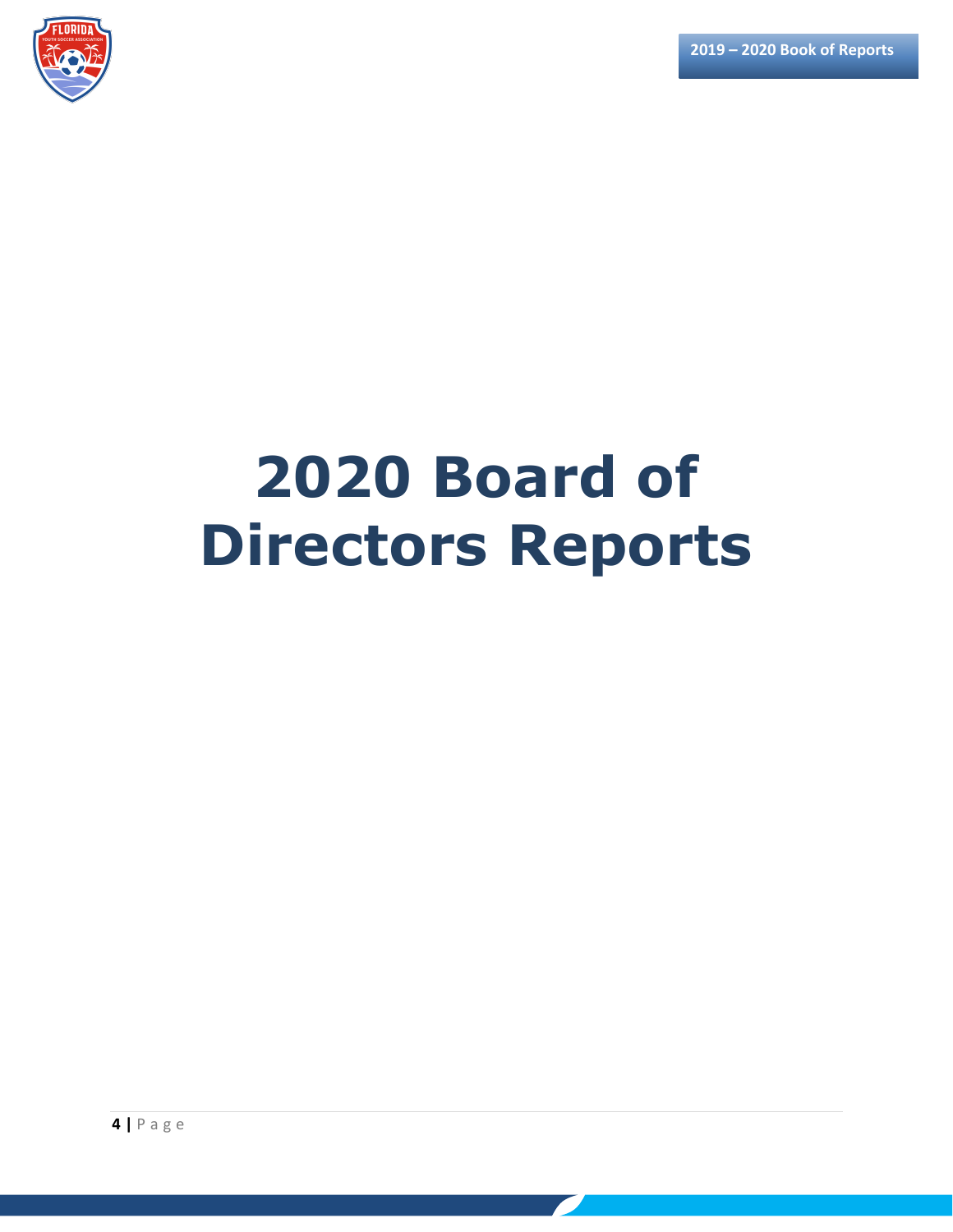# 2020 Board of Directors Reports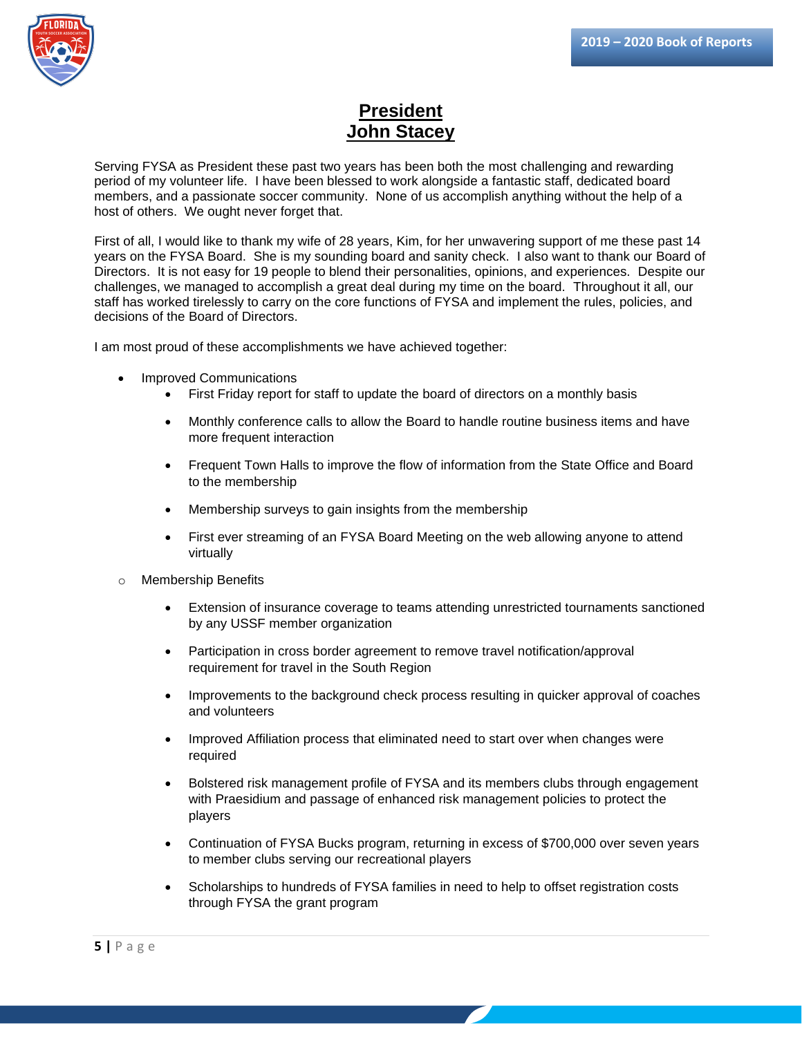# President
# John Stacey

Serving FYSA as President these past two years has been both the most challenging and rewarding period of my volunteer life. I have been blessed to work alongside a fantastic staff, dedicated board members, and a passionate soccer community. None of us accomplish anything without the help of a host of others. We ought never forget that.

First of all, I would like to thank my wife of 28 years, Kim, for her unwavering support of me these past 14 years on the FYSA Board. She is my sounding board and sanity check. I also want to thank our Board of Directors. It is not easy for 19 people to blend their personalities, opinions, and experiences. Despite our challenges, we managed to accomplish a great deal during my time on the board. Throughout it all, our staff has worked tirelessly to carry on the core functions of FYSA and implement the rules, policies, and decisions of the Board of Directors.

I am most proud of these accomplishments we have achieved together:

- Improved Communications
  - First Friday report for staff to update the board of directors on a monthly basis
  - Monthly conference calls to allow the Board to handle routine business items and have more frequent interaction
  - Frequent Town Halls to improve the flow of information from the State Office and Board to the membership
  - Membership surveys to gain insights from the membership
  - First ever streaming of an FYSA Board Meeting on the web allowing anyone to attend virtually
- Membership Benefits
  - Extension of insurance coverage to teams attending unrestricted tournaments sanctioned by any USSF member organization
  - Participation in cross border agreement to remove travel notification/approval requirement for travel in the South Region
  - Improvements to the background check process resulting in quicker approval of coaches and volunteers
  - Improved Affiliation process that eliminated need to start over when changes were required
  - Bolstered risk management profile of FYSA and its members clubs through engagement with Praesidium and passage of enhanced risk management policies to protect the players
  - Continuation of FYSA Bucks program, returning in excess of $700,000 over seven years to member clubs serving our recreational players
  - Scholarships to hundreds of FYSA families in need to help to offset registration costs through FYSA the grant program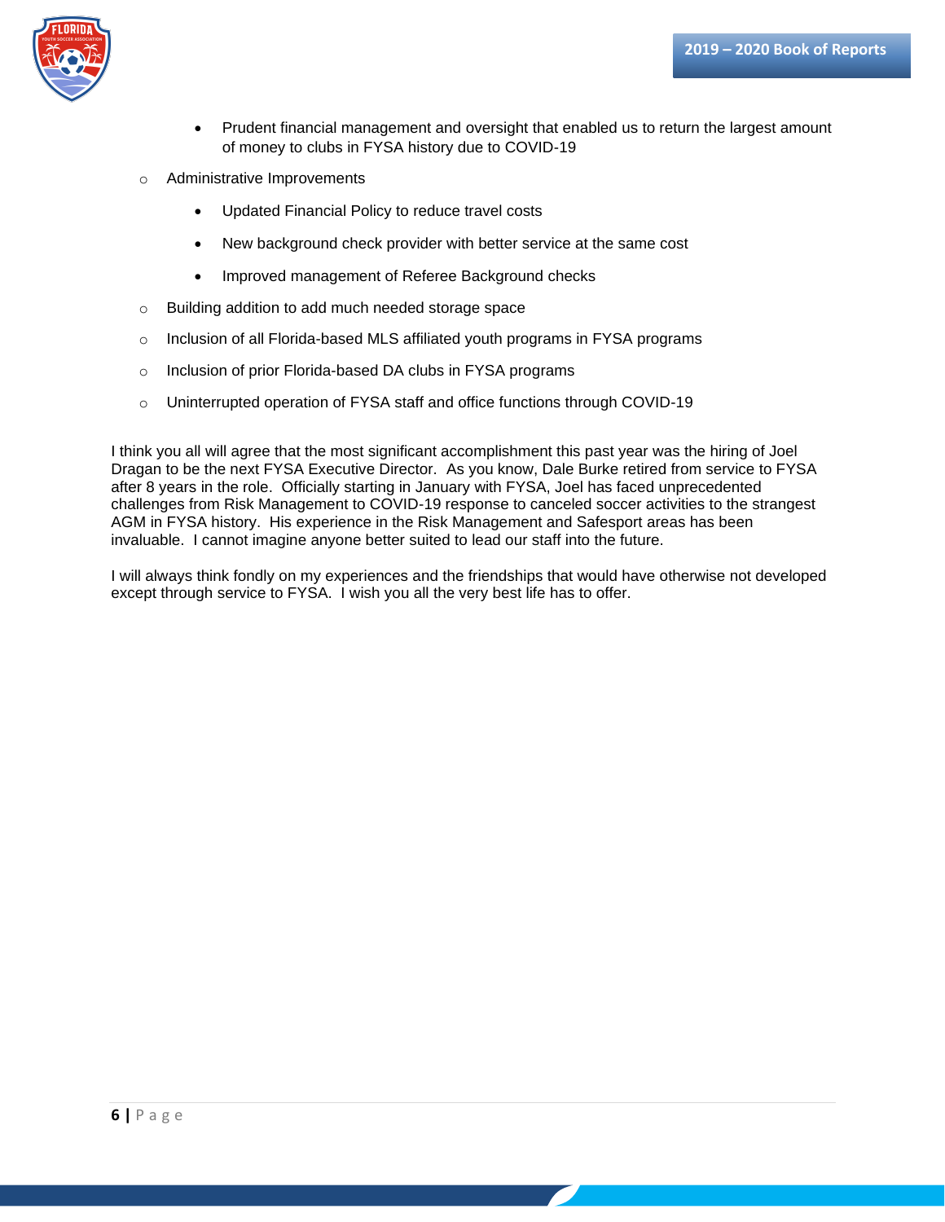- Prudent financial management and oversight that enabled us to return the largest amount of money to clubs in FYSA history due to COVID-19
  - Administrative Improvements
    - Updated Financial Policy to reduce travel costs
    - New background check provider with better service at the same cost
    - Improved management of Referee Background checks
  - Building addition to add much needed storage space
  - Inclusion of all Florida-based MLS affiliated youth programs in FYSA programs
  - Inclusion of prior Florida-based DA clubs in FYSA programs
  - Uninterrupted operation of FYSA staff and office functions through COVID-19

I think you all will agree that the most significant accomplishment this past year was the hiring of Joel Dragan to be the next FYSA Executive Director. As you know, Dale Burke retired from service to FYSA after 8 years in the role. Officially starting in January with FYSA, Joel has faced unprecedented challenges from Risk Management to COVID-19 response to canceled soccer activities to the strangest AGM in FYSA history. His experience in the Risk Management and Safesport areas has been invaluable. I cannot imagine anyone better suited to lead our staff into the future.

I will always think fondly on my experiences and the friendships that would have otherwise not developed except through service to FYSA. I wish you all the very best life has to offer.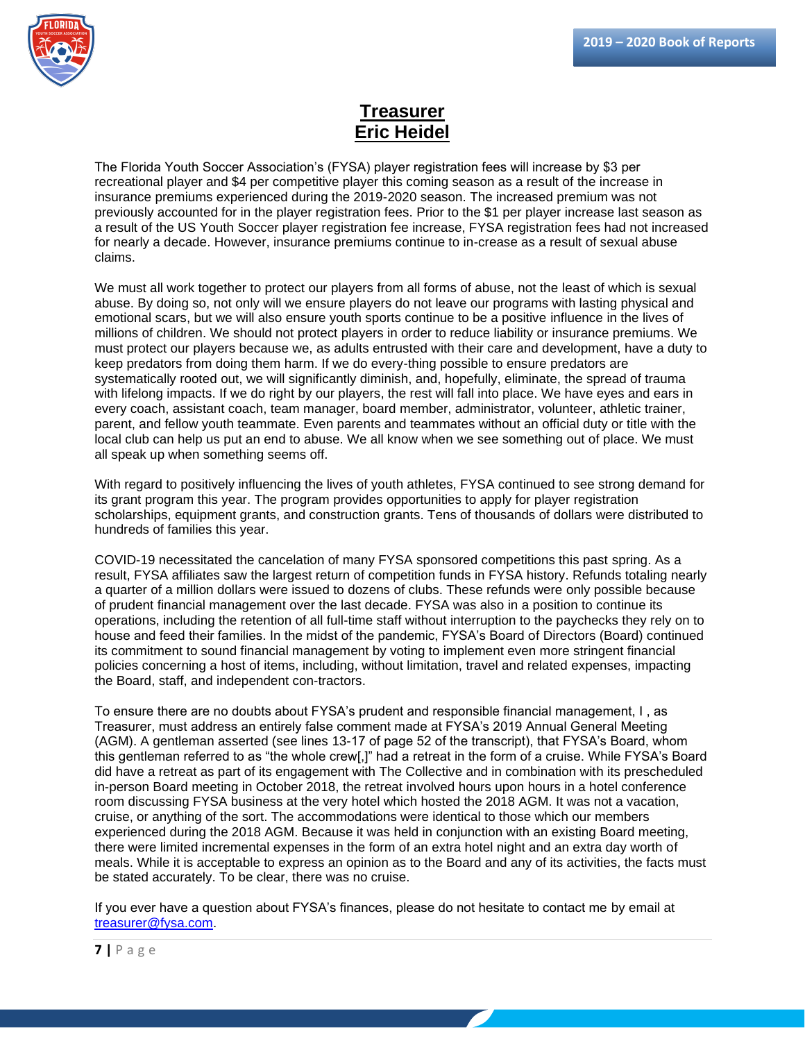# Treasurer
# Eric Heidel

The Florida Youth Soccer Association's (FYSA) player registration fees will increase by $3 per recreational player and $4 per competitive player this coming season as a result of the increase in insurance premiums experienced during the 2019-2020 season. The increased premium was not previously accounted for in the player registration fees. Prior to the $1 per player increase last season as a result of the US Youth Soccer player registration fee increase, FYSA registration fees had not increased for nearly a decade. However, insurance premiums continue to in-crease as a result of sexual abuse claims.

We must all work together to protect our players from all forms of abuse, not the least of which is sexual abuse. By doing so, not only will we ensure players do not leave our programs with lasting physical and emotional scars, but we will also ensure youth sports continue to be a positive influence in the lives of millions of children. We should not protect players in order to reduce liability or insurance premiums. We must protect our players because we, as adults entrusted with their care and development, have a duty to keep predators from doing them harm. If we do every-thing possible to ensure predators are systematically rooted out, we will significantly diminish, and, hopefully, eliminate, the spread of trauma with lifelong impacts. If we do right by our players, the rest will fall into place. We have eyes and ears in every coach, assistant coach, team manager, board member, administrator, volunteer, athletic trainer, parent, and fellow youth teammate. Even parents and teammates without an official duty or title with the local club can help us put an end to abuse. We all know when we see something out of place. We must all speak up when something seems off.

With regard to positively influencing the lives of youth athletes, FYSA continued to see strong demand for its grant program this year. The program provides opportunities to apply for player registration scholarships, equipment grants, and construction grants. Tens of thousands of dollars were distributed to hundreds of families this year.

COVID-19 necessitated the cancelation of many FYSA sponsored competitions this past spring. As a result, FYSA affiliates saw the largest return of competition funds in FYSA history. Refunds totaling nearly a quarter of a million dollars were issued to dozens of clubs. These refunds were only possible because of prudent financial management over the last decade. FYSA was also in a position to continue its operations, including the retention of all full-time staff without interruption to the paychecks they rely on to house and feed their families. In the midst of the pandemic, FYSA's Board of Directors (Board) continued its commitment to sound financial management by voting to implement even more stringent financial policies concerning a host of items, including, without limitation, travel and related expenses, impacting the Board, staff, and independent con-tractors.

To ensure there are no doubts about FYSA's prudent and responsible financial management, I , as Treasurer, must address an entirely false comment made at FYSA's 2019 Annual General Meeting (AGM). A gentleman asserted (see lines 13-17 of page 52 of the transcript), that FYSA's Board, whom this gentleman referred to as "the whole crew[,]" had a retreat in the form of a cruise. While FYSA's Board did have a retreat as part of its engagement with The Collective and in combination with its prescheduled in-person Board meeting in October 2018, the retreat involved hours upon hours in a hotel conference room discussing FYSA business at the very hotel which hosted the 2018 AGM. It was not a vacation, cruise, or anything of the sort. The accommodations were identical to those which our members experienced during the 2018 AGM. Because it was held in conjunction with an existing Board meeting, there were limited incremental expenses in the form of an extra hotel night and an extra day worth of meals. While it is acceptable to express an opinion as to the Board and any of its activities, the facts must be stated accurately. To be clear, there was no cruise.

If you ever have a question about FYSA's finances, please do not hesitate to contact me by email at [treasurer@fysa.com](mailto:treasurer@fysa.com).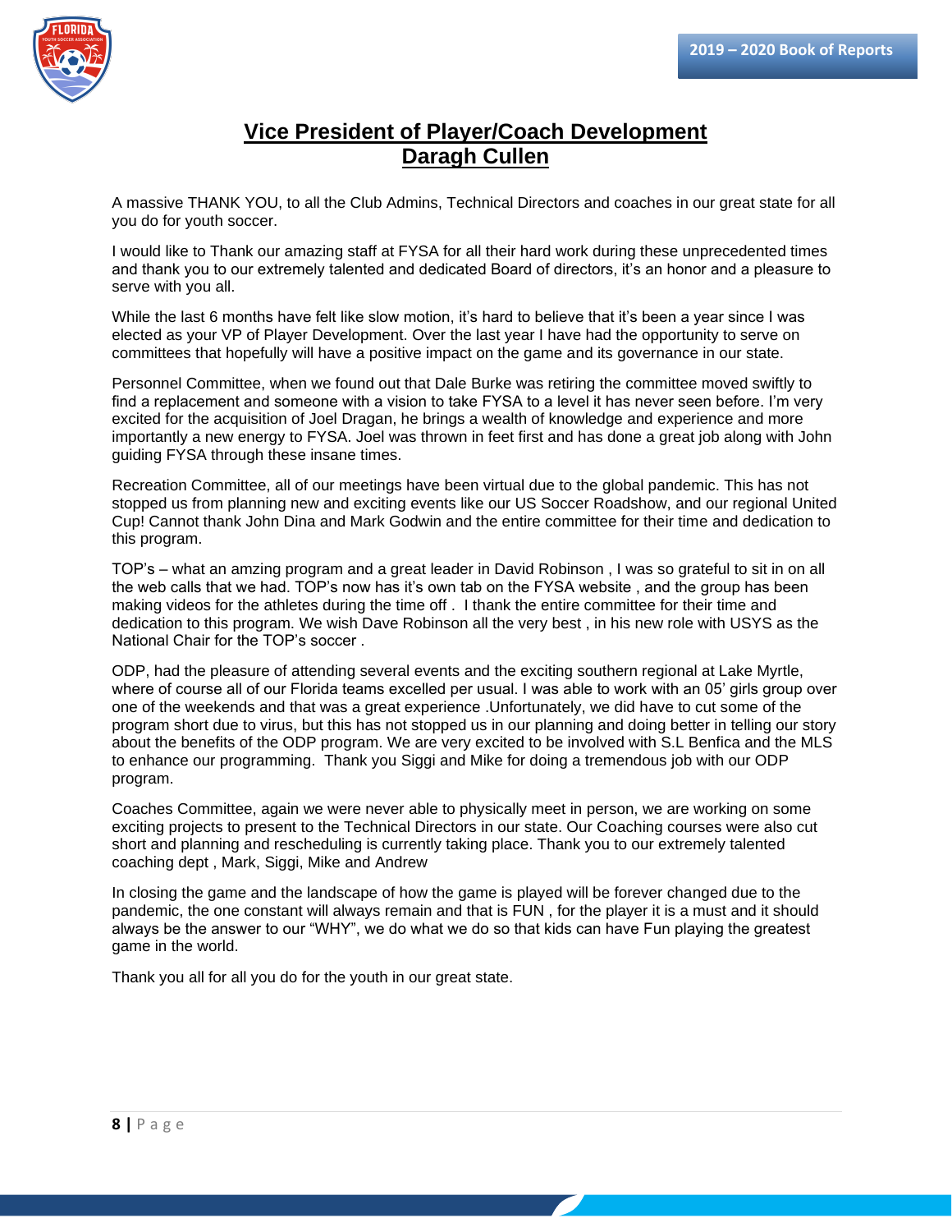# Vice President of Player/Coach Development
## Daragh Cullen

A massive THANK YOU, to all the Club Admins, Technical Directors and coaches in our great state for all you do for youth soccer.

I would like to Thank our amazing staff at FYSA for all their hard work during these unprecedented times and thank you to our extremely talented and dedicated Board of directors, it's an honor and a pleasure to serve with you all.

While the last 6 months have felt like slow motion, it's hard to believe that it's been a year since I was elected as your VP of Player Development. Over the last year I have had the opportunity to serve on committees that hopefully will have a positive impact on the game and its governance in our state.

Personnel Committee, when we found out that Dale Burke was retiring the committee moved swiftly to find a replacement and someone with a vision to take FYSA to a level it has never seen before. I'm very excited for the acquisition of Joel Dragan, he brings a wealth of knowledge and experience and more importantly a new energy to FYSA. Joel was thrown in feet first and has done a great job along with John guiding FYSA through these insane times.

Recreation Committee, all of our meetings have been virtual due to the global pandemic. This has not stopped us from planning new and exciting events like our US Soccer Roadshow, and our regional United Cup! Cannot thank John Dina and Mark Godwin and the entire committee for their time and dedication to this program.

TOP's – what an amzing program and a great leader in David Robinson , I was so grateful to sit in on all the web calls that we had. TOP's now has it's own tab on the FYSA website , and the group has been making videos for the athletes during the time off .  I thank the entire committee for their time and dedication to this program. We wish Dave Robinson all the very best , in his new role with USYS as the National Chair for the TOP's soccer .

ODP, had the pleasure of attending several events and the exciting southern regional at Lake Myrtle, where of course all of our Florida teams excelled per usual. I was able to work with an 05' girls group over one of the weekends and that was a great experience .Unfortunately, we did have to cut some of the program short due to virus, but this has not stopped us in our planning and doing better in telling our story about the benefits of the ODP program. We are very excited to be involved with S.L Benfica and the MLS to enhance our programming.  Thank you Siggi and Mike for doing a tremendous job with our ODP program.

Coaches Committee, again we were never able to physically meet in person, we are working on some exciting projects to present to the Technical Directors in our state. Our Coaching courses were also cut short and planning and rescheduling is currently taking place. Thank you to our extremely talented coaching dept , Mark, Siggi, Mike and Andrew

In closing the game and the landscape of how the game is played will be forever changed due to the pandemic, the one constant will always remain and that is FUN , for the player it is a must and it should always be the answer to our "WHY", we do what we do so that kids can have Fun playing the greatest game in the world.

Thank you all for all you do for the youth in our great state.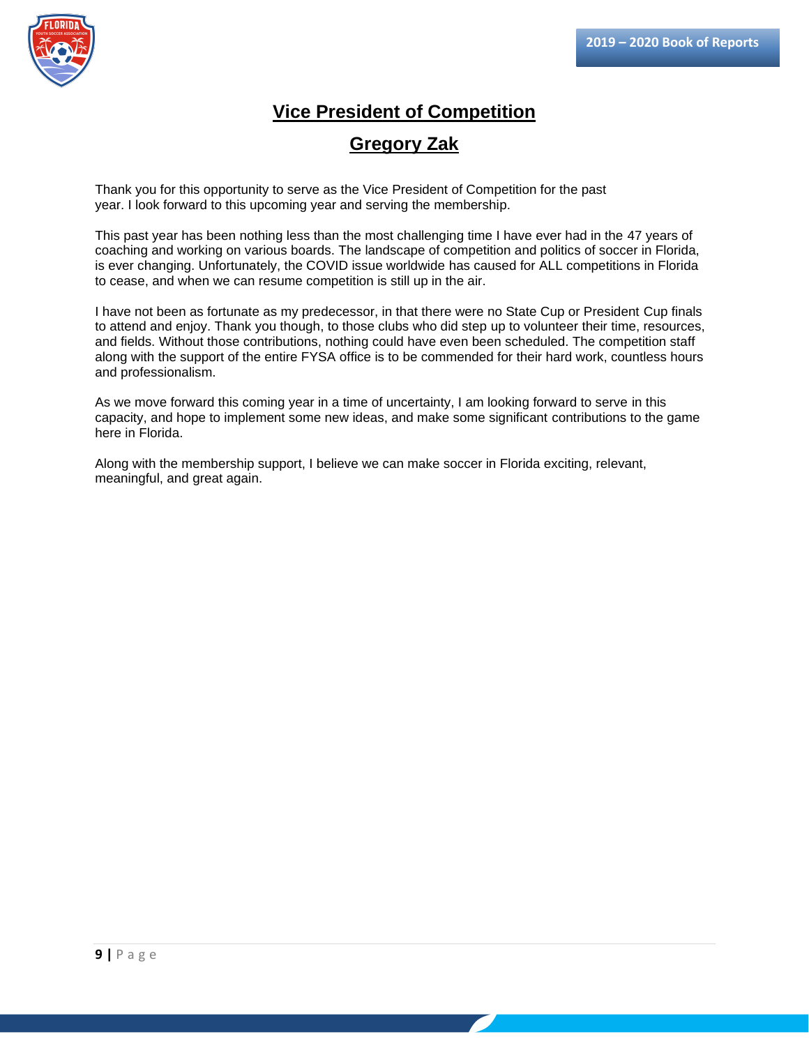# Vice President of Competition

## Gregory Zak

Thank you for this opportunity to serve as the Vice President of Competition for the past year. I look forward to this upcoming year and serving the membership.

This past year has been nothing less than the most challenging time I have ever had in the 47 years of coaching and working on various boards. The landscape of competition and politics of soccer in Florida, is ever changing. Unfortunately, the COVID issue worldwide has caused for ALL competitions in Florida to cease, and when we can resume competition is still up in the air.

I have not been as fortunate as my predecessor, in that there were no State Cup or President Cup finals to attend and enjoy. Thank you though, to those clubs who did step up to volunteer their time, resources, and fields. Without those contributions, nothing could have even been scheduled. The competition staff along with the support of the entire FYSA office is to be commended for their hard work, countless hours and professionalism.

As we move forward this coming year in a time of uncertainty, I am looking forward to serve in this capacity, and hope to implement some new ideas, and make some significant contributions to the game here in Florida.

Along with the membership support, I believe we can make soccer in Florida exciting, relevant, meaningful, and great again.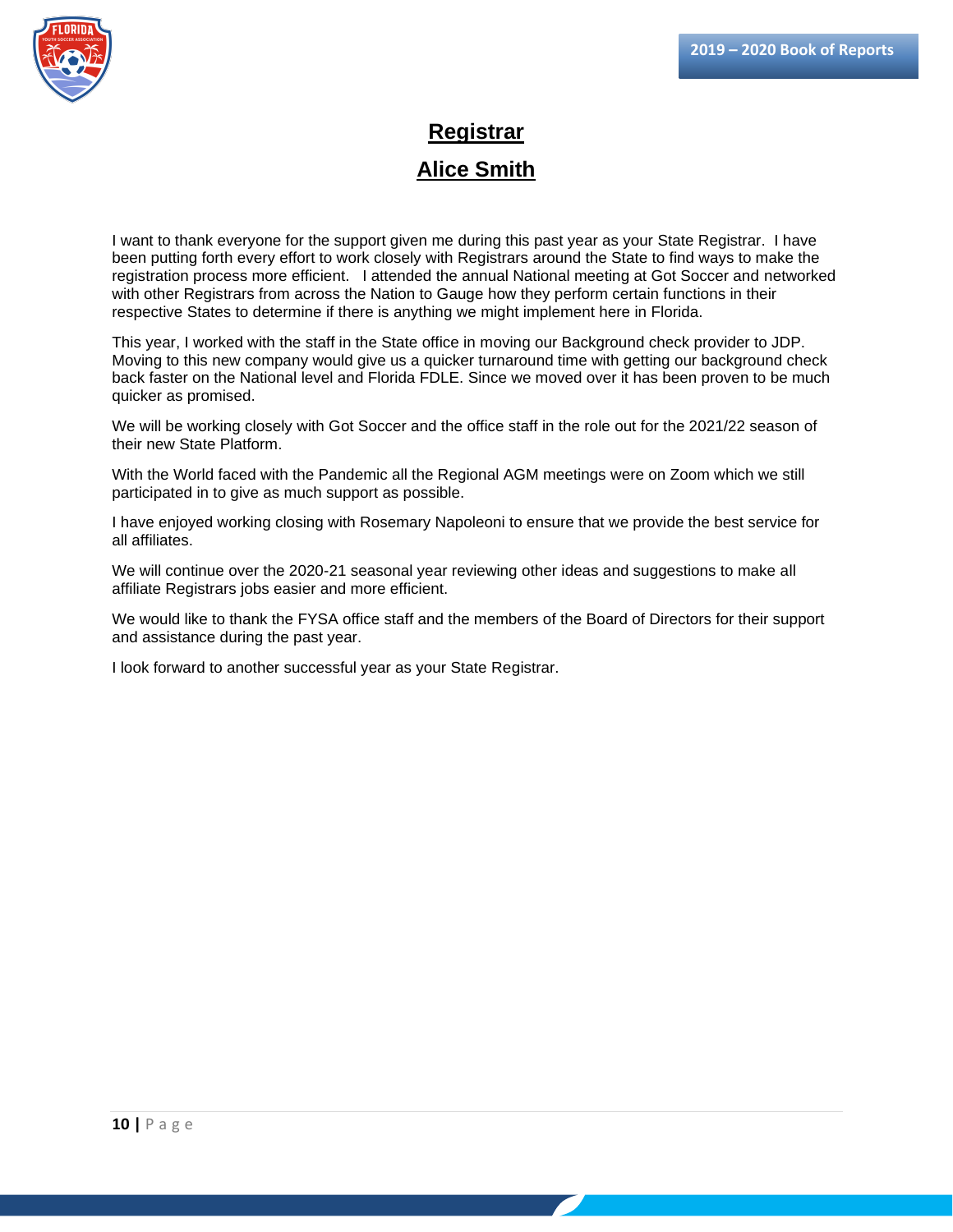# Registrar

## Alice Smith

I want to thank everyone for the support given me during this past year as your State Registrar. I have been putting forth every effort to work closely with Registrars around the State to find ways to make the registration process more efficient. I attended the annual National meeting at Got Soccer and networked with other Registrars from across the Nation to Gauge how they perform certain functions in their respective States to determine if there is anything we might implement here in Florida.

This year, I worked with the staff in the State office in moving our Background check provider to JDP. Moving to this new company would give us a quicker turnaround time with getting our background check back faster on the National level and Florida FDLE. Since we moved over it has been proven to be much quicker as promised.

We will be working closely with Got Soccer and the office staff in the role out for the 2021/22 season of their new State Platform.

With the World faced with the Pandemic all the Regional AGM meetings were on Zoom which we still participated in to give as much support as possible.

I have enjoyed working closing with Rosemary Napoleoni to ensure that we provide the best service for all affiliates.

We will continue over the 2020-21 seasonal year reviewing other ideas and suggestions to make all affiliate Registrars jobs easier and more efficient.

We would like to thank the FYSA office staff and the members of the Board of Directors for their support and assistance during the past year.

I look forward to another successful year as your State Registrar.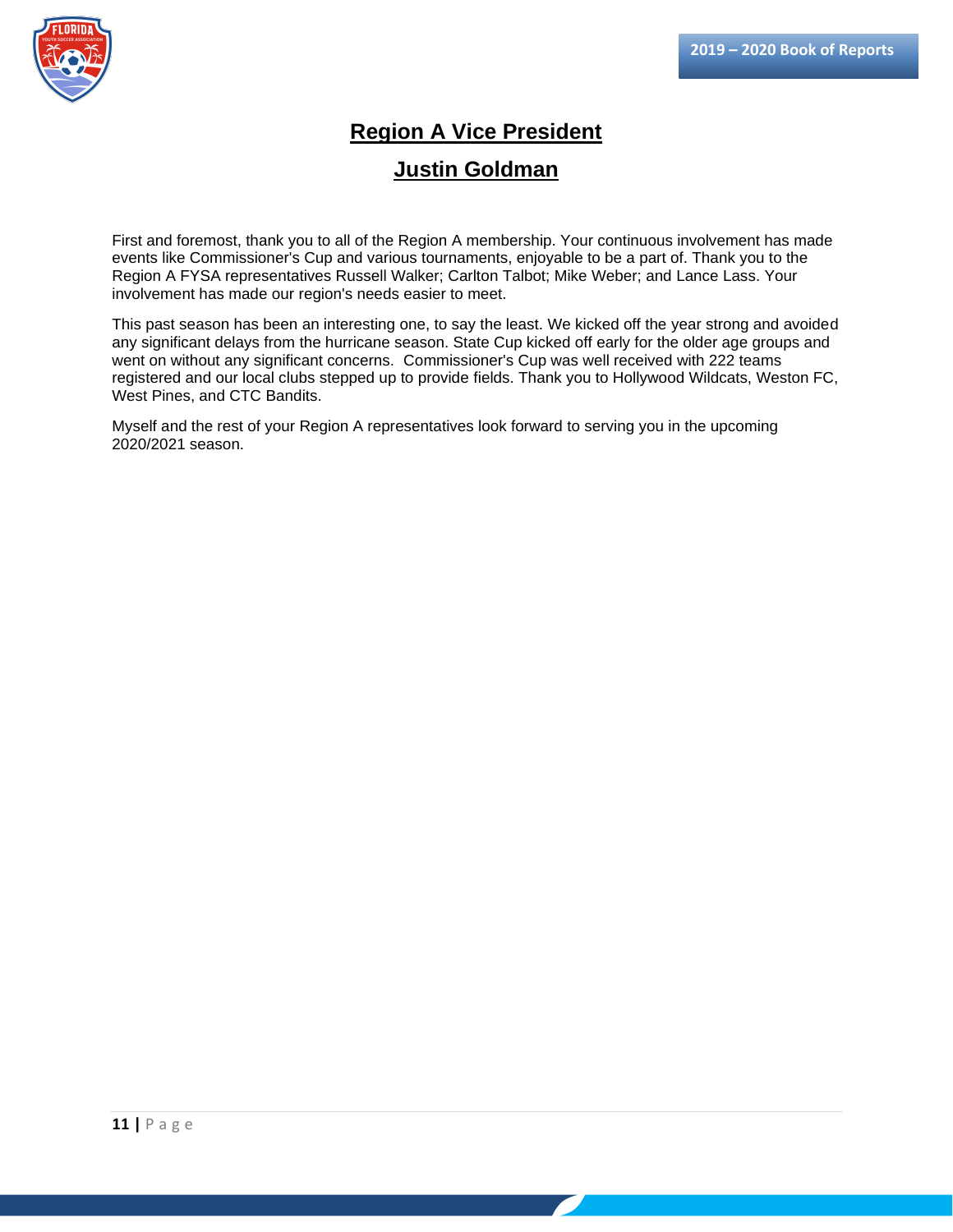# Region A Vice President

## Justin Goldman

First and foremost, thank you to all of the Region A membership. Your continuous involvement has made events like Commissioner's Cup and various tournaments, enjoyable to be a part of. Thank you to the Region A FYSA representatives Russell Walker; Carlton Talbot; Mike Weber; and Lance Lass. Your involvement has made our region's needs easier to meet.

This past season has been an interesting one, to say the least. We kicked off the year strong and avoided any significant delays from the hurricane season. State Cup kicked off early for the older age groups and went on without any significant concerns. Commissioner's Cup was well received with 222 teams registered and our local clubs stepped up to provide fields. Thank you to Hollywood Wildcats, Weston FC, West Pines, and CTC Bandits.

Myself and the rest of your Region A representatives look forward to serving you in the upcoming 2020/2021 season.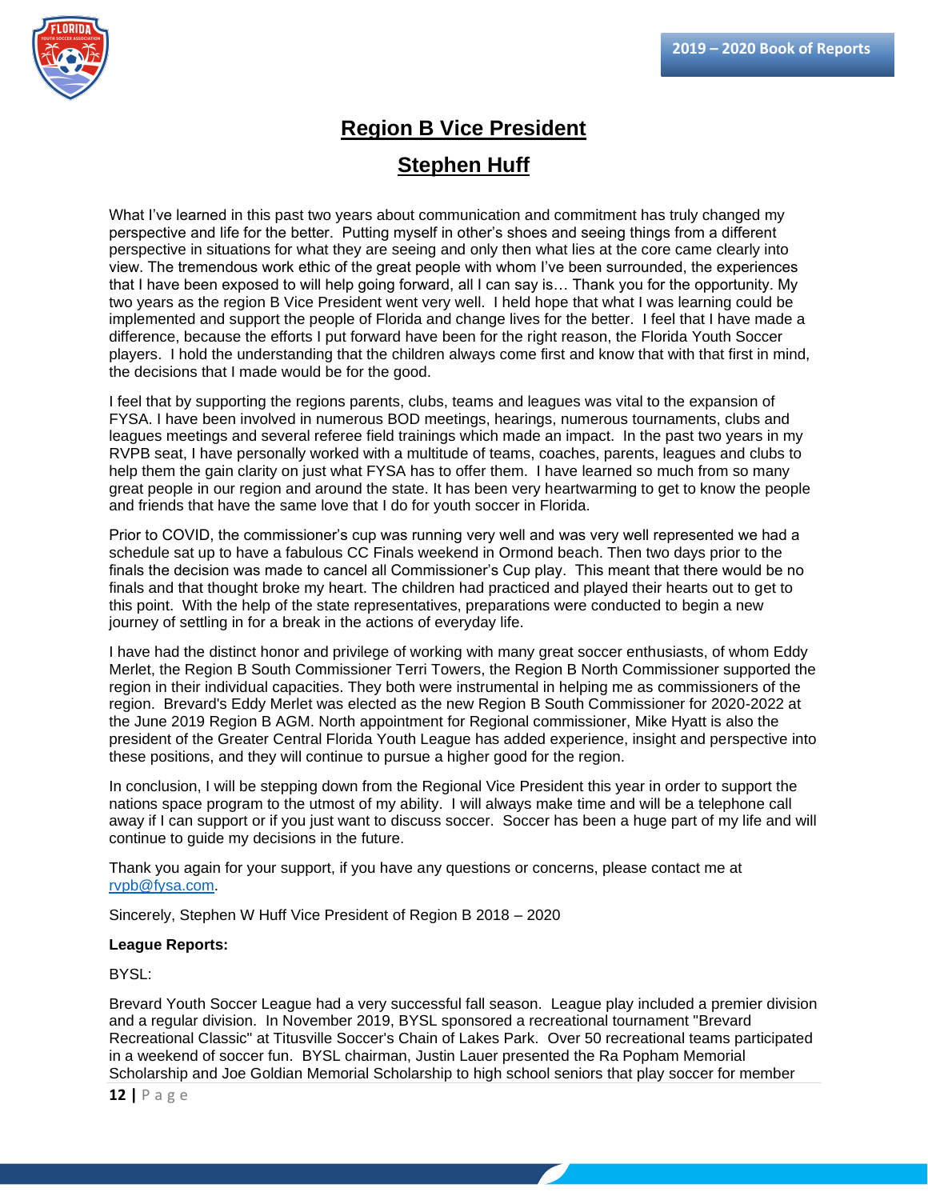# Region B Vice President

## Stephen Huff

What I've learned in this past two years about communication and commitment has truly changed my perspective and life for the better. Putting myself in other's shoes and seeing things from a different perspective in situations for what they are seeing and only then what lies at the core came clearly into view. The tremendous work ethic of the great people with whom I've been surrounded, the experiences that I have been exposed to will help going forward, all I can say is… Thank you for the opportunity. My two years as the region B Vice President went very well. I held hope that what I was learning could be implemented and support the people of Florida and change lives for the better. I feel that I have made a difference, because the efforts I put forward have been for the right reason, the Florida Youth Soccer players. I hold the understanding that the children always come first and know that with that first in mind, the decisions that I made would be for the good.

I feel that by supporting the regions parents, clubs, teams and leagues was vital to the expansion of FYSA. I have been involved in numerous BOD meetings, hearings, numerous tournaments, clubs and leagues meetings and several referee field trainings which made an impact. In the past two years in my RVPB seat, I have personally worked with a multitude of teams, coaches, parents, leagues and clubs to help them the gain clarity on just what FYSA has to offer them. I have learned so much from so many great people in our region and around the state. It has been very heartwarming to get to know the people and friends that have the same love that I do for youth soccer in Florida.

Prior to COVID, the commissioner's cup was running very well and was very well represented we had a schedule sat up to have a fabulous CC Finals weekend in Ormond beach. Then two days prior to the finals the decision was made to cancel all Commissioner's Cup play. This meant that there would be no finals and that thought broke my heart. The children had practiced and played their hearts out to get to this point. With the help of the state representatives, preparations were conducted to begin a new journey of settling in for a break in the actions of everyday life.

I have had the distinct honor and privilege of working with many great soccer enthusiasts, of whom Eddy Merlet, the Region B South Commissioner Terri Towers, the Region B North Commissioner supported the region in their individual capacities. They both were instrumental in helping me as commissioners of the region. Brevard's Eddy Merlet was elected as the new Region B South Commissioner for 2020-2022 at the June 2019 Region B AGM. North appointment for Regional commissioner, Mike Hyatt is also the president of the Greater Central Florida Youth League has added experience, insight and perspective into these positions, and they will continue to pursue a higher good for the region.

In conclusion, I will be stepping down from the Regional Vice President this year in order to support the nations space program to the utmost of my ability. I will always make time and will be a telephone call away if I can support or if you just want to discuss soccer. Soccer has been a huge part of my life and will continue to guide my decisions in the future.

Thank you again for your support, if you have any questions or concerns, please contact me at rvpb@fysa.com.

Sincerely, Stephen W Huff Vice President of Region B 2018 – 2020

**League Reports:**

BYSL:

Brevard Youth Soccer League had a very successful fall season. League play included a premier division and a regular division. In November 2019, BYSL sponsored a recreational tournament "Brevard Recreational Classic" at Titusville Soccer's Chain of Lakes Park. Over 50 recreational teams participated in a weekend of soccer fun. BYSL chairman, Justin Lauer presented the Ra Popham Memorial Scholarship and Joe Goldian Memorial Scholarship to high school seniors that play soccer for member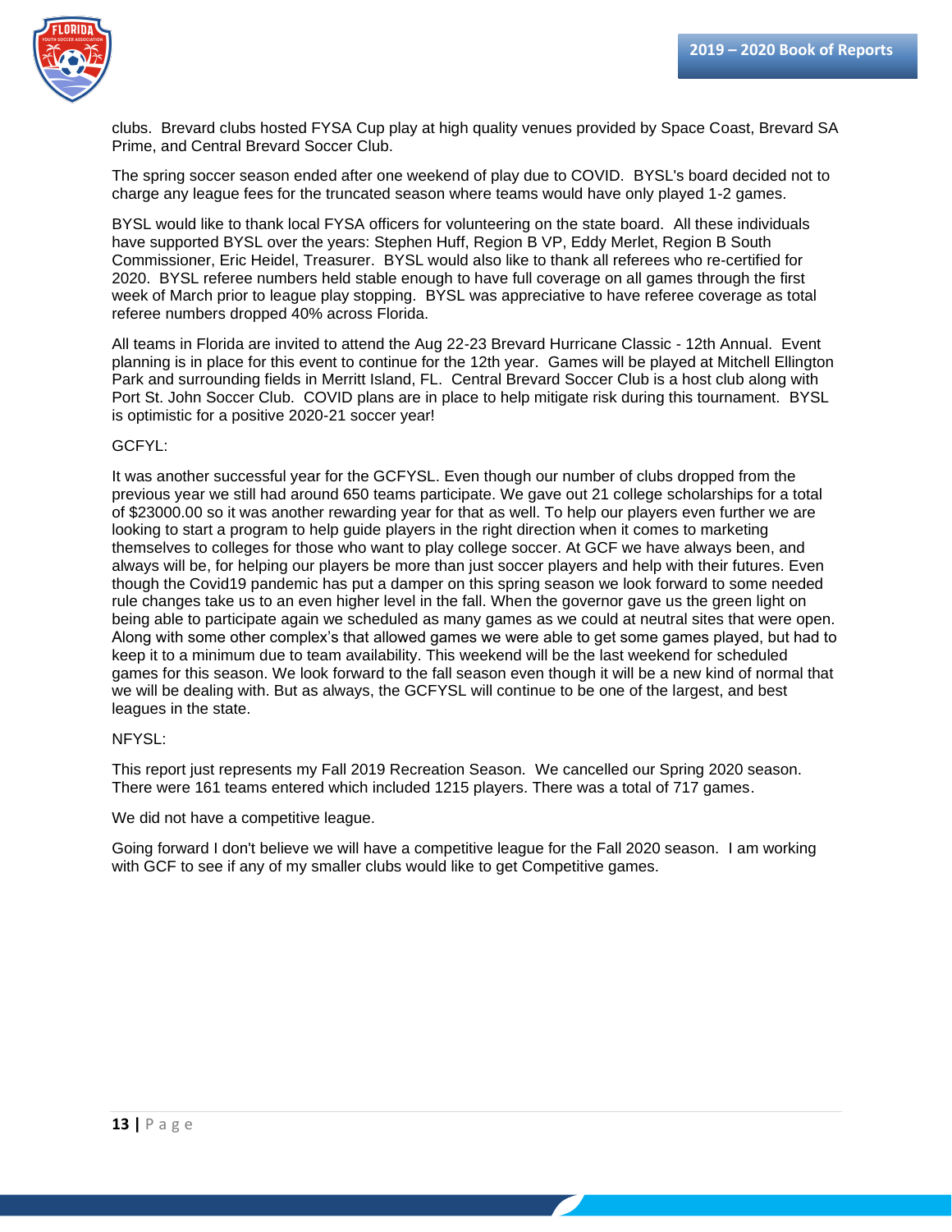clubs. Brevard clubs hosted FYSA Cup play at high quality venues provided by Space Coast, Brevard SA Prime, and Central Brevard Soccer Club.

The spring soccer season ended after one weekend of play due to COVID. BYSL's board decided not to charge any league fees for the truncated season where teams would have only played 1-2 games.

BYSL would like to thank local FYSA officers for volunteering on the state board. All these individuals have supported BYSL over the years: Stephen Huff, Region B VP, Eddy Merlet, Region B South Commissioner, Eric Heidel, Treasurer. BYSL would also like to thank all referees who re-certified for 2020. BYSL referee numbers held stable enough to have full coverage on all games through the first week of March prior to league play stopping. BYSL was appreciative to have referee coverage as total referee numbers dropped 40% across Florida.

All teams in Florida are invited to attend the Aug 22-23 Brevard Hurricane Classic - 12th Annual. Event planning is in place for this event to continue for the 12th year. Games will be played at Mitchell Ellington Park and surrounding fields in Merritt Island, FL. Central Brevard Soccer Club is a host club along with Port St. John Soccer Club. COVID plans are in place to help mitigate risk during this tournament. BYSL is optimistic for a positive 2020-21 soccer year!

GCFYL:

It was another successful year for the GCFYSL. Even though our number of clubs dropped from the previous year we still had around 650 teams participate. We gave out 21 college scholarships for a total of $23000.00 so it was another rewarding year for that as well. To help our players even further we are looking to start a program to help guide players in the right direction when it comes to marketing themselves to colleges for those who want to play college soccer. At GCF we have always been, and always will be, for helping our players be more than just soccer players and help with their futures. Even though the Covid19 pandemic has put a damper on this spring season we look forward to some needed rule changes take us to an even higher level in the fall. When the governor gave us the green light on being able to participate again we scheduled as many games as we could at neutral sites that were open. Along with some other complex's that allowed games we were able to get some games played, but had to keep it to a minimum due to team availability. This weekend will be the last weekend for scheduled games for this season. We look forward to the fall season even though it will be a new kind of normal that we will be dealing with. But as always, the GCFYSL will continue to be one of the largest, and best leagues in the state.

NFYSL:

This report just represents my Fall 2019 Recreation Season. We cancelled our Spring 2020 season. There were 161 teams entered which included 1215 players. There was a total of 717 games.

We did not have a competitive league.

Going forward I don't believe we will have a competitive league for the Fall 2020 season. I am working with GCF to see if any of my smaller clubs would like to get Competitive games.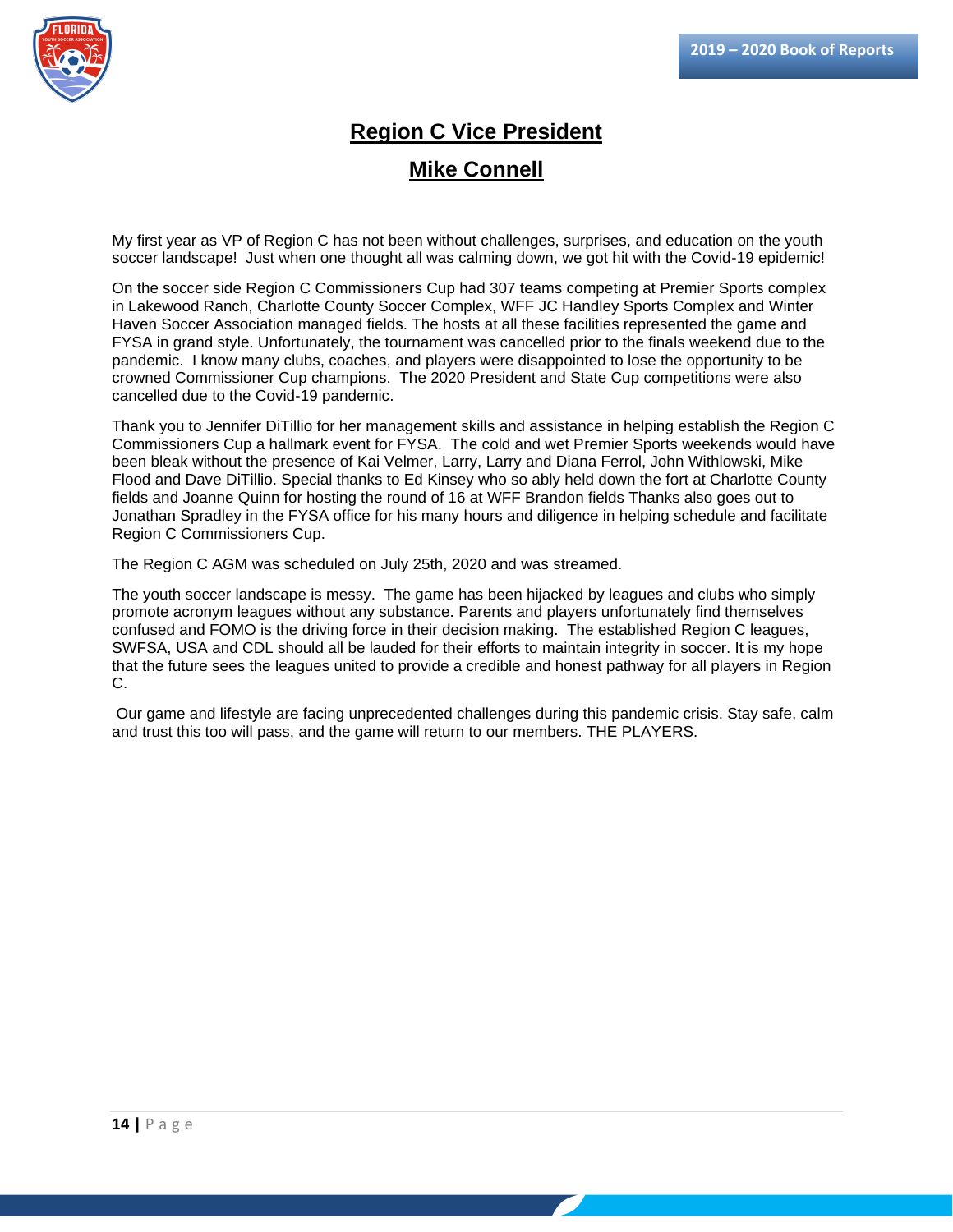# Region C Vice President

## Mike Connell

My first year as VP of Region C has not been without challenges, surprises, and education on the youth soccer landscape! Just when one thought all was calming down, we got hit with the Covid-19 epidemic!

On the soccer side Region C Commissioners Cup had 307 teams competing at Premier Sports complex in Lakewood Ranch, Charlotte County Soccer Complex, WFF JC Handley Sports Complex and Winter Haven Soccer Association managed fields. The hosts at all these facilities represented the game and FYSA in grand style. Unfortunately, the tournament was cancelled prior to the finals weekend due to the pandemic. I know many clubs, coaches, and players were disappointed to lose the opportunity to be crowned Commissioner Cup champions. The 2020 President and State Cup competitions were also cancelled due to the Covid-19 pandemic.

Thank you to Jennifer DiTillio for her management skills and assistance in helping establish the Region C Commissioners Cup a hallmark event for FYSA. The cold and wet Premier Sports weekends would have been bleak without the presence of Kai Velmer, Larry, Larry and Diana Ferrol, John Withlowski, Mike Flood and Dave DiTillio. Special thanks to Ed Kinsey who so ably held down the fort at Charlotte County fields and Joanne Quinn for hosting the round of 16 at WFF Brandon fields Thanks also goes out to Jonathan Spradley in the FYSA office for his many hours and diligence in helping schedule and facilitate Region C Commissioners Cup.

The Region C AGM was scheduled on July 25th, 2020 and was streamed.

The youth soccer landscape is messy. The game has been hijacked by leagues and clubs who simply promote acronym leagues without any substance. Parents and players unfortunately find themselves confused and FOMO is the driving force in their decision making. The established Region C leagues, SWFSA, USA and CDL should all be lauded for their efforts to maintain integrity in soccer. It is my hope that the future sees the leagues united to provide a credible and honest pathway for all players in Region C.

Our game and lifestyle are facing unprecedented challenges during this pandemic crisis. Stay safe, calm and trust this too will pass, and the game will return to our members. THE PLAYERS.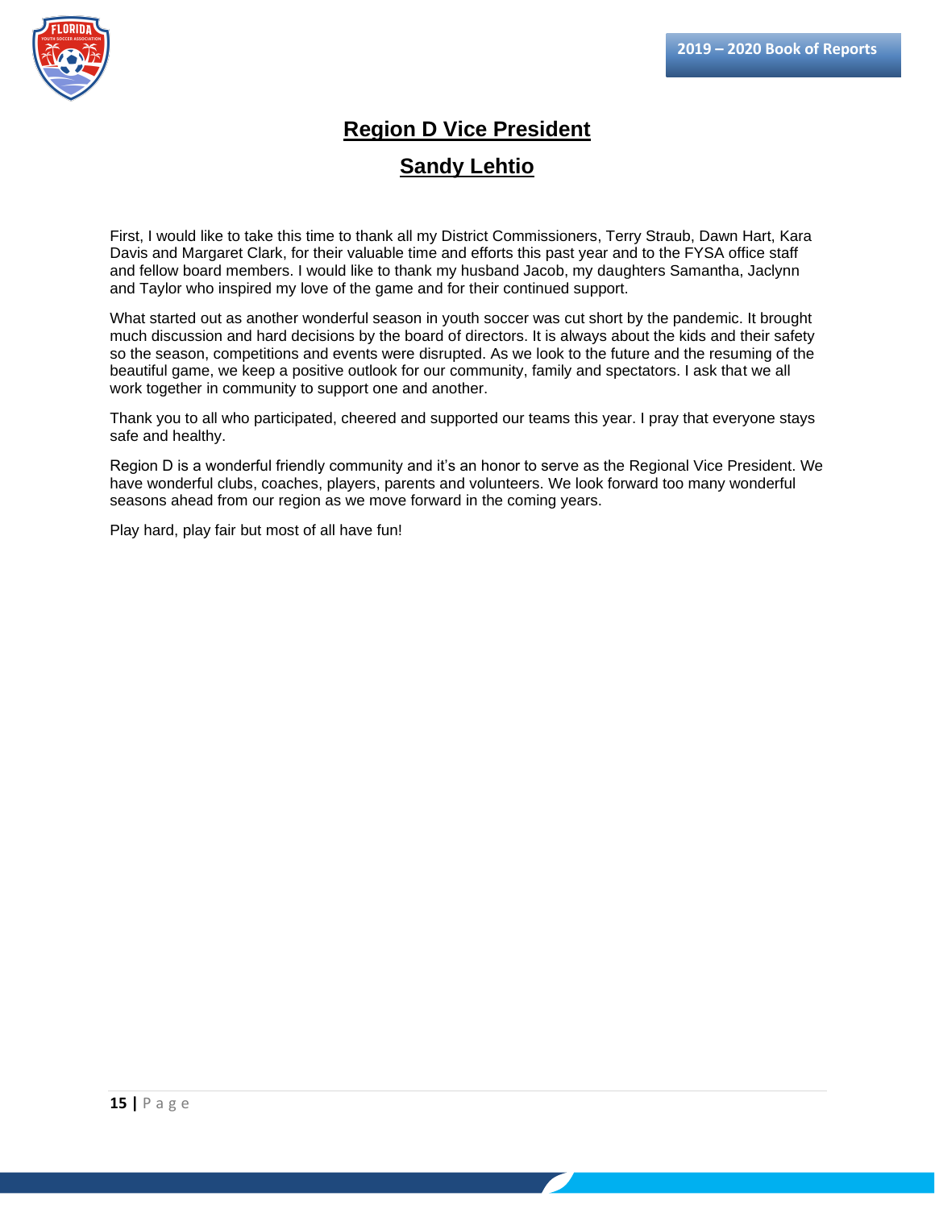## Region D Vice President

## Sandy Lehtio

First, I would like to take this time to thank all my District Commissioners, Terry Straub, Dawn Hart, Kara Davis and Margaret Clark, for their valuable time and efforts this past year and to the FYSA office staff and fellow board members. I would like to thank my husband Jacob, my daughters Samantha, Jaclynn and Taylor who inspired my love of the game and for their continued support.

What started out as another wonderful season in youth soccer was cut short by the pandemic. It brought much discussion and hard decisions by the board of directors. It is always about the kids and their safety so the season, competitions and events were disrupted. As we look to the future and the resuming of the beautiful game, we keep a positive outlook for our community, family and spectators. I ask that we all work together in community to support one and another.

Thank you to all who participated, cheered and supported our teams this year. I pray that everyone stays safe and healthy.

Region D is a wonderful friendly community and it's an honor to serve as the Regional Vice President. We have wonderful clubs, coaches, players, parents and volunteers. We look forward too many wonderful seasons ahead from our region as we move forward in the coming years.

Play hard, play fair but most of all have fun!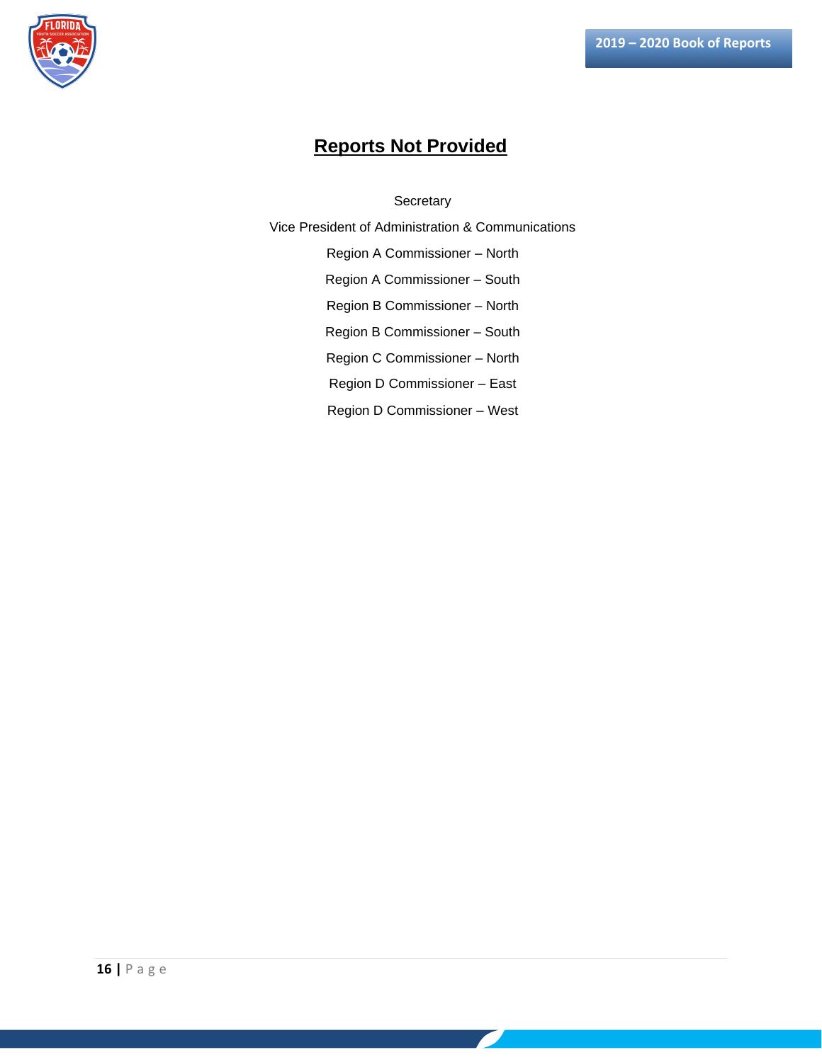# Reports Not Provided

Secretary

Vice President of Administration & Communications

Region A Commissioner – North

Region A Commissioner – South

Region B Commissioner – North

Region B Commissioner – South

Region C Commissioner – North

Region D Commissioner – East

Region D Commissioner – West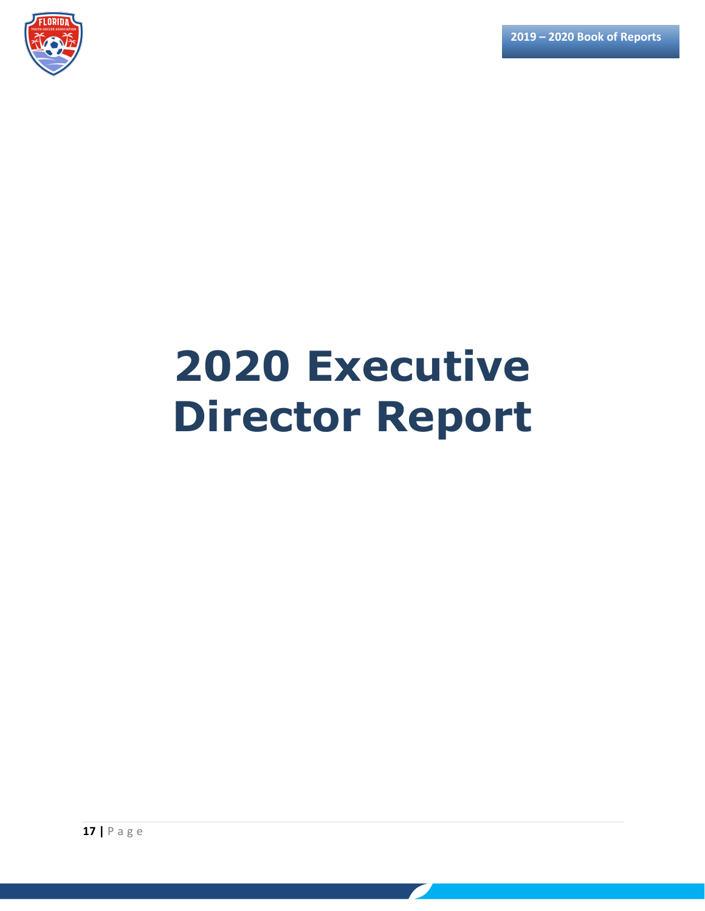# 2020 Executive Director Report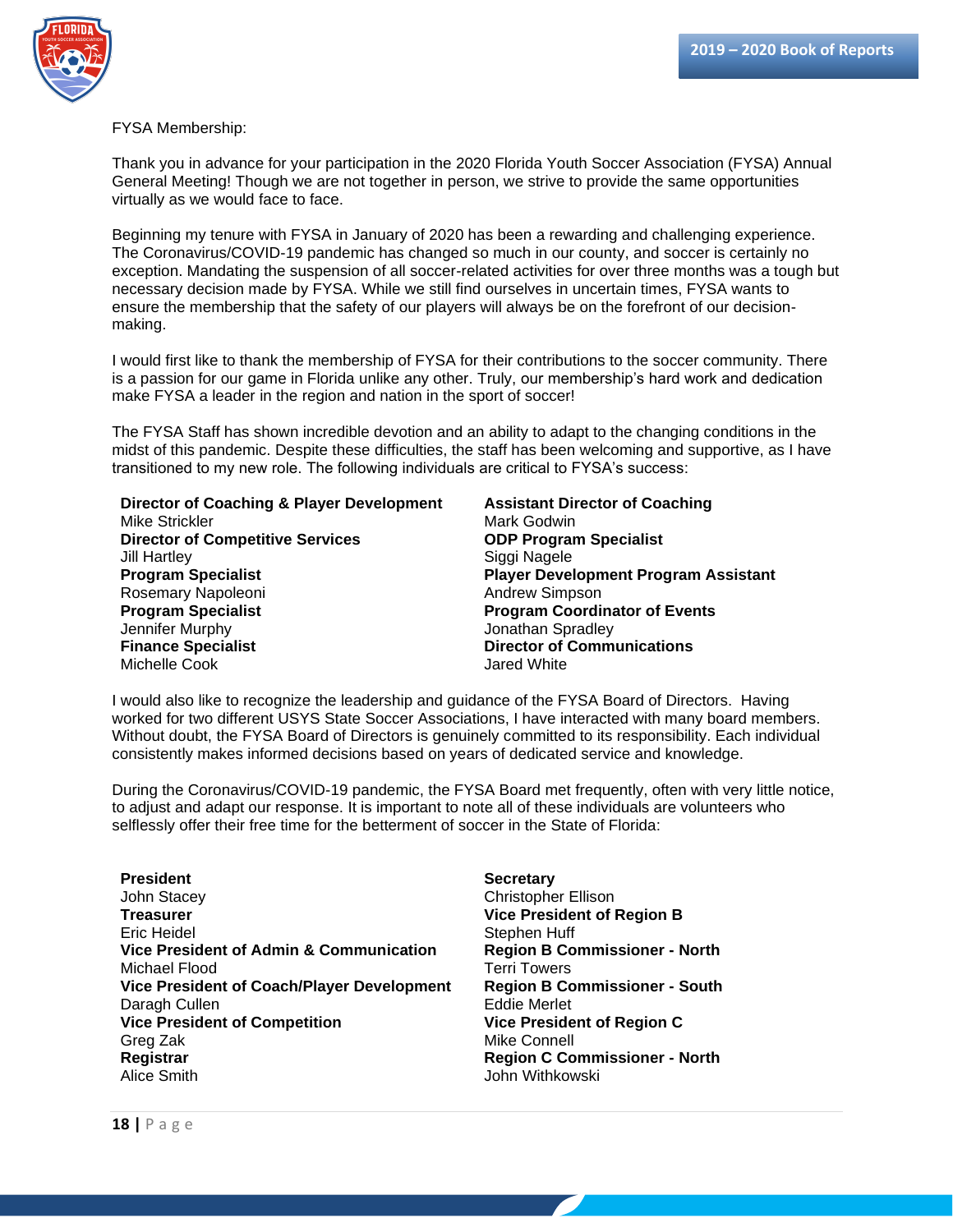FYSA Membership:

Thank you in advance for your participation in the 2020 Florida Youth Soccer Association (FYSA) Annual General Meeting! Though we are not together in person, we strive to provide the same opportunities virtually as we would face to face.

Beginning my tenure with FYSA in January of 2020 has been a rewarding and challenging experience. The Coronavirus/COVID-19 pandemic has changed so much in our county, and soccer is certainly no exception. Mandating the suspension of all soccer-related activities for over three months was a tough but necessary decision made by FYSA. While we still find ourselves in uncertain times, FYSA wants to ensure the membership that the safety of our players will always be on the forefront of our decision-making.

I would first like to thank the membership of FYSA for their contributions to the soccer community. There is a passion for our game in Florida unlike any other. Truly, our membership's hard work and dedication make FYSA a leader in the region and nation in the sport of soccer!

The FYSA Staff has shown incredible devotion and an ability to adapt to the changing conditions in the midst of this pandemic. Despite these difficulties, the staff has been welcoming and supportive, as I have transitioned to my new role. The following individuals are critical to FYSA's success:

**Director of Coaching & Player Development**
Mike Strickler
**Director of Competitive Services**
Jill Hartley
**Program Specialist**
Rosemary Napoleoni
**Program Specialist**
Jennifer Murphy
**Finance Specialist**
Michelle Cook

**Assistant Director of Coaching**
Mark Godwin
**ODP Program Specialist**
Siggi Nagele
**Player Development Program Assistant**
Andrew Simpson
**Program Coordinator of Events**
Jonathan Spradley
**Director of Communications**
Jared White

I would also like to recognize the leadership and guidance of the FYSA Board of Directors. Having worked for two different USYS State Soccer Associations, I have interacted with many board members. Without doubt, the FYSA Board of Directors is genuinely committed to its responsibility. Each individual consistently makes informed decisions based on years of dedicated service and knowledge.

During the Coronavirus/COVID-19 pandemic, the FYSA Board met frequently, often with very little notice, to adjust and adapt our response. It is important to note all of these individuals are volunteers who selflessly offer their free time for the betterment of soccer in the State of Florida:

**President**
John Stacey
**Treasurer**
Eric Heidel
**Vice President of Admin & Communication**
Michael Flood
**Vice President of Coach/Player Development**
Daragh Cullen
**Vice President of Competition**
Greg Zak
**Registrar**
Alice Smith

**Secretary**
Christopher Ellison
**Vice President of Region B**
Stephen Huff
**Region B Commissioner - North**
Terri Towers
**Region B Commissioner - South**
Eddie Merlet
**Vice President of Region C**
Mike Connell
**Region C Commissioner - North**
John Withkowski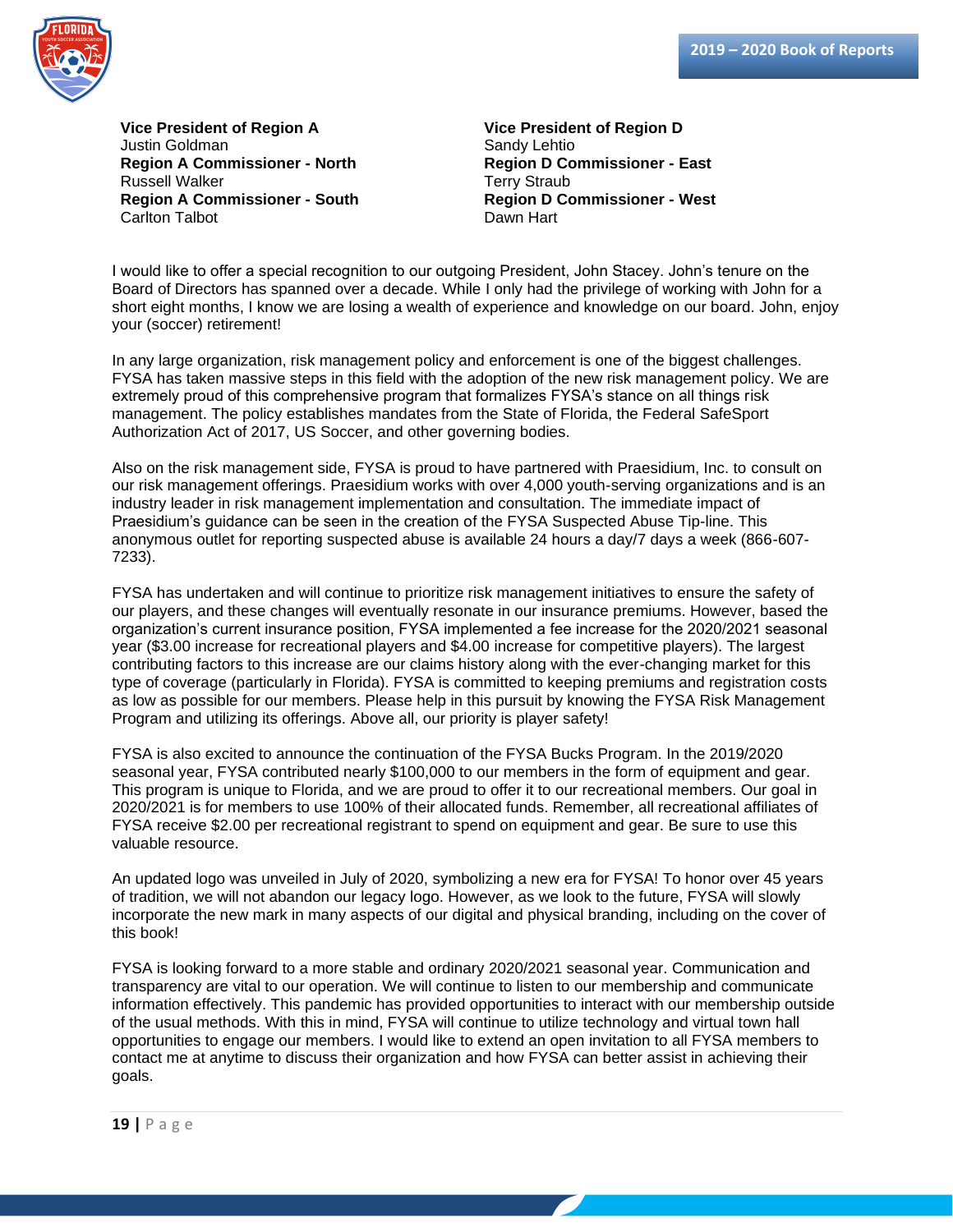**Vice President of Region A**
Justin Goldman
**Region A Commissioner - North**
Russell Walker
**Region A Commissioner - South**
Carlton Talbot

**Vice President of Region D**
Sandy Lehtio
**Region D Commissioner - East**
Terry Straub
**Region D Commissioner - West**
Dawn Hart

I would like to offer a special recognition to our outgoing President, John Stacey. John's tenure on the Board of Directors has spanned over a decade. While I only had the privilege of working with John for a short eight months, I know we are losing a wealth of experience and knowledge on our board. John, enjoy your (soccer) retirement!

In any large organization, risk management policy and enforcement is one of the biggest challenges. FYSA has taken massive steps in this field with the adoption of the new risk management policy. We are extremely proud of this comprehensive program that formalizes FYSA's stance on all things risk management. The policy establishes mandates from the State of Florida, the Federal SafeSport Authorization Act of 2017, US Soccer, and other governing bodies.

Also on the risk management side, FYSA is proud to have partnered with Praesidium, Inc. to consult on our risk management offerings. Praesidium works with over 4,000 youth-serving organizations and is an industry leader in risk management implementation and consultation. The immediate impact of Praesidium's guidance can be seen in the creation of the FYSA Suspected Abuse Tip-line. This anonymous outlet for reporting suspected abuse is available 24 hours a day/7 days a week (866-607-7233).

FYSA has undertaken and will continue to prioritize risk management initiatives to ensure the safety of our players, and these changes will eventually resonate in our insurance premiums. However, based the organization's current insurance position, FYSA implemented a fee increase for the 2020/2021 seasonal year ($3.00 increase for recreational players and $4.00 increase for competitive players). The largest contributing factors to this increase are our claims history along with the ever-changing market for this type of coverage (particularly in Florida). FYSA is committed to keeping premiums and registration costs as low as possible for our members. Please help in this pursuit by knowing the FYSA Risk Management Program and utilizing its offerings. Above all, our priority is player safety!

FYSA is also excited to announce the continuation of the FYSA Bucks Program. In the 2019/2020 seasonal year, FYSA contributed nearly $100,000 to our members in the form of equipment and gear. This program is unique to Florida, and we are proud to offer it to our recreational members. Our goal in 2020/2021 is for members to use 100% of their allocated funds. Remember, all recreational affiliates of FYSA receive $2.00 per recreational registrant to spend on equipment and gear. Be sure to use this valuable resource.

An updated logo was unveiled in July of 2020, symbolizing a new era for FYSA! To honor over 45 years of tradition, we will not abandon our legacy logo. However, as we look to the future, FYSA will slowly incorporate the new mark in many aspects of our digital and physical branding, including on the cover of this book!

FYSA is looking forward to a more stable and ordinary 2020/2021 seasonal year. Communication and transparency are vital to our operation. We will continue to listen to our membership and communicate information effectively. This pandemic has provided opportunities to interact with our membership outside of the usual methods. With this in mind, FYSA will continue to utilize technology and virtual town hall opportunities to engage our members. I would like to extend an open invitation to all FYSA members to contact me at anytime to discuss their organization and how FYSA can better assist in achieving their goals.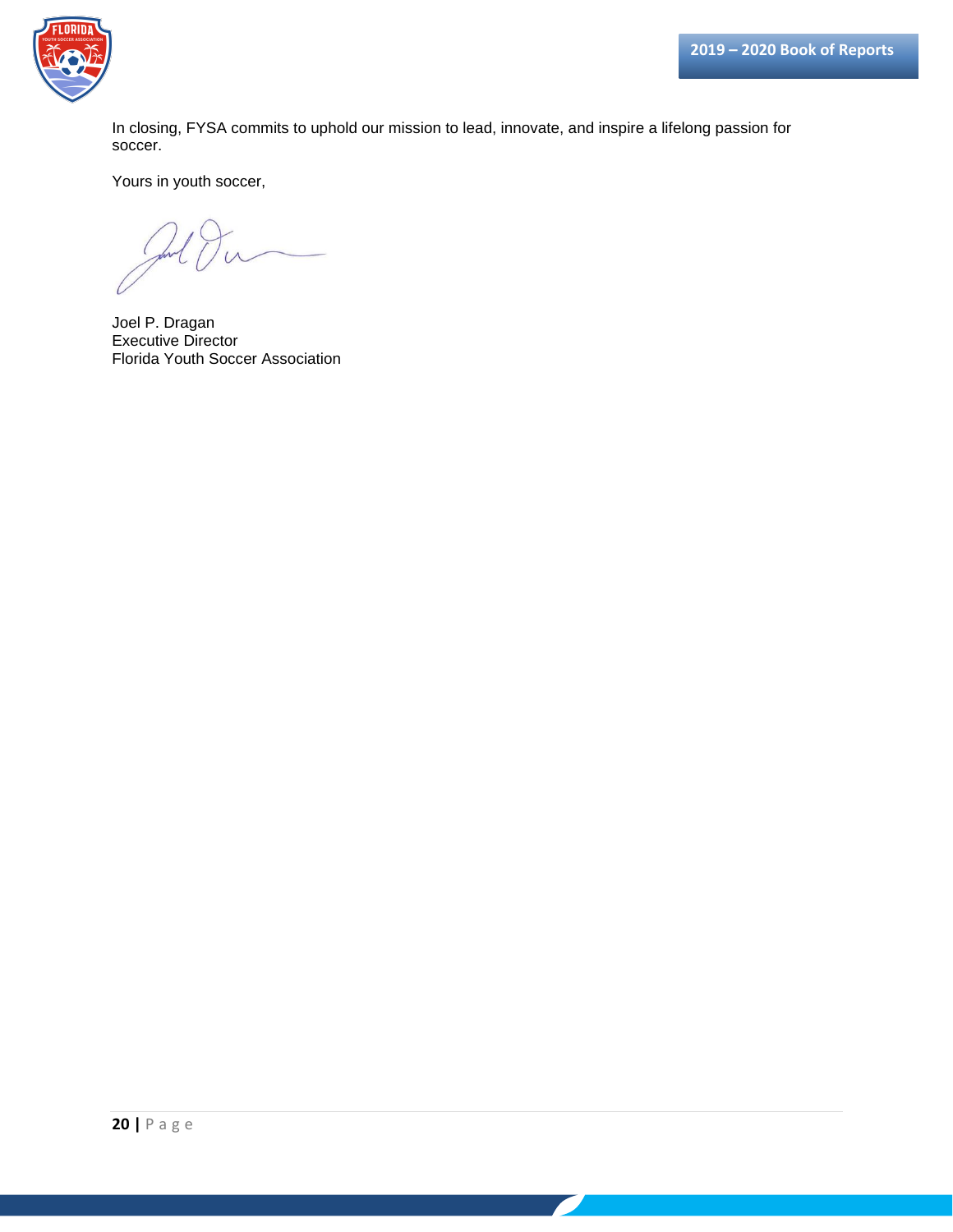In closing, FYSA commits to uphold our mission to lead, innovate, and inspire a lifelong passion for soccer.

Yours in youth soccer,

Joel P. Dragan
Executive Director
Florida Youth Soccer Association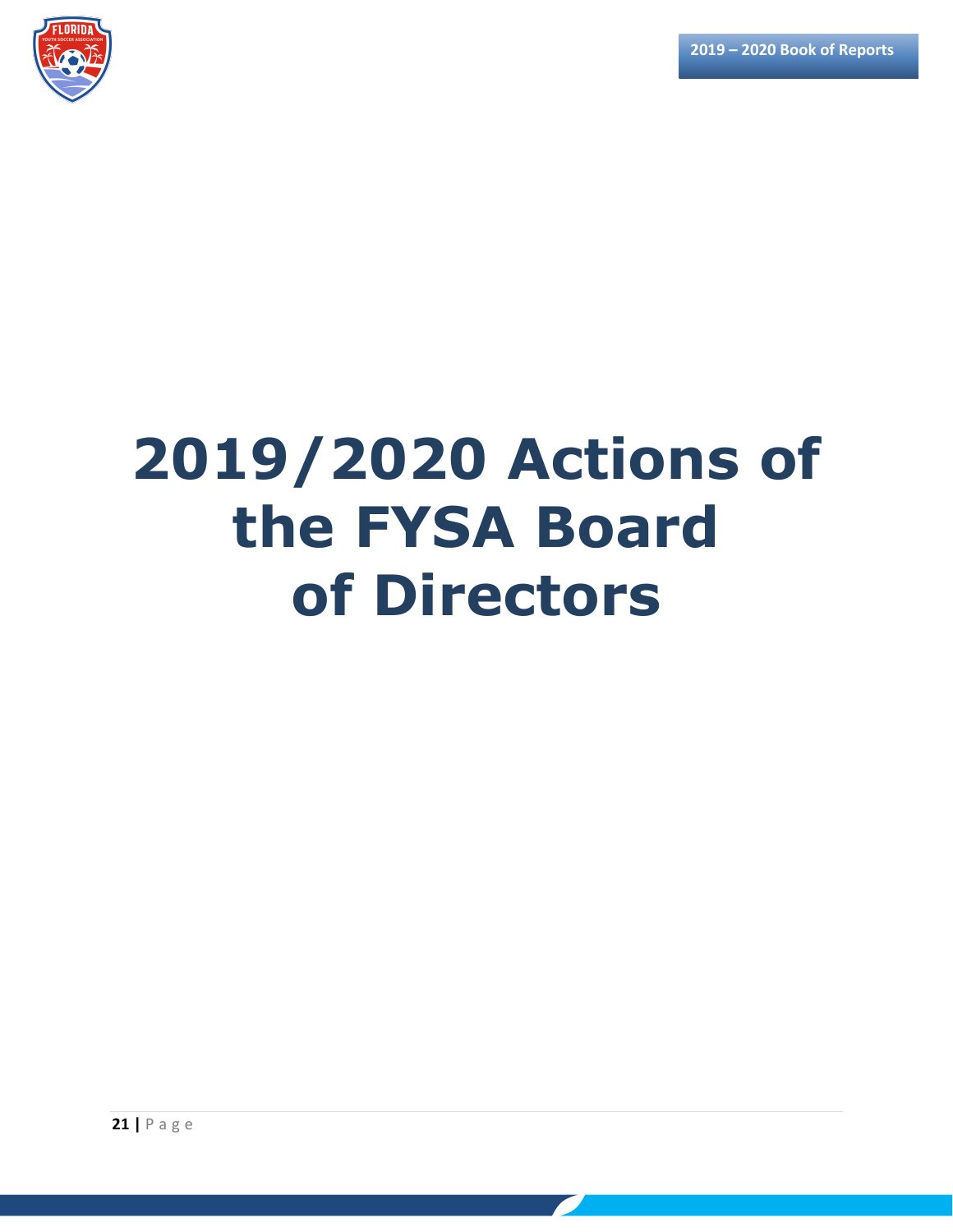# 2019/2020 Actions of the FYSA Board of Directors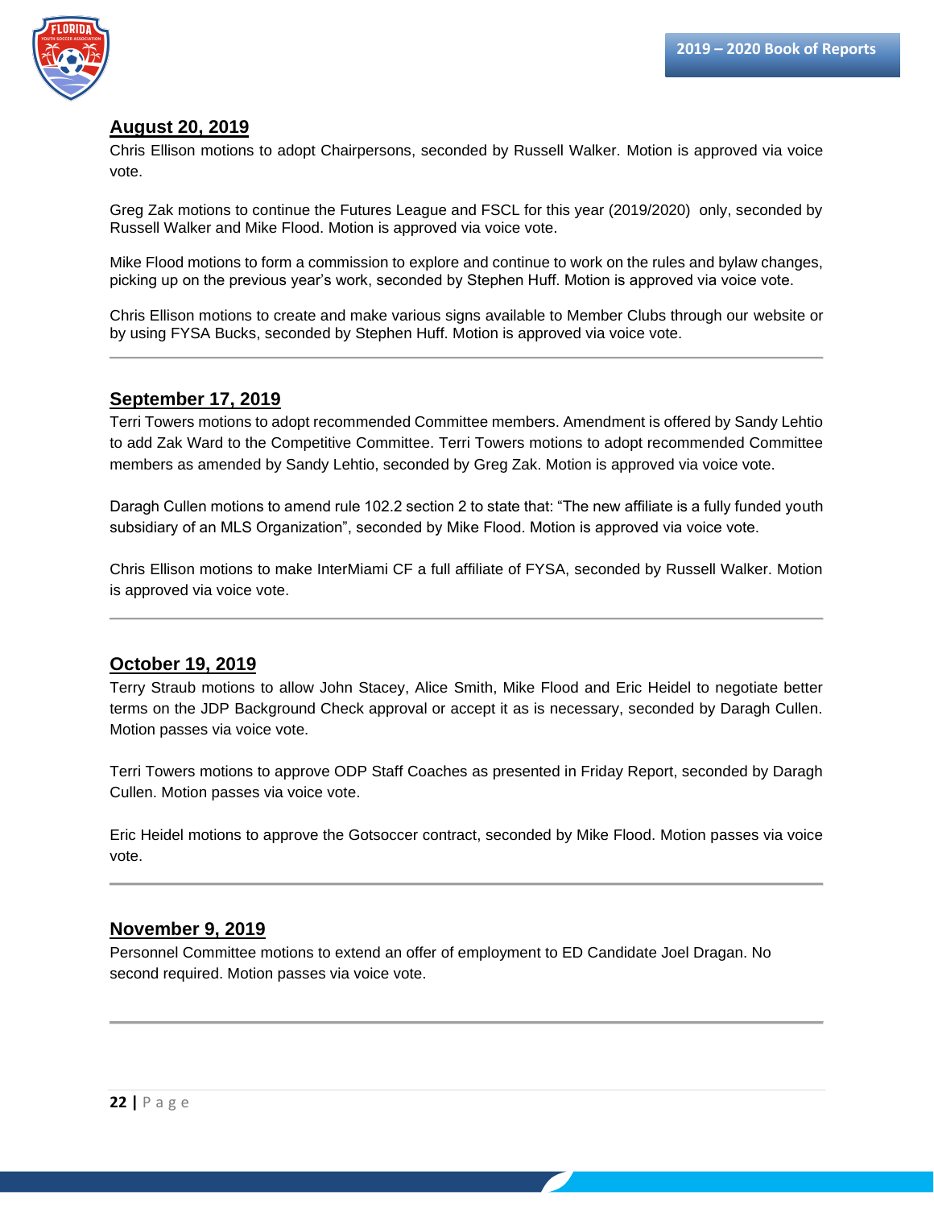## August 20, 2019

Chris Ellison motions to adopt Chairpersons, seconded by Russell Walker. Motion is approved via voice vote.

Greg Zak motions to continue the Futures League and FSCL for this year (2019/2020) only, seconded by Russell Walker and Mike Flood. Motion is approved via voice vote.

Mike Flood motions to form a commission to explore and continue to work on the rules and bylaw changes, picking up on the previous year's work, seconded by Stephen Huff. Motion is approved via voice vote.

Chris Ellison motions to create and make various signs available to Member Clubs through our website or by using FYSA Bucks, seconded by Stephen Huff. Motion is approved via voice vote.

---

## September 17, 2019

Terri Towers motions to adopt recommended Committee members. Amendment is offered by Sandy Lehtio to add Zak Ward to the Competitive Committee. Terri Towers motions to adopt recommended Committee members as amended by Sandy Lehtio, seconded by Greg Zak. Motion is approved via voice vote.

Daragh Cullen motions to amend rule 102.2 section 2 to state that: "The new affiliate is a fully funded youth subsidiary of an MLS Organization", seconded by Mike Flood. Motion is approved via voice vote.

Chris Ellison motions to make InterMiami CF a full affiliate of FYSA, seconded by Russell Walker. Motion is approved via voice vote.

---

## October 19, 2019

Terry Straub motions to allow John Stacey, Alice Smith, Mike Flood and Eric Heidel to negotiate better terms on the JDP Background Check approval or accept it as is necessary, seconded by Daragh Cullen. Motion passes via voice vote.

Terri Towers motions to approve ODP Staff Coaches as presented in Friday Report, seconded by Daragh Cullen. Motion passes via voice vote.

Eric Heidel motions to approve the Gotsoccer contract, seconded by Mike Flood. Motion passes via voice vote.

---

## November 9, 2019

Personnel Committee motions to extend an offer of employment to ED Candidate Joel Dragan. No second required. Motion passes via voice vote.

---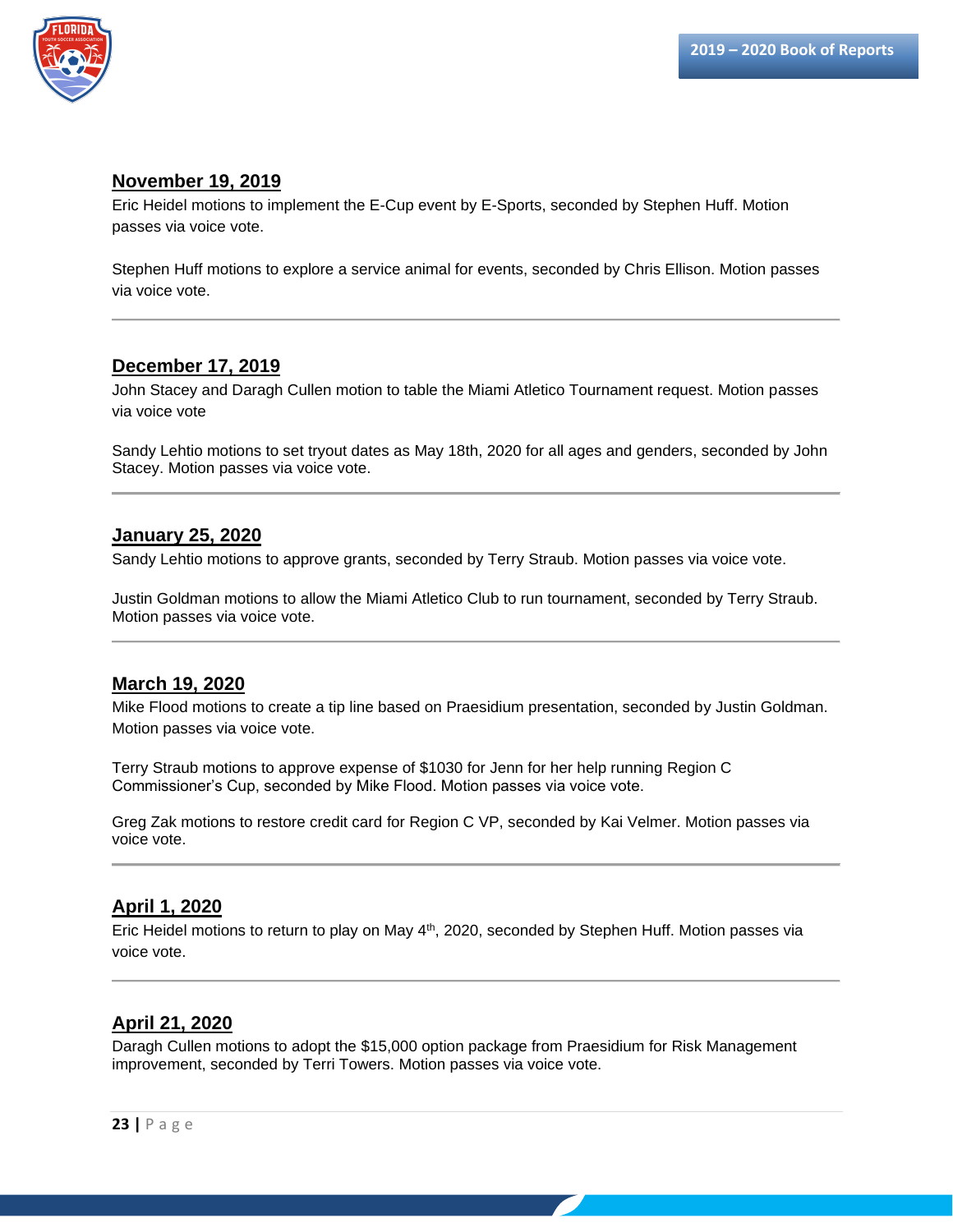## November 19, 2019

Eric Heidel motions to implement the E-Cup event by E-Sports, seconded by Stephen Huff. Motion passes via voice vote.

Stephen Huff motions to explore a service animal for events, seconded by Chris Ellison. Motion passes via voice vote.

---

## December 17, 2019

John Stacey and Daragh Cullen motion to table the Miami Atletico Tournament request. Motion passes via voice vote

Sandy Lehtio motions to set tryout dates as May 18th, 2020 for all ages and genders, seconded by John Stacey. Motion passes via voice vote.

---

## January 25, 2020

Sandy Lehtio motions to approve grants, seconded by Terry Straub. Motion passes via voice vote.

Justin Goldman motions to allow the Miami Atletico Club to run tournament, seconded by Terry Straub. Motion passes via voice vote.

---

## March 19, 2020

Mike Flood motions to create a tip line based on Praesidium presentation, seconded by Justin Goldman. Motion passes via voice vote.

Terry Straub motions to approve expense of $1030 for Jenn for her help running Region C Commissioner's Cup, seconded by Mike Flood. Motion passes via voice vote.

Greg Zak motions to restore credit card for Region C VP, seconded by Kai Velmer. Motion passes via voice vote.

---

## April 1, 2020

Eric Heidel motions to return to play on May 4th, 2020, seconded by Stephen Huff. Motion passes via voice vote.

---

## April 21, 2020

Daragh Cullen motions to adopt the $15,000 option package from Praesidium for Risk Management improvement, seconded by Terri Towers. Motion passes via voice vote.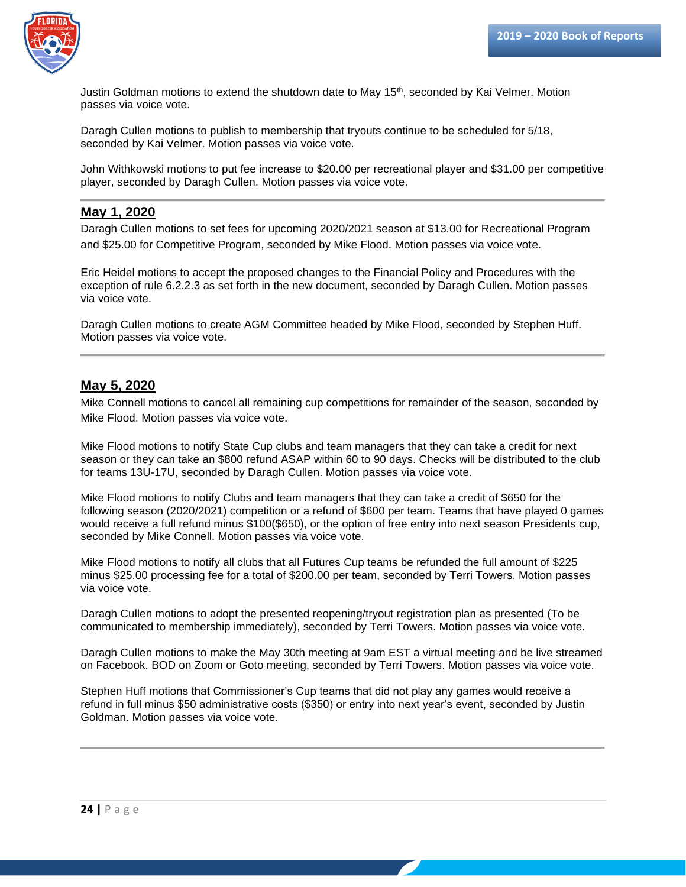Justin Goldman motions to extend the shutdown date to May 15th, seconded by Kai Velmer. Motion passes via voice vote.

Daragh Cullen motions to publish to membership that tryouts continue to be scheduled for 5/18, seconded by Kai Velmer. Motion passes via voice vote.

John Withkowski motions to put fee increase to $20.00 per recreational player and $31.00 per competitive player, seconded by Daragh Cullen. Motion passes via voice vote.

---

## May 1, 2020

Daragh Cullen motions to set fees for upcoming 2020/2021 season at $13.00 for Recreational Program and $25.00 for Competitive Program, seconded by Mike Flood. Motion passes via voice vote.

Eric Heidel motions to accept the proposed changes to the Financial Policy and Procedures with the exception of rule 6.2.2.3 as set forth in the new document, seconded by Daragh Cullen. Motion passes via voice vote.

Daragh Cullen motions to create AGM Committee headed by Mike Flood, seconded by Stephen Huff. Motion passes via voice vote.

---

## May 5, 2020

Mike Connell motions to cancel all remaining cup competitions for remainder of the season, seconded by Mike Flood. Motion passes via voice vote.

Mike Flood motions to notify State Cup clubs and team managers that they can take a credit for next season or they can take an $800 refund ASAP within 60 to 90 days. Checks will be distributed to the club for teams 13U-17U, seconded by Daragh Cullen. Motion passes via voice vote.

Mike Flood motions to notify Clubs and team managers that they can take a credit of $650 for the following season (2020/2021) competition or a refund of $600 per team. Teams that have played 0 games would receive a full refund minus $100($650), or the option of free entry into next season Presidents cup, seconded by Mike Connell. Motion passes via voice vote.

Mike Flood motions to notify all clubs that all Futures Cup teams be refunded the full amount of $225 minus $25.00 processing fee for a total of $200.00 per team, seconded by Terri Towers. Motion passes via voice vote.

Daragh Cullen motions to adopt the presented reopening/tryout registration plan as presented (To be communicated to membership immediately), seconded by Terri Towers. Motion passes via voice vote.

Daragh Cullen motions to make the May 30th meeting at 9am EST a virtual meeting and be live streamed on Facebook. BOD on Zoom or Goto meeting, seconded by Terri Towers. Motion passes via voice vote.

Stephen Huff motions that Commissioner's Cup teams that did not play any games would receive a refund in full minus $50 administrative costs ($350) or entry into next year's event, seconded by Justin Goldman. Motion passes via voice vote.

---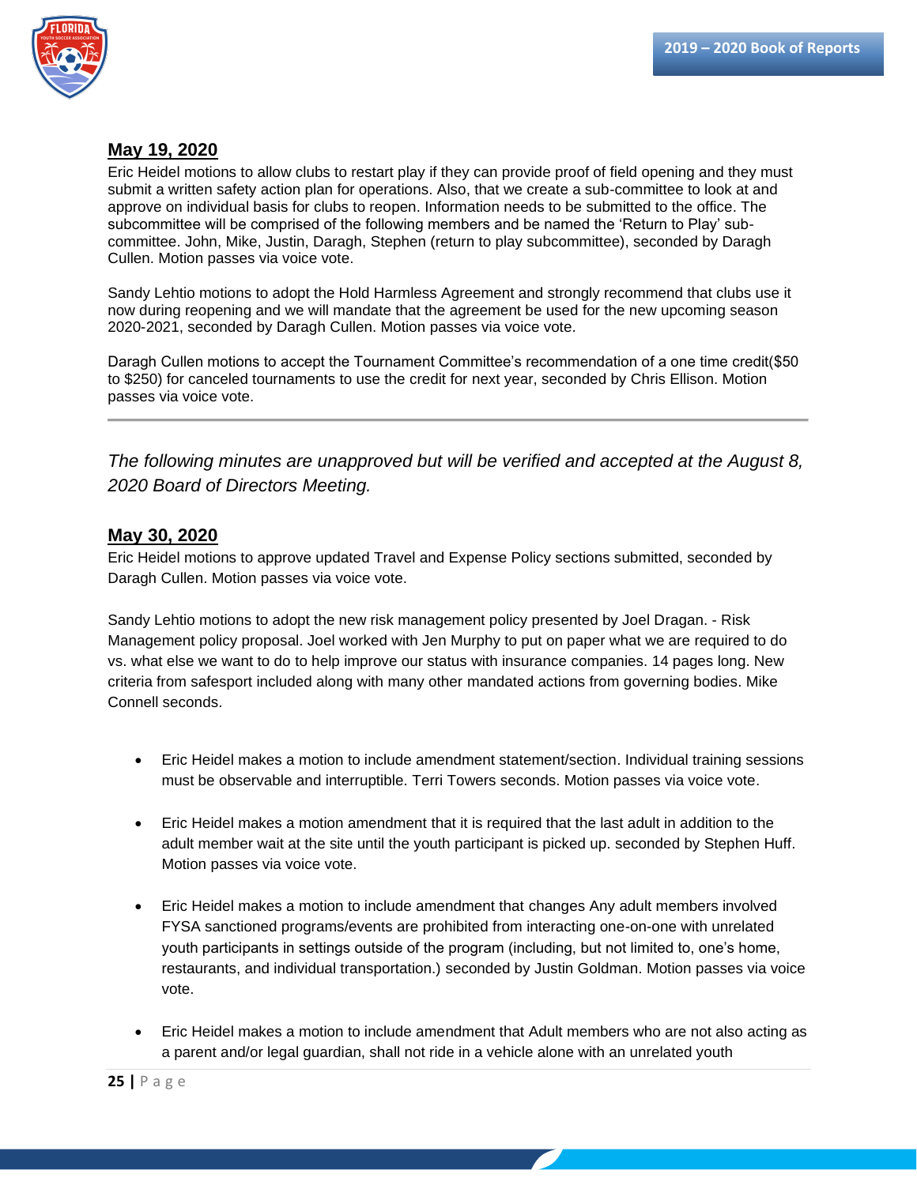## May 19, 2020

Eric Heidel motions to allow clubs to restart play if they can provide proof of field opening and they must submit a written safety action plan for operations. Also, that we create a sub-committee to look at and approve on individual basis for clubs to reopen. Information needs to be submitted to the office. The subcommittee will be comprised of the following members and be named the 'Return to Play' sub-committee. John, Mike, Justin, Daragh, Stephen (return to play subcommittee), seconded by Daragh Cullen. Motion passes via voice vote.

Sandy Lehtio motions to adopt the Hold Harmless Agreement and strongly recommend that clubs use it now during reopening and we will mandate that the agreement be used for the new upcoming season 2020-2021, seconded by Daragh Cullen. Motion passes via voice vote.

Daragh Cullen motions to accept the Tournament Committee's recommendation of a one time credit($50 to $250) for canceled tournaments to use the credit for next year, seconded by Chris Ellison. Motion passes via voice vote.

---

*The following minutes are unapproved but will be verified and accepted at the August 8, 2020 Board of Directors Meeting.*

## May 30, 2020

Eric Heidel motions to approve updated Travel and Expense Policy sections submitted, seconded by Daragh Cullen. Motion passes via voice vote.

Sandy Lehtio motions to adopt the new risk management policy presented by Joel Dragan. - Risk Management policy proposal. Joel worked with Jen Murphy to put on paper what we are required to do vs. what else we want to do to help improve our status with insurance companies. 14 pages long. New criteria from safesport included along with many other mandated actions from governing bodies. Mike Connell seconds.

- Eric Heidel makes a motion to include amendment statement/section. Individual training sessions must be observable and interruptible. Terri Towers seconds. Motion passes via voice vote.
- Eric Heidel makes a motion amendment that it is required that the last adult in addition to the adult member wait at the site until the youth participant is picked up. seconded by Stephen Huff. Motion passes via voice vote.
- Eric Heidel makes a motion to include amendment that changes Any adult members involved FYSA sanctioned programs/events are prohibited from interacting one-on-one with unrelated youth participants in settings outside of the program (including, but not limited to, one's home, restaurants, and individual transportation.) seconded by Justin Goldman. Motion passes via voice vote.
- Eric Heidel makes a motion to include amendment that Adult members who are not also acting as a parent and/or legal guardian, shall not ride in a vehicle alone with an unrelated youth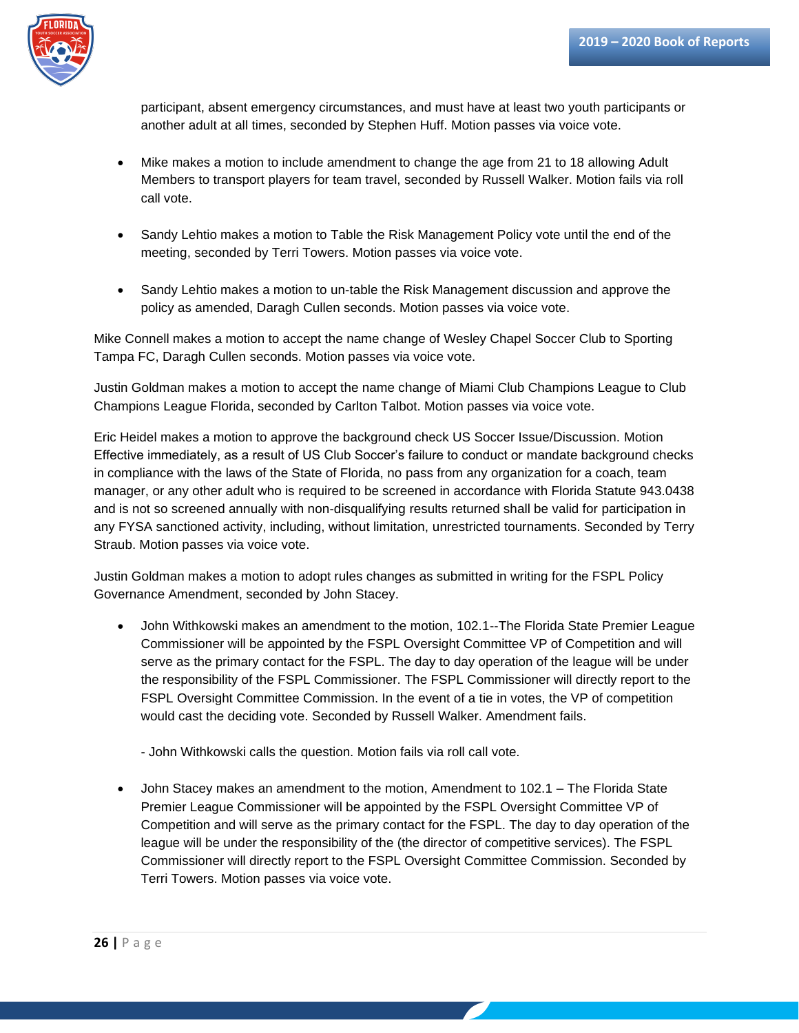participant, absent emergency circumstances, and must have at least two youth participants or another adult at all times, seconded by Stephen Huff. Motion passes via voice vote.

- Mike makes a motion to include amendment to change the age from 21 to 18 allowing Adult Members to transport players for team travel, seconded by Russell Walker. Motion fails via roll call vote.

- Sandy Lehtio makes a motion to Table the Risk Management Policy vote until the end of the meeting, seconded by Terri Towers. Motion passes via voice vote.

- Sandy Lehtio makes a motion to un-table the Risk Management discussion and approve the policy as amended, Daragh Cullen seconds. Motion passes via voice vote.

Mike Connell makes a motion to accept the name change of Wesley Chapel Soccer Club to Sporting Tampa FC, Daragh Cullen seconds. Motion passes via voice vote.

Justin Goldman makes a motion to accept the name change of Miami Club Champions League to Club Champions League Florida, seconded by Carlton Talbot. Motion passes via voice vote.

Eric Heidel makes a motion to approve the background check US Soccer Issue/Discussion. Motion Effective immediately, as a result of US Club Soccer's failure to conduct or mandate background checks in compliance with the laws of the State of Florida, no pass from any organization for a coach, team manager, or any other adult who is required to be screened in accordance with Florida Statute 943.0438 and is not so screened annually with non-disqualifying results returned shall be valid for participation in any FYSA sanctioned activity, including, without limitation, unrestricted tournaments. Seconded by Terry Straub. Motion passes via voice vote.

Justin Goldman makes a motion to adopt rules changes as submitted in writing for the FSPL Policy Governance Amendment, seconded by John Stacey.

- John Withkowski makes an amendment to the motion, 102.1--The Florida State Premier League Commissioner will be appointed by the FSPL Oversight Committee VP of Competition and will serve as the primary contact for the FSPL. The day to day operation of the league will be under the responsibility of the FSPL Commissioner. The FSPL Commissioner will directly report to the FSPL Oversight Committee Commission. In the event of a tie in votes, the VP of competition would cast the deciding vote. Seconded by Russell Walker. Amendment fails.

  - John Withkowski calls the question. Motion fails via roll call vote.

- John Stacey makes an amendment to the motion, Amendment to 102.1 – The Florida State Premier League Commissioner will be appointed by the FSPL Oversight Committee VP of Competition and will serve as the primary contact for the FSPL. The day to day operation of the league will be under the responsibility of the (the director of competitive services). The FSPL Commissioner will directly report to the FSPL Oversight Committee Commission. Seconded by Terri Towers. Motion passes via voice vote.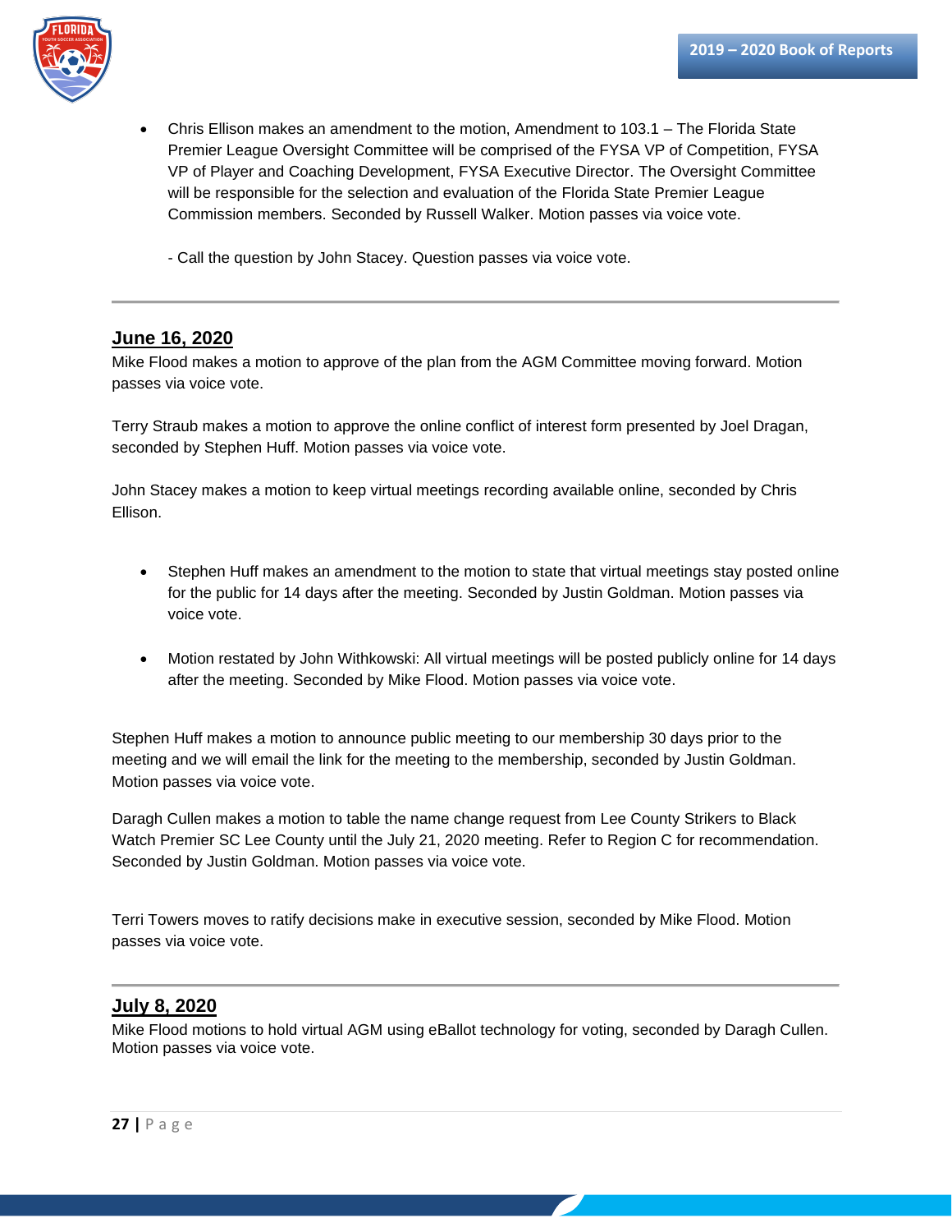- Chris Ellison makes an amendment to the motion, Amendment to 103.1 – The Florida State Premier League Oversight Committee will be comprised of the FYSA VP of Competition, FYSA VP of Player and Coaching Development, FYSA Executive Director. The Oversight Committee will be responsible for the selection and evaluation of the Florida State Premier League Commission members. Seconded by Russell Walker. Motion passes via voice vote.

  - Call the question by John Stacey. Question passes via voice vote.

---

## June 16, 2020

Mike Flood makes a motion to approve of the plan from the AGM Committee moving forward. Motion passes via voice vote.

Terry Straub makes a motion to approve the online conflict of interest form presented by Joel Dragan, seconded by Stephen Huff. Motion passes via voice vote.

John Stacey makes a motion to keep virtual meetings recording available online, seconded by Chris Ellison.

- Stephen Huff makes an amendment to the motion to state that virtual meetings stay posted online for the public for 14 days after the meeting. Seconded by Justin Goldman. Motion passes via voice vote.

- Motion restated by John Withkowski: All virtual meetings will be posted publicly online for 14 days after the meeting. Seconded by Mike Flood. Motion passes via voice vote.

Stephen Huff makes a motion to announce public meeting to our membership 30 days prior to the meeting and we will email the link for the meeting to the membership, seconded by Justin Goldman. Motion passes via voice vote.

Daragh Cullen makes a motion to table the name change request from Lee County Strikers to Black Watch Premier SC Lee County until the July 21, 2020 meeting. Refer to Region C for recommendation. Seconded by Justin Goldman. Motion passes via voice vote.

Terri Towers moves to ratify decisions make in executive session, seconded by Mike Flood. Motion passes via voice vote.

---

## July 8, 2020

Mike Flood motions to hold virtual AGM using eBallot technology for voting, seconded by Daragh Cullen. Motion passes via voice vote.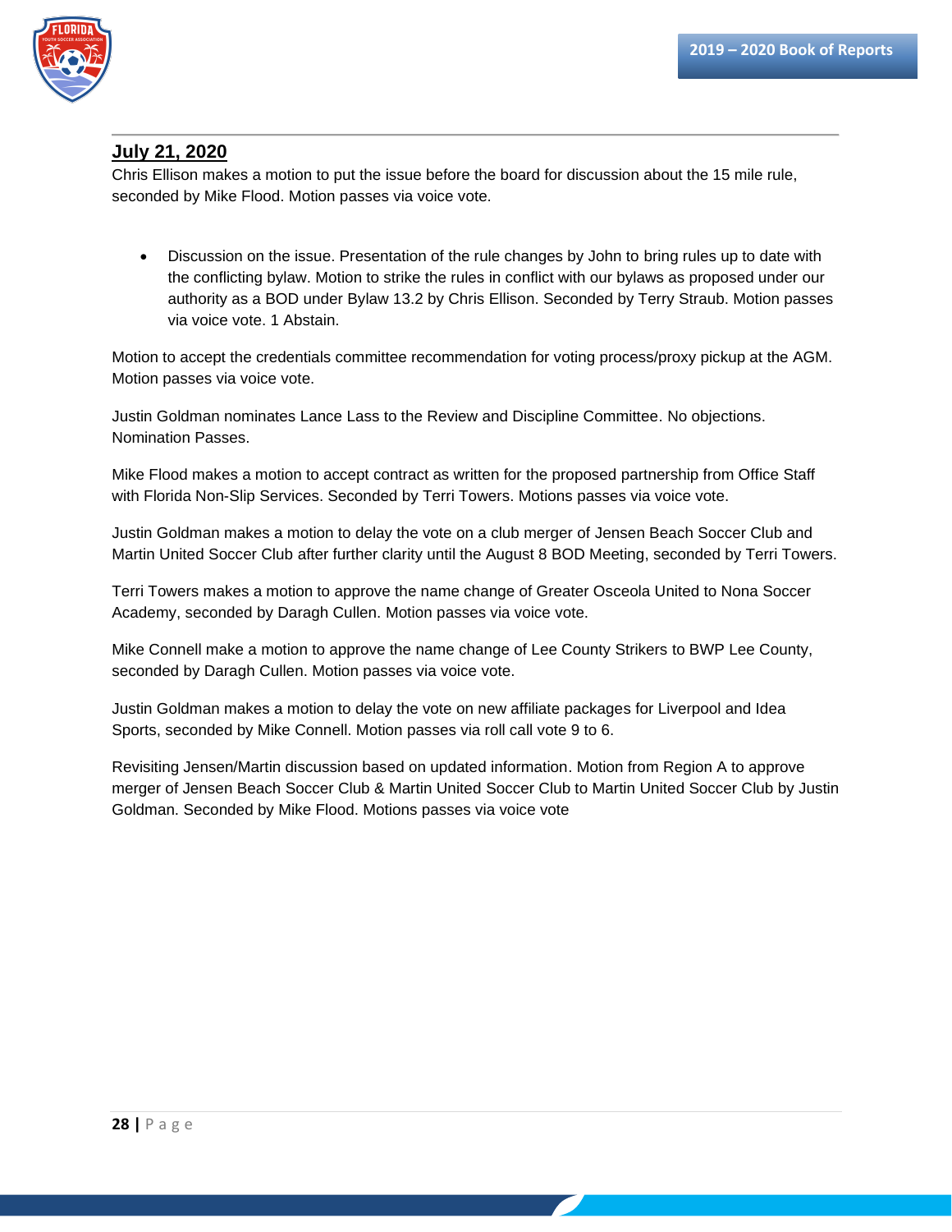## July 21, 2020

Chris Ellison makes a motion to put the issue before the board for discussion about the 15 mile rule, seconded by Mike Flood. Motion passes via voice vote.

- Discussion on the issue. Presentation of the rule changes by John to bring rules up to date with the conflicting bylaw. Motion to strike the rules in conflict with our bylaws as proposed under our authority as a BOD under Bylaw 13.2 by Chris Ellison. Seconded by Terry Straub. Motion passes via voice vote. 1 Abstain.

Motion to accept the credentials committee recommendation for voting process/proxy pickup at the AGM. Motion passes via voice vote.

Justin Goldman nominates Lance Lass to the Review and Discipline Committee. No objections. Nomination Passes.

Mike Flood makes a motion to accept contract as written for the proposed partnership from Office Staff with Florida Non-Slip Services. Seconded by Terri Towers. Motions passes via voice vote.

Justin Goldman makes a motion to delay the vote on a club merger of Jensen Beach Soccer Club and Martin United Soccer Club after further clarity until the August 8 BOD Meeting, seconded by Terri Towers.

Terri Towers makes a motion to approve the name change of Greater Osceola United to Nona Soccer Academy, seconded by Daragh Cullen. Motion passes via voice vote.

Mike Connell make a motion to approve the name change of Lee County Strikers to BWP Lee County, seconded by Daragh Cullen. Motion passes via voice vote.

Justin Goldman makes a motion to delay the vote on new affiliate packages for Liverpool and Idea Sports, seconded by Mike Connell. Motion passes via roll call vote 9 to 6.

Revisiting Jensen/Martin discussion based on updated information. Motion from Region A to approve merger of Jensen Beach Soccer Club & Martin United Soccer Club to Martin United Soccer Club by Justin Goldman. Seconded by Mike Flood. Motions passes via voice vote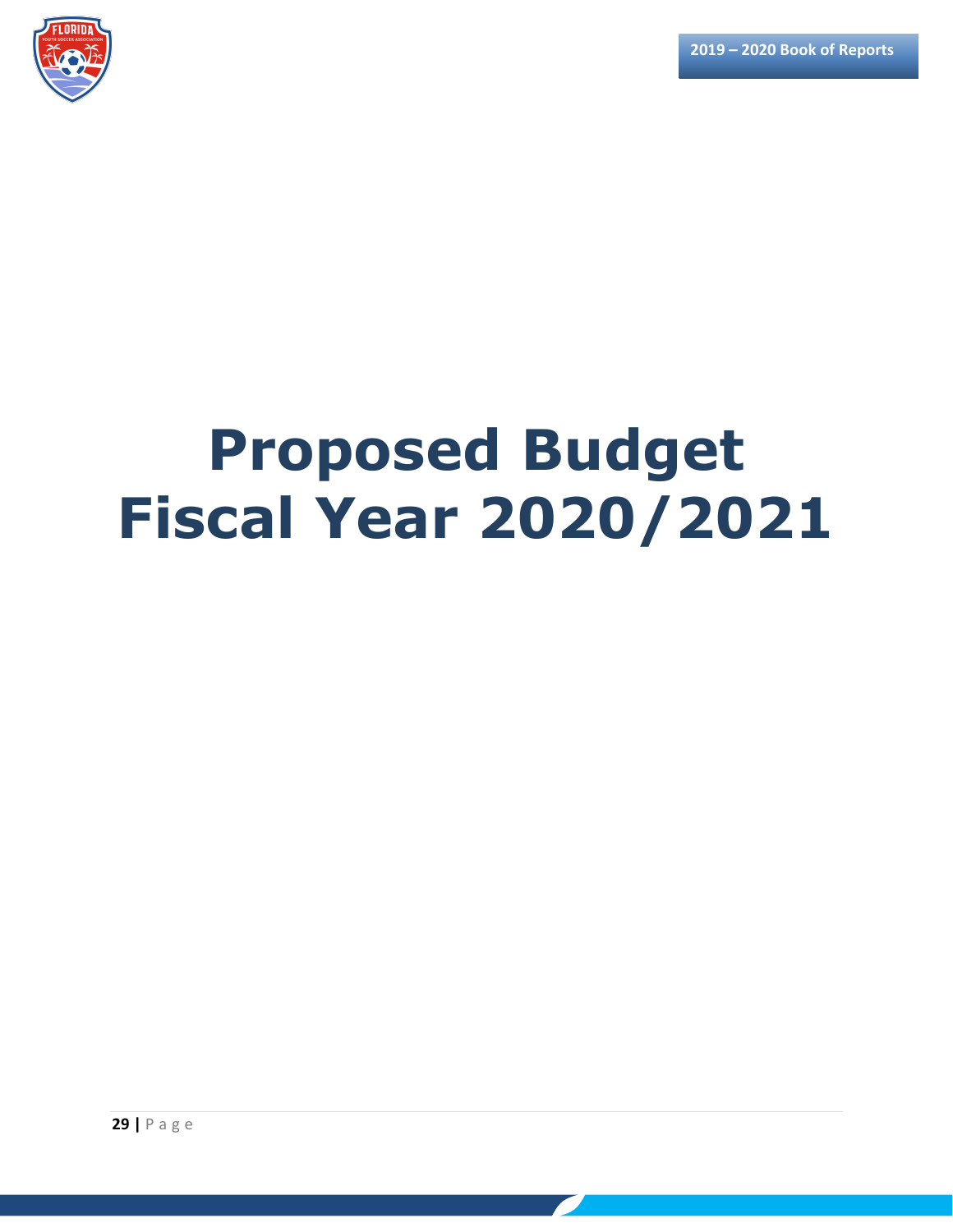# Proposed Budget Fiscal Year 2020/2021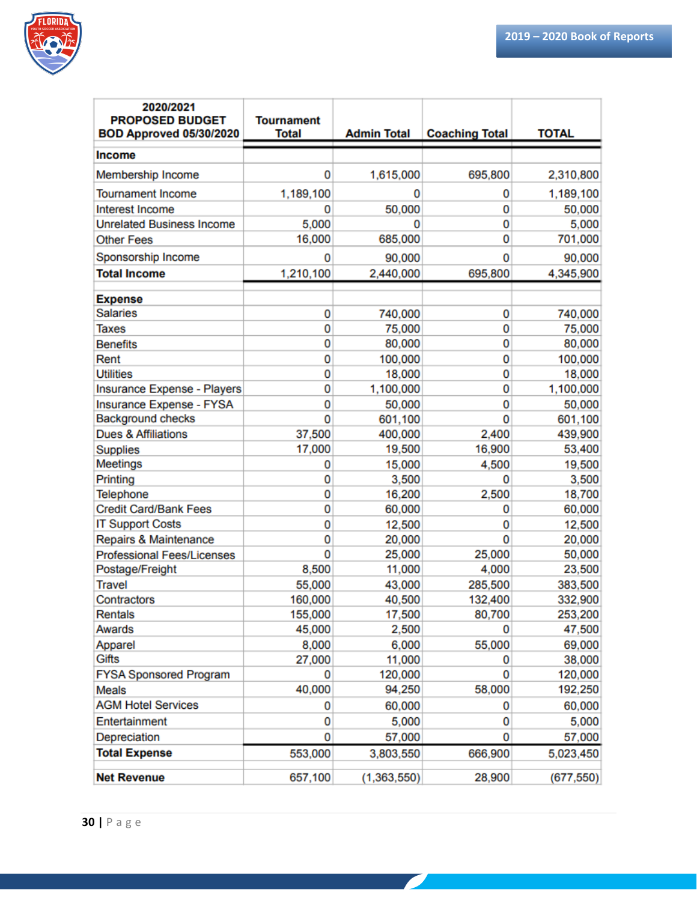| 2020/2021 PROPOSED BUDGET BOD Approved 05/30/2020 | Tournament Total | Admin Total | Coaching Total | TOTAL |
|---|---|---|---|---|
| **Income** | | | | |
| Membership Income | 0 | 1,615,000 | 695,800 | 2,310,800 |
| Tournament Income | 1,189,100 | 0 | 0 | 1,189,100 |
| Interest Income | 0 | 50,000 | 0 | 50,000 |
| Unrelated Business Income | 5,000 | 0 | 0 | 5,000 |
| Other Fees | 16,000 | 685,000 | 0 | 701,000 |
| Sponsorship Income | 0 | 90,000 | 0 | 90,000 |
| **Total Income** | 1,210,100 | 2,440,000 | 695,800 | 4,345,900 |
| **Expense** | | | | |
| Salaries | 0 | 740,000 | 0 | 740,000 |
| Taxes | 0 | 75,000 | 0 | 75,000 |
| Benefits | 0 | 80,000 | 0 | 80,000 |
| Rent | 0 | 100,000 | 0 | 100,000 |
| Utilities | 0 | 18,000 | 0 | 18,000 |
| Insurance Expense - Players | 0 | 1,100,000 | 0 | 1,100,000 |
| Insurance Expense - FYSA | 0 | 50,000 | 0 | 50,000 |
| Background checks | 0 | 601,100 | 0 | 601,100 |
| Dues & Affiliations | 37,500 | 400,000 | 2,400 | 439,900 |
| Supplies | 17,000 | 19,500 | 16,900 | 53,400 |
| Meetings | 0 | 15,000 | 4,500 | 19,500 |
| Printing | 0 | 3,500 | 0 | 3,500 |
| Telephone | 0 | 16,200 | 2,500 | 18,700 |
| Credit Card/Bank Fees | 0 | 60,000 | 0 | 60,000 |
| IT Support Costs | 0 | 12,500 | 0 | 12,500 |
| Repairs & Maintenance | 0 | 20,000 | 0 | 20,000 |
| Professional Fees/Licenses | 0 | 25,000 | 25,000 | 50,000 |
| Postage/Freight | 8,500 | 11,000 | 4,000 | 23,500 |
| Travel | 55,000 | 43,000 | 285,500 | 383,500 |
| Contractors | 160,000 | 40,500 | 132,400 | 332,900 |
| Rentals | 155,000 | 17,500 | 80,700 | 253,200 |
| Awards | 45,000 | 2,500 | 0 | 47,500 |
| Apparel | 8,000 | 6,000 | 55,000 | 69,000 |
| Gifts | 27,000 | 11,000 | 0 | 38,000 |
| FYSA Sponsored Program | 0 | 120,000 | 0 | 120,000 |
| Meals | 40,000 | 94,250 | 58,000 | 192,250 |
| AGM Hotel Services | 0 | 60,000 | 0 | 60,000 |
| Entertainment | 0 | 5,000 | 0 | 5,000 |
| Depreciation | 0 | 57,000 | 0 | 57,000 |
| **Total Expense** | 553,000 | 3,803,550 | 666,900 | 5,023,450 |
| **Net Revenue** | 657,100 | (1,363,550) | 28,900 | (677,550) |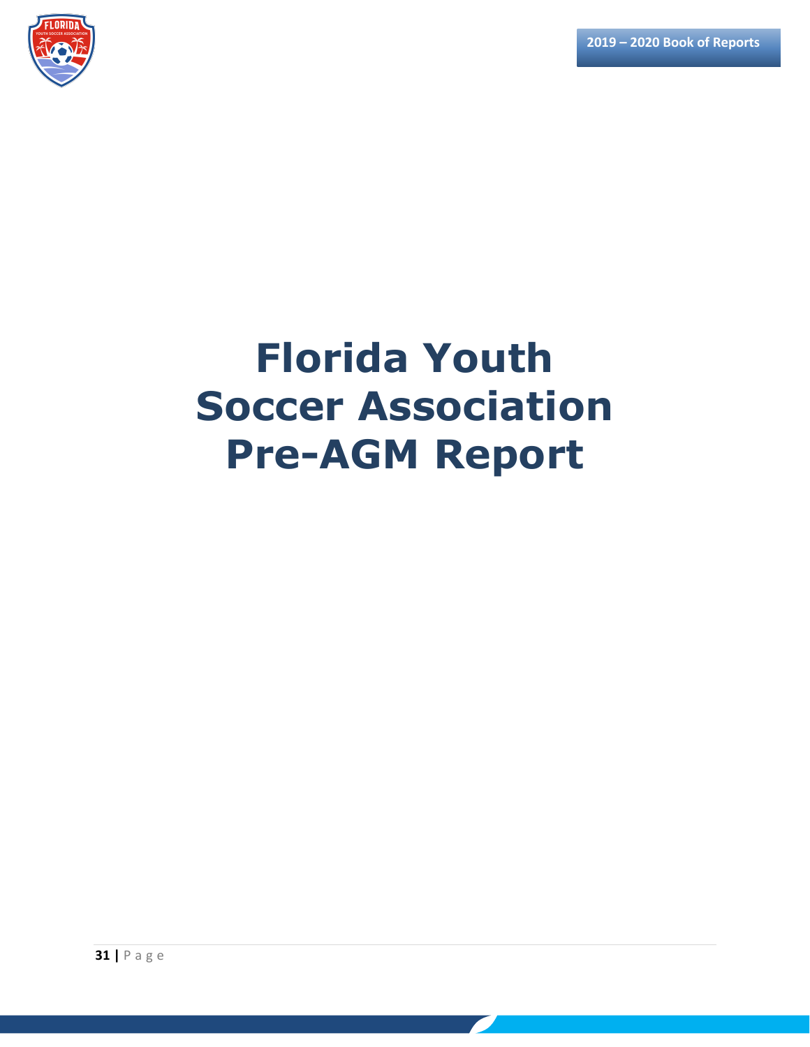# Florida Youth Soccer Association Pre-AGM Report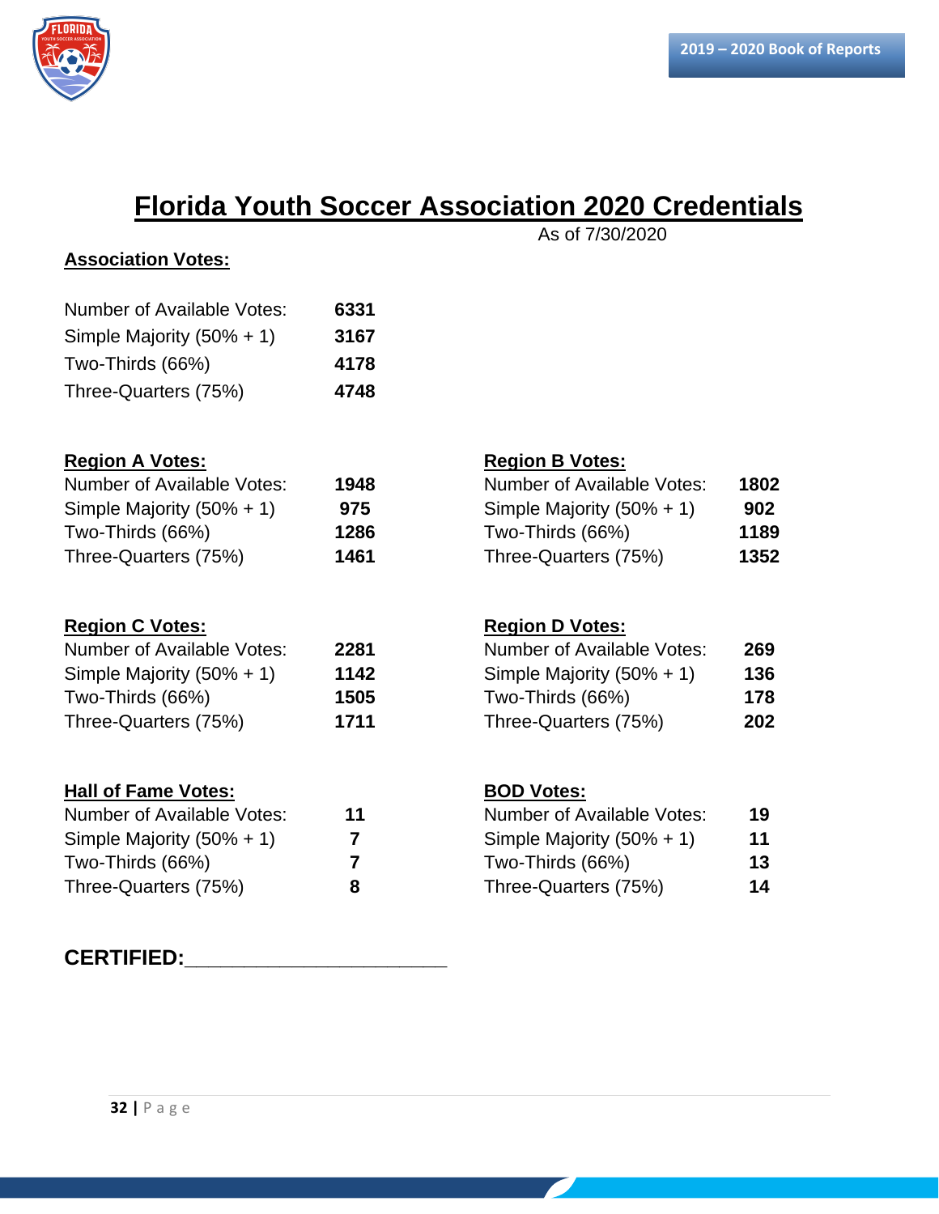# Florida Youth Soccer Association 2020 Credentials

As of 7/30/2020

**Association Votes:**

| | |
|---|---|
| Number of Available Votes: | **6331** |
| Simple Majority (50% + 1) | **3167** |
| Two-Thirds (66%) | **4178** |
| Three-Quarters (75%) | **4748** |

**Region A Votes:**

| | |
|---|---|
| Number of Available Votes: | **1948** |
| Simple Majority (50% + 1) | **975** |
| Two-Thirds (66%) | **1286** |
| Three-Quarters (75%) | **1461** |

**Region B Votes:**

| | |
|---|---|
| Number of Available Votes: | **1802** |
| Simple Majority (50% + 1) | **902** |
| Two-Thirds (66%) | **1189** |
| Three-Quarters (75%) | **1352** |

**Region C Votes:**

| | |
|---|---|
| Number of Available Votes: | **2281** |
| Simple Majority (50% + 1) | **1142** |
| Two-Thirds (66%) | **1505** |
| Three-Quarters (75%) | **1711** |

**Region D Votes:**

| | |
|---|---|
| Number of Available Votes: | **269** |
| Simple Majority (50% + 1) | **136** |
| Two-Thirds (66%) | **178** |
| Three-Quarters (75%) | **202** |

**Hall of Fame Votes:**

| | |
|---|---|
| Number of Available Votes: | **11** |
| Simple Majority (50% + 1) | **7** |
| Two-Thirds (66%) | **7** |
| Three-Quarters (75%) | **8** |

**BOD Votes:**

| | |
|---|---|
| Number of Available Votes: | **19** |
| Simple Majority (50% + 1) | **11** |
| Two-Thirds (66%) | **13** |
| Three-Quarters (75%) | **14** |

**CERTIFIED:**______________________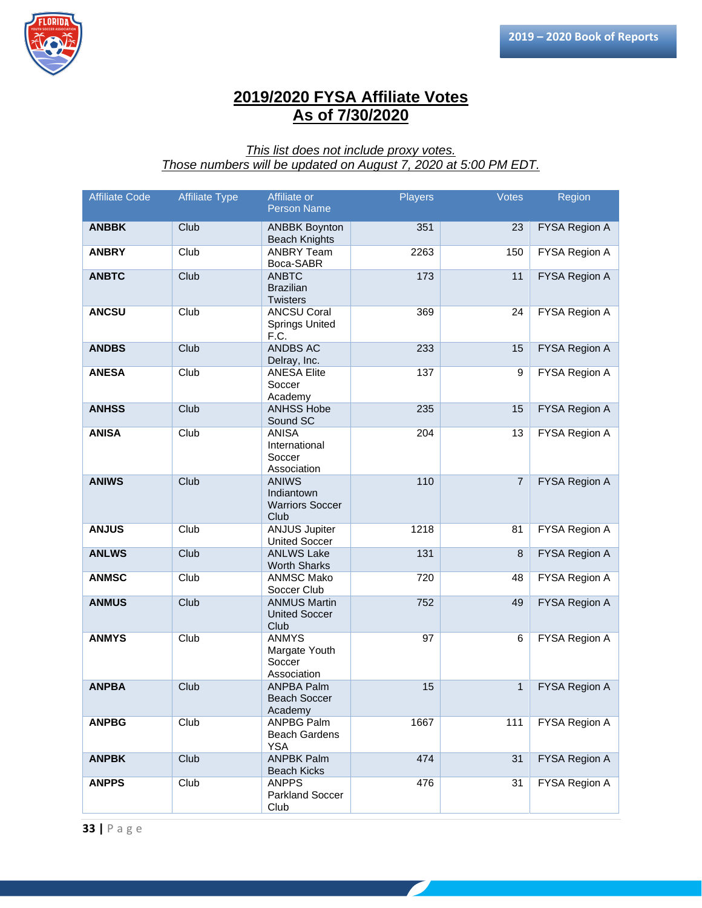# 2019/2020 FYSA Affiliate Votes
# As of 7/30/2020

*This list does not include proxy votes.*
*Those numbers will be updated on August 7, 2020 at 5:00 PM EDT.*

| Affiliate Code | Affiliate Type | Affiliate or Person Name | Players | Votes | Region |
|---|---|---|---|---|---|
| **ANBBK** | Club | ANBBK Boynton Beach Knights | 351 | 23 | FYSA Region A |
| **ANBRY** | Club | ANBRY Team Boca-SABR | 2263 | 150 | FYSA Region A |
| **ANBTC** | Club | ANBTC Brazilian Twisters | 173 | 11 | FYSA Region A |
| **ANCSU** | Club | ANCSU Coral Springs United F.C. | 369 | 24 | FYSA Region A |
| **ANDBS** | Club | ANDBS AC Delray, Inc. | 233 | 15 | FYSA Region A |
| **ANESA** | Club | ANESA Elite Soccer Academy | 137 | 9 | FYSA Region A |
| **ANHSS** | Club | ANHSS Hobe Sound SC | 235 | 15 | FYSA Region A |
| **ANISA** | Club | ANISA International Soccer Association | 204 | 13 | FYSA Region A |
| **ANIWS** | Club | ANIWS Indiantown Warriors Soccer Club | 110 | 7 | FYSA Region A |
| **ANJUS** | Club | ANJUS Jupiter United Soccer | 1218 | 81 | FYSA Region A |
| **ANLWS** | Club | ANLWS Lake Worth Sharks | 131 | 8 | FYSA Region A |
| **ANMSC** | Club | ANMSC Mako Soccer Club | 720 | 48 | FYSA Region A |
| **ANMUS** | Club | ANMUS Martin United Soccer Club | 752 | 49 | FYSA Region A |
| **ANMYS** | Club | ANMYS Margate Youth Soccer Association | 97 | 6 | FYSA Region A |
| **ANPBA** | Club | ANPBA Palm Beach Soccer Academy | 15 | 1 | FYSA Region A |
| **ANPBG** | Club | ANPBG Palm Beach Gardens YSA | 1667 | 111 | FYSA Region A |
| **ANPBK** | Club | ANPBK Palm Beach Kicks | 474 | 31 | FYSA Region A |
| **ANPPS** | Club | ANPPS Parkland Soccer Club | 476 | 31 | FYSA Region A |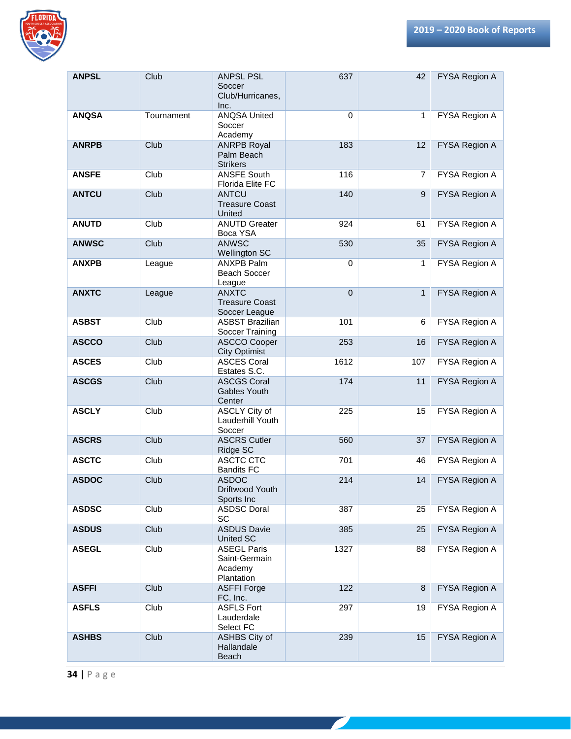| ANPSL | Club | ANPSL PSL Soccer Club/Hurricanes, Inc. | 637 | 42 | FYSA Region A |
|---|---|---|---|---|---|
| ANQSA | Tournament | ANQSA United Soccer Academy | 0 | 1 | FYSA Region A |
| ANRPB | Club | ANRPB Royal Palm Beach Strikers | 183 | 12 | FYSA Region A |
| ANSFE | Club | ANSFE South Florida Elite FC | 116 | 7 | FYSA Region A |
| ANTCU | Club | ANTCU Treasure Coast United | 140 | 9 | FYSA Region A |
| ANUTD | Club | ANUTD Greater Boca YSA | 924 | 61 | FYSA Region A |
| ANWSC | Club | ANWSC Wellington SC | 530 | 35 | FYSA Region A |
| ANXPB | League | ANXPB Palm Beach Soccer League | 0 | 1 | FYSA Region A |
| ANXTC | League | ANXTC Treasure Coast Soccer League | 0 | 1 | FYSA Region A |
| ASBST | Club | ASBST Brazilian Soccer Training | 101 | 6 | FYSA Region A |
| ASCCO | Club | ASCCO Cooper City Optimist | 253 | 16 | FYSA Region A |
| ASCES | Club | ASCES Coral Estates S.C. | 1612 | 107 | FYSA Region A |
| ASCGS | Club | ASCGS Coral Gables Youth Center | 174 | 11 | FYSA Region A |
| ASCLY | Club | ASCLY City of Lauderhill Youth Soccer | 225 | 15 | FYSA Region A |
| ASCRS | Club | ASCRS Cutler Ridge SC | 560 | 37 | FYSA Region A |
| ASCTC | Club | ASCTC CTC Bandits FC | 701 | 46 | FYSA Region A |
| ASDOC | Club | ASDOC Driftwood Youth Sports Inc | 214 | 14 | FYSA Region A |
| ASDSC | Club | ASDSC Doral SC | 387 | 25 | FYSA Region A |
| ASDUS | Club | ASDUS Davie United SC | 385 | 25 | FYSA Region A |
| ASEGL | Club | ASEGL Paris Saint-Germain Academy Plantation | 1327 | 88 | FYSA Region A |
| ASFFI | Club | ASFFI Forge FC, Inc. | 122 | 8 | FYSA Region A |
| ASFLS | Club | ASFLS Fort Lauderdale Select FC | 297 | 19 | FYSA Region A |
| ASHBS | Club | ASHBS City of Hallandale Beach | 239 | 15 | FYSA Region A |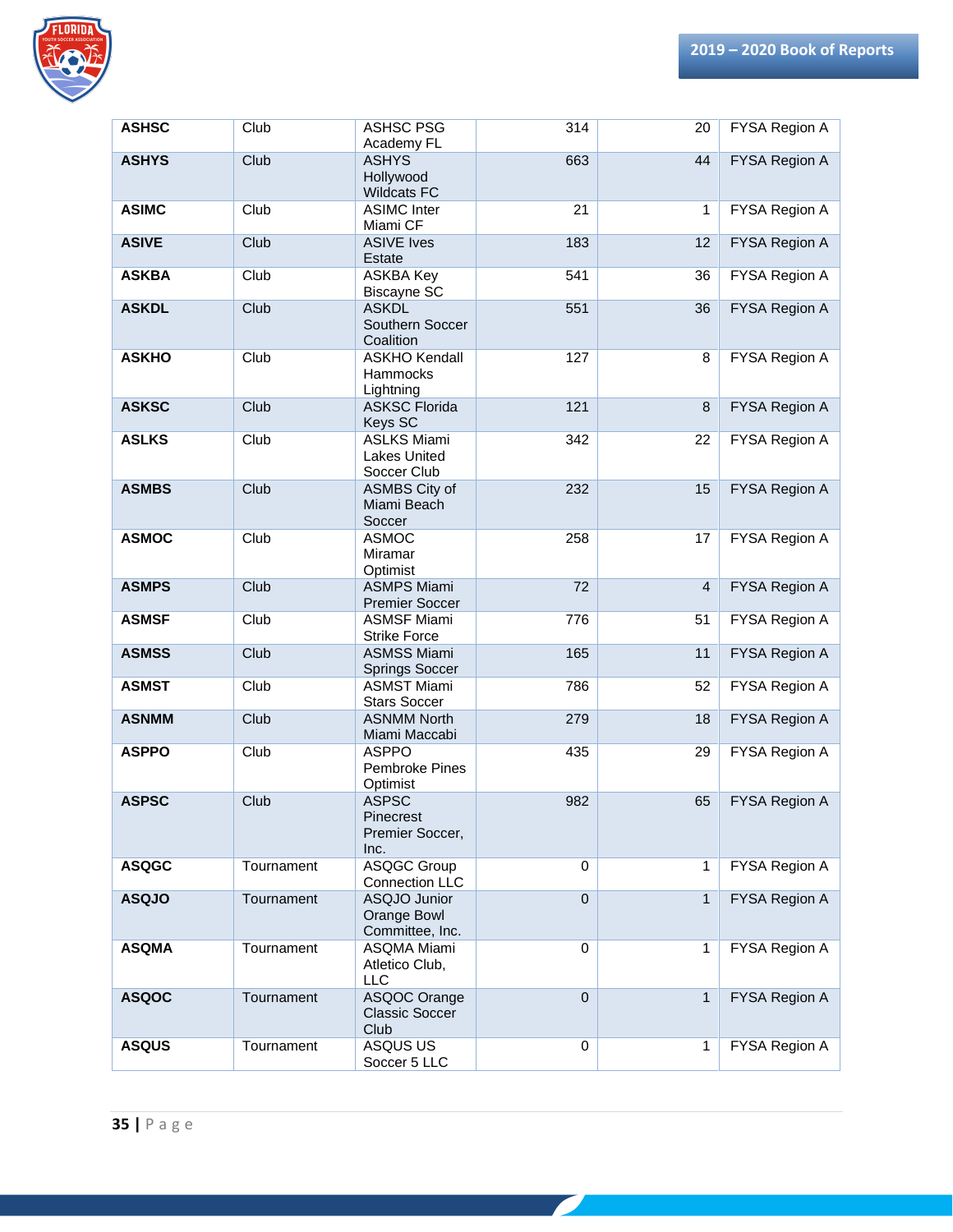| ASHSC | Club | ASHSC PSG Academy FL | 314 | 20 | FYSA Region A |
|---|---|---|---|---|---|
| ASHYS | Club | ASHYS Hollywood Wildcats FC | 663 | 44 | FYSA Region A |
| ASIMC | Club | ASIMC Inter Miami CF | 21 | 1 | FYSA Region A |
| ASIVE | Club | ASIVE Ives Estate | 183 | 12 | FYSA Region A |
| ASKBA | Club | ASKBA Key Biscayne SC | 541 | 36 | FYSA Region A |
| ASKDL | Club | ASKDL Southern Soccer Coalition | 551 | 36 | FYSA Region A |
| ASKHO | Club | ASKHO Kendall Hammocks Lightning | 127 | 8 | FYSA Region A |
| ASKSC | Club | ASKSC Florida Keys SC | 121 | 8 | FYSA Region A |
| ASLKS | Club | ASLKS Miami Lakes United Soccer Club | 342 | 22 | FYSA Region A |
| ASMBS | Club | ASMBS City of Miami Beach Soccer | 232 | 15 | FYSA Region A |
| ASMOC | Club | ASMOC Miramar Optimist | 258 | 17 | FYSA Region A |
| ASMPS | Club | ASMPS Miami Premier Soccer | 72 | 4 | FYSA Region A |
| ASMSF | Club | ASMSF Miami Strike Force | 776 | 51 | FYSA Region A |
| ASMSS | Club | ASMSS Miami Springs Soccer | 165 | 11 | FYSA Region A |
| ASMST | Club | ASMST Miami Stars Soccer | 786 | 52 | FYSA Region A |
| ASNMM | Club | ASNMM North Miami Maccabi | 279 | 18 | FYSA Region A |
| ASPPO | Club | ASPPO Pembroke Pines Optimist | 435 | 29 | FYSA Region A |
| ASPSC | Club | ASPSC Pinecrest Premier Soccer, Inc. | 982 | 65 | FYSA Region A |
| ASQGC | Tournament | ASQGC Group Connection LLC | 0 | 1 | FYSA Region A |
| ASQJO | Tournament | ASQJO Junior Orange Bowl Committee, Inc. | 0 | 1 | FYSA Region A |
| ASQMA | Tournament | ASQMA Miami Atletico Club, LLC | 0 | 1 | FYSA Region A |
| ASQOC | Tournament | ASQOC Orange Classic Soccer Club | 0 | 1 | FYSA Region A |
| ASQUS | Tournament | ASQUS US Soccer 5 LLC | 0 | 1 | FYSA Region A |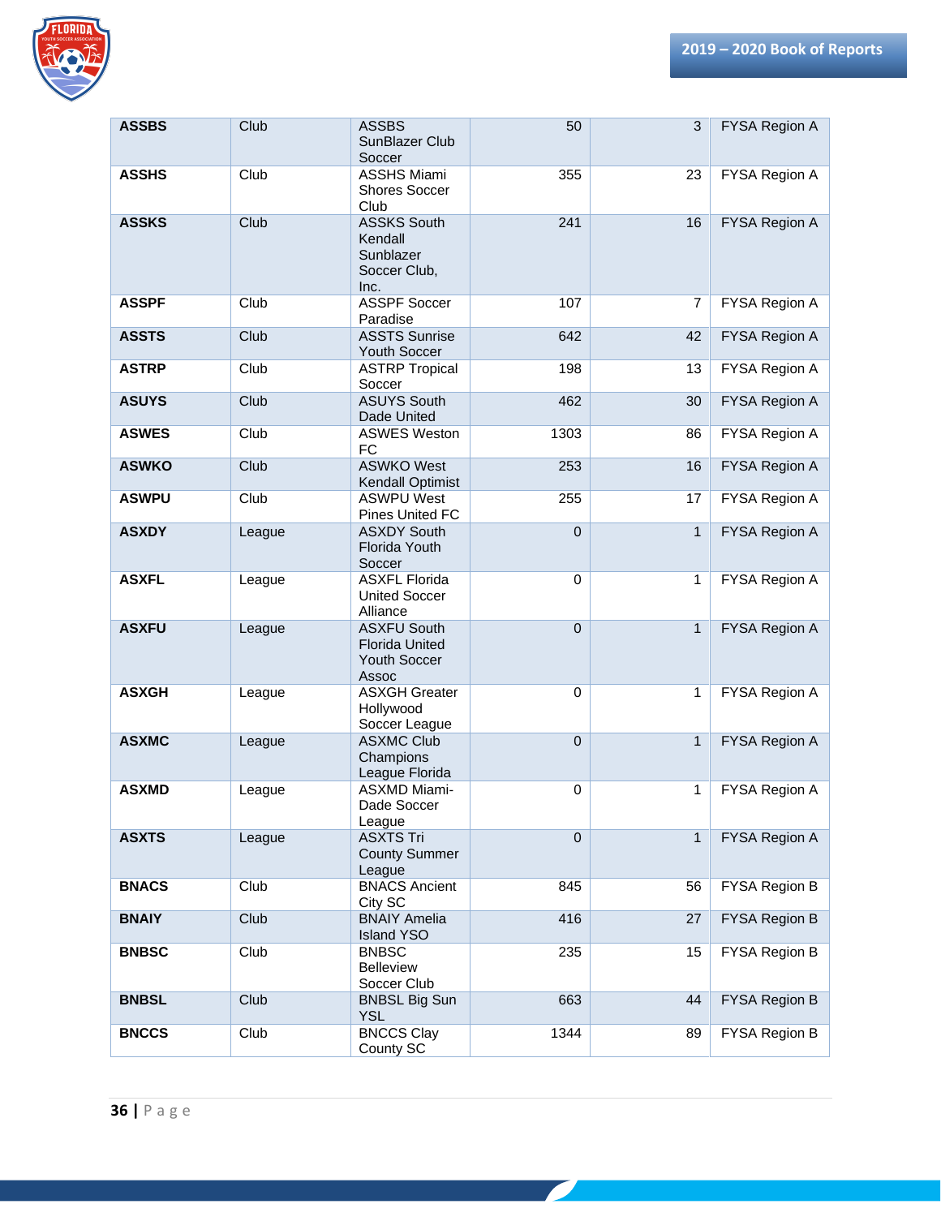| ASSBS | Club | ASSBS SunBlazer Club Soccer | 50 | 3 | FYSA Region A |
|---|---|---|---|---|---|
| ASSHS | Club | ASSHS Miami Shores Soccer Club | 355 | 23 | FYSA Region A |
| ASSKS | Club | ASSKS South Kendall Sunblazer Soccer Club, Inc. | 241 | 16 | FYSA Region A |
| ASSPF | Club | ASSPF Soccer Paradise | 107 | 7 | FYSA Region A |
| ASSTS | Club | ASSTS Sunrise Youth Soccer | 642 | 42 | FYSA Region A |
| ASTRP | Club | ASTRP Tropical Soccer | 198 | 13 | FYSA Region A |
| ASUYS | Club | ASUYS South Dade United | 462 | 30 | FYSA Region A |
| ASWES | Club | ASWES Weston FC | 1303 | 86 | FYSA Region A |
| ASWKO | Club | ASWKO West Kendall Optimist | 253 | 16 | FYSA Region A |
| ASWPU | Club | ASWPU West Pines United FC | 255 | 17 | FYSA Region A |
| ASXDY | League | ASXDY South Florida Youth Soccer | 0 | 1 | FYSA Region A |
| ASXFL | League | ASXFL Florida United Soccer Alliance | 0 | 1 | FYSA Region A |
| ASXFU | League | ASXFU South Florida United Youth Soccer Assoc | 0 | 1 | FYSA Region A |
| ASXGH | League | ASXGH Greater Hollywood Soccer League | 0 | 1 | FYSA Region A |
| ASXMC | League | ASXMC Club Champions League Florida | 0 | 1 | FYSA Region A |
| ASXMD | League | ASXMD Miami-Dade Soccer League | 0 | 1 | FYSA Region A |
| ASXTS | League | ASXTS Tri County Summer League | 0 | 1 | FYSA Region A |
| BNACS | Club | BNACS Ancient City SC | 845 | 56 | FYSA Region B |
| BNAIY | Club | BNAIY Amelia Island YSO | 416 | 27 | FYSA Region B |
| BNBSC | Club | BNBSC Belleview Soccer Club | 235 | 15 | FYSA Region B |
| BNBSL | Club | BNBSL Big Sun YSL | 663 | 44 | FYSA Region B |
| BNCCS | Club | BNCCS Clay County SC | 1344 | 89 | FYSA Region B |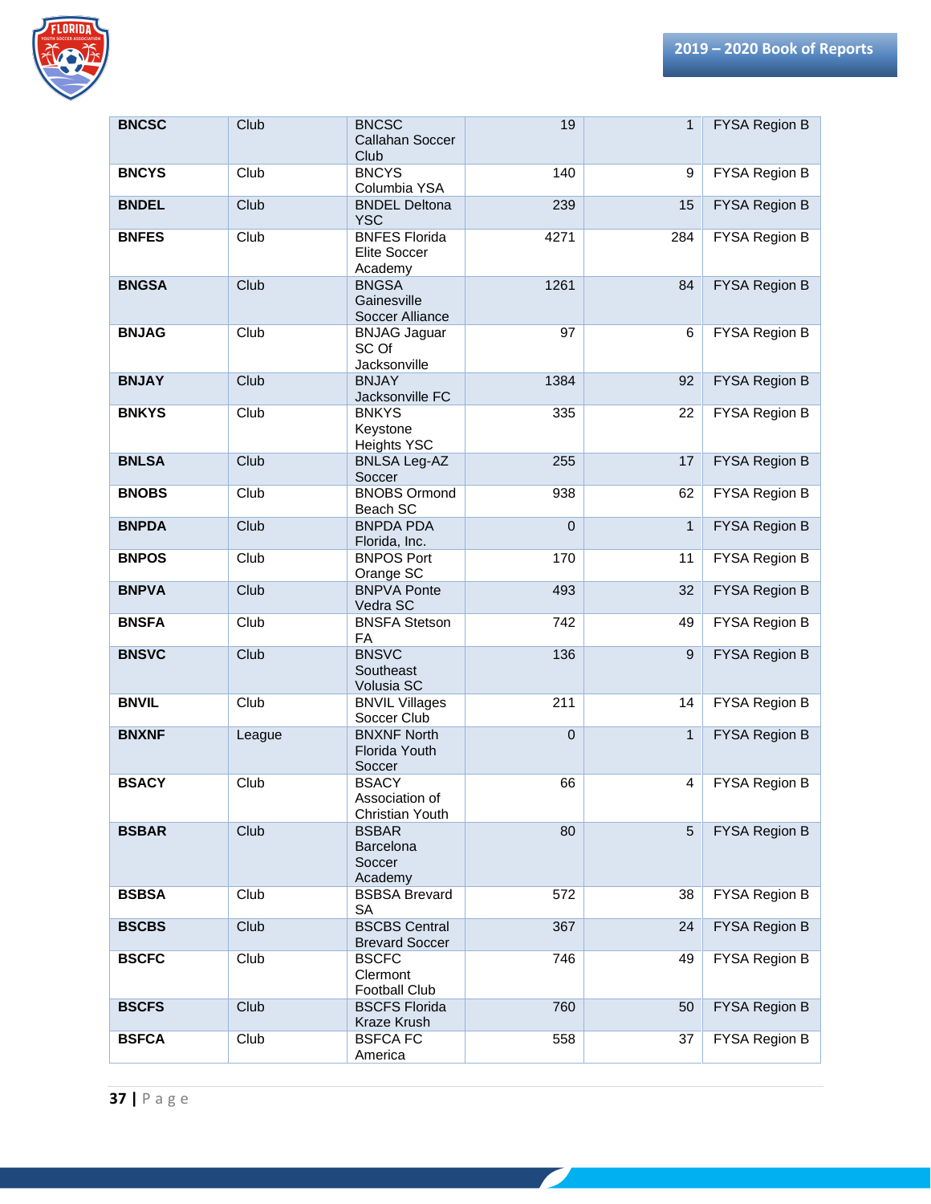| | | | | | |
|---|---|---|---|---|---|
| **BNCSC** | Club | BNCSC Callahan Soccer Club | 19 | 1 | FYSA Region B |
| **BNCYS** | Club | BNCYS Columbia YSA | 140 | 9 | FYSA Region B |
| **BNDEL** | Club | BNDEL Deltona YSC | 239 | 15 | FYSA Region B |
| **BNFES** | Club | BNFES Florida Elite Soccer Academy | 4271 | 284 | FYSA Region B |
| **BNGSA** | Club | BNGSA Gainesville Soccer Alliance | 1261 | 84 | FYSA Region B |
| **BNJAG** | Club | BNJAG Jaguar SC Of Jacksonville | 97 | 6 | FYSA Region B |
| **BNJAY** | Club | BNJAY Jacksonville FC | 1384 | 92 | FYSA Region B |
| **BNKYS** | Club | BNKYS Keystone Heights YSC | 335 | 22 | FYSA Region B |
| **BNLSA** | Club | BNLSA Leg-AZ Soccer | 255 | 17 | FYSA Region B |
| **BNOBS** | Club | BNOBS Ormond Beach SC | 938 | 62 | FYSA Region B |
| **BNPDA** | Club | BNPDA PDA Florida, Inc. | 0 | 1 | FYSA Region B |
| **BNPOS** | Club | BNPOS Port Orange SC | 170 | 11 | FYSA Region B |
| **BNPVA** | Club | BNPVA Ponte Vedra SC | 493 | 32 | FYSA Region B |
| **BNSFA** | Club | BNSFA Stetson FA | 742 | 49 | FYSA Region B |
| **BNSVC** | Club | BNSVC Southeast Volusia SC | 136 | 9 | FYSA Region B |
| **BNVIL** | Club | BNVIL Villages Soccer Club | 211 | 14 | FYSA Region B |
| **BNXNF** | League | BNXNF North Florida Youth Soccer | 0 | 1 | FYSA Region B |
| **BSACY** | Club | BSACY Association of Christian Youth | 66 | 4 | FYSA Region B |
| **BSBAR** | Club | BSBAR Barcelona Soccer Academy | 80 | 5 | FYSA Region B |
| **BSBSA** | Club | BSBSA Brevard SA | 572 | 38 | FYSA Region B |
| **BSCBS** | Club | BSCBS Central Brevard Soccer | 367 | 24 | FYSA Region B |
| **BSCFC** | Club | BSCFC Clermont Football Club | 746 | 49 | FYSA Region B |
| **BSCFS** | Club | BSCFS Florida Kraze Krush | 760 | 50 | FYSA Region B |
| **BSFCA** | Club | BSFCA FC America | 558 | 37 | FYSA Region B |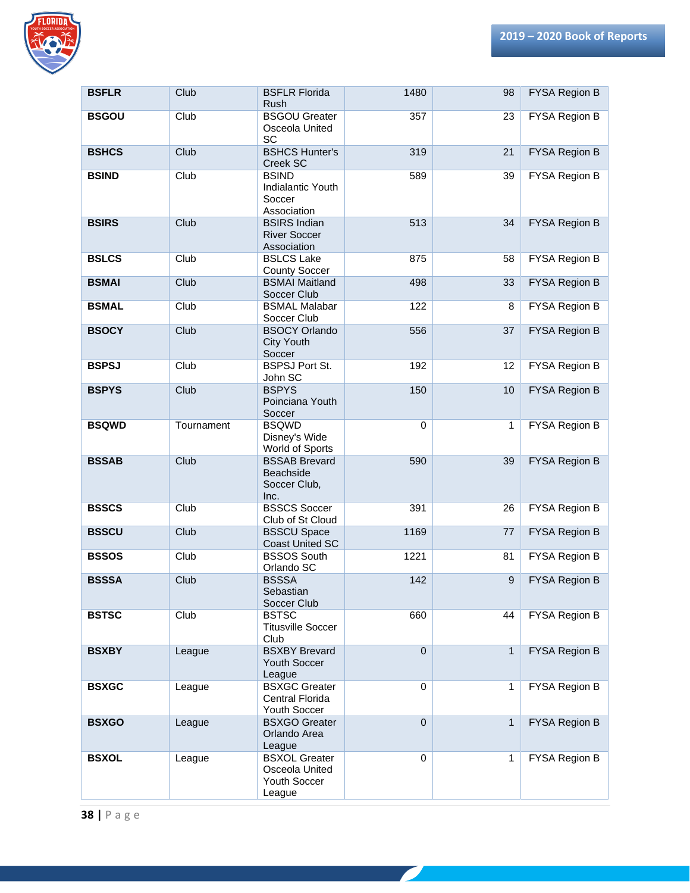| BSFLR | Club | BSFLR Florida Rush | 1480 | 98 | FYSA Region B |
|---|---|---|---|---|---|
| BSGOU | Club | BSGOU Greater Osceola United SC | 357 | 23 | FYSA Region B |
| BSHCS | Club | BSHCS Hunter's Creek SC | 319 | 21 | FYSA Region B |
| BSIND | Club | BSIND Indialantic Youth Soccer Association | 589 | 39 | FYSA Region B |
| BSIRS | Club | BSIRS Indian River Soccer Association | 513 | 34 | FYSA Region B |
| BSLCS | Club | BSLCS Lake County Soccer | 875 | 58 | FYSA Region B |
| BSMAI | Club | BSMAI Maitland Soccer Club | 498 | 33 | FYSA Region B |
| BSMAL | Club | BSMAL Malabar Soccer Club | 122 | 8 | FYSA Region B |
| BSOCY | Club | BSOCY Orlando City Youth Soccer | 556 | 37 | FYSA Region B |
| BSPSJ | Club | BSPSJ Port St. John SC | 192 | 12 | FYSA Region B |
| BSPYS | Club | BSPYS Poinciana Youth Soccer | 150 | 10 | FYSA Region B |
| BSQWD | Tournament | BSQWD Disney's Wide World of Sports | 0 | 1 | FYSA Region B |
| BSSAB | Club | BSSAB Brevard Beachside Soccer Club, Inc. | 590 | 39 | FYSA Region B |
| BSSCS | Club | BSSCS Soccer Club of St Cloud | 391 | 26 | FYSA Region B |
| BSSCU | Club | BSSCU Space Coast United SC | 1169 | 77 | FYSA Region B |
| BSSOS | Club | BSSOS South Orlando SC | 1221 | 81 | FYSA Region B |
| BSSSA | Club | BSSSA Sebastian Soccer Club | 142 | 9 | FYSA Region B |
| BSTSC | Club | BSTSC Titusville Soccer Club | 660 | 44 | FYSA Region B |
| BSXBY | League | BSXBY Brevard Youth Soccer League | 0 | 1 | FYSA Region B |
| BSXGC | League | BSXGC Greater Central Florida Youth Soccer | 0 | 1 | FYSA Region B |
| BSXGO | League | BSXGO Greater Orlando Area League | 0 | 1 | FYSA Region B |
| BSXOL | League | BSXOL Greater Osceola United Youth Soccer League | 0 | 1 | FYSA Region B |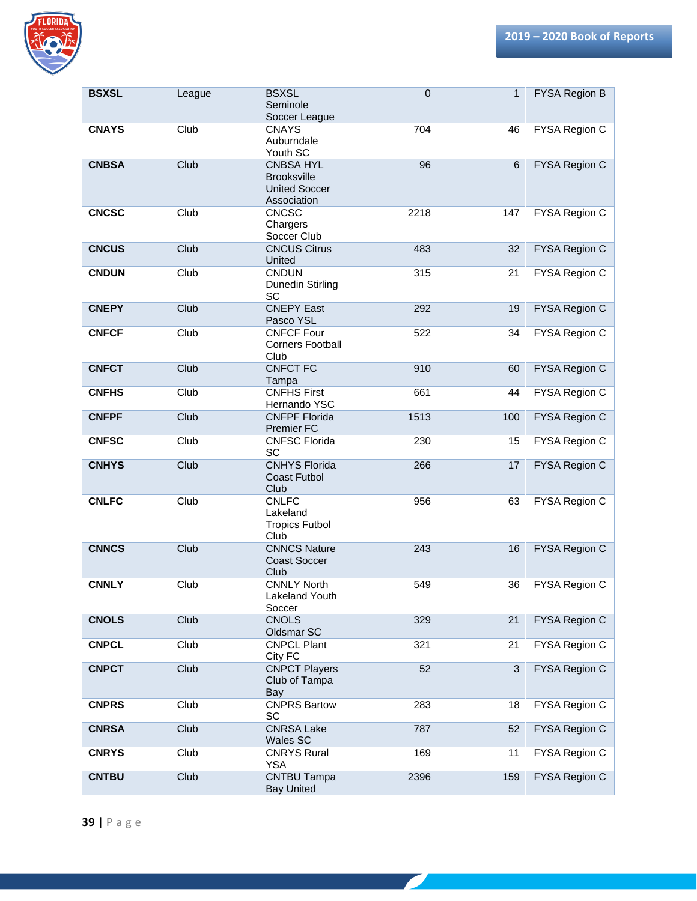| BSXSL | League | BSXSL Seminole Soccer League | 0 | 1 | FYSA Region B |
|---|---|---|---|---|---|
| CNAYS | Club | CNAYS Auburndale Youth SC | 704 | 46 | FYSA Region C |
| CNBSA | Club | CNBSA HYL Brooksville United Soccer Association | 96 | 6 | FYSA Region C |
| CNCSC | Club | CNCSC Chargers Soccer Club | 2218 | 147 | FYSA Region C |
| CNCUS | Club | CNCUS Citrus United | 483 | 32 | FYSA Region C |
| CNDUN | Club | CNDUN Dunedin Stirling SC | 315 | 21 | FYSA Region C |
| CNEPY | Club | CNEPY East Pasco YSL | 292 | 19 | FYSA Region C |
| CNFCF | Club | CNFCF Four Corners Football Club | 522 | 34 | FYSA Region C |
| CNFCT | Club | CNFCT FC Tampa | 910 | 60 | FYSA Region C |
| CNFHS | Club | CNFHS First Hernando YSC | 661 | 44 | FYSA Region C |
| CNFPF | Club | CNFPF Florida Premier FC | 1513 | 100 | FYSA Region C |
| CNFSC | Club | CNFSC Florida SC | 230 | 15 | FYSA Region C |
| CNHYS | Club | CNHYS Florida Coast Futbol Club | 266 | 17 | FYSA Region C |
| CNLFC | Club | CNLFC Lakeland Tropics Futbol Club | 956 | 63 | FYSA Region C |
| CNNCS | Club | CNNCS Nature Coast Soccer Club | 243 | 16 | FYSA Region C |
| CNNLY | Club | CNNLY North Lakeland Youth Soccer | 549 | 36 | FYSA Region C |
| CNOLS | Club | CNOLS Oldsmar SC | 329 | 21 | FYSA Region C |
| CNPCL | Club | CNPCL Plant City FC | 321 | 21 | FYSA Region C |
| CNPCT | Club | CNPCT Players Club of Tampa Bay | 52 | 3 | FYSA Region C |
| CNPRS | Club | CNPRS Bartow SC | 283 | 18 | FYSA Region C |
| CNRSA | Club | CNRSA Lake Wales SC | 787 | 52 | FYSA Region C |
| CNRYS | Club | CNRYS Rural YSA | 169 | 11 | FYSA Region C |
| CNTBU | Club | CNTBU Tampa Bay United | 2396 | 159 | FYSA Region C |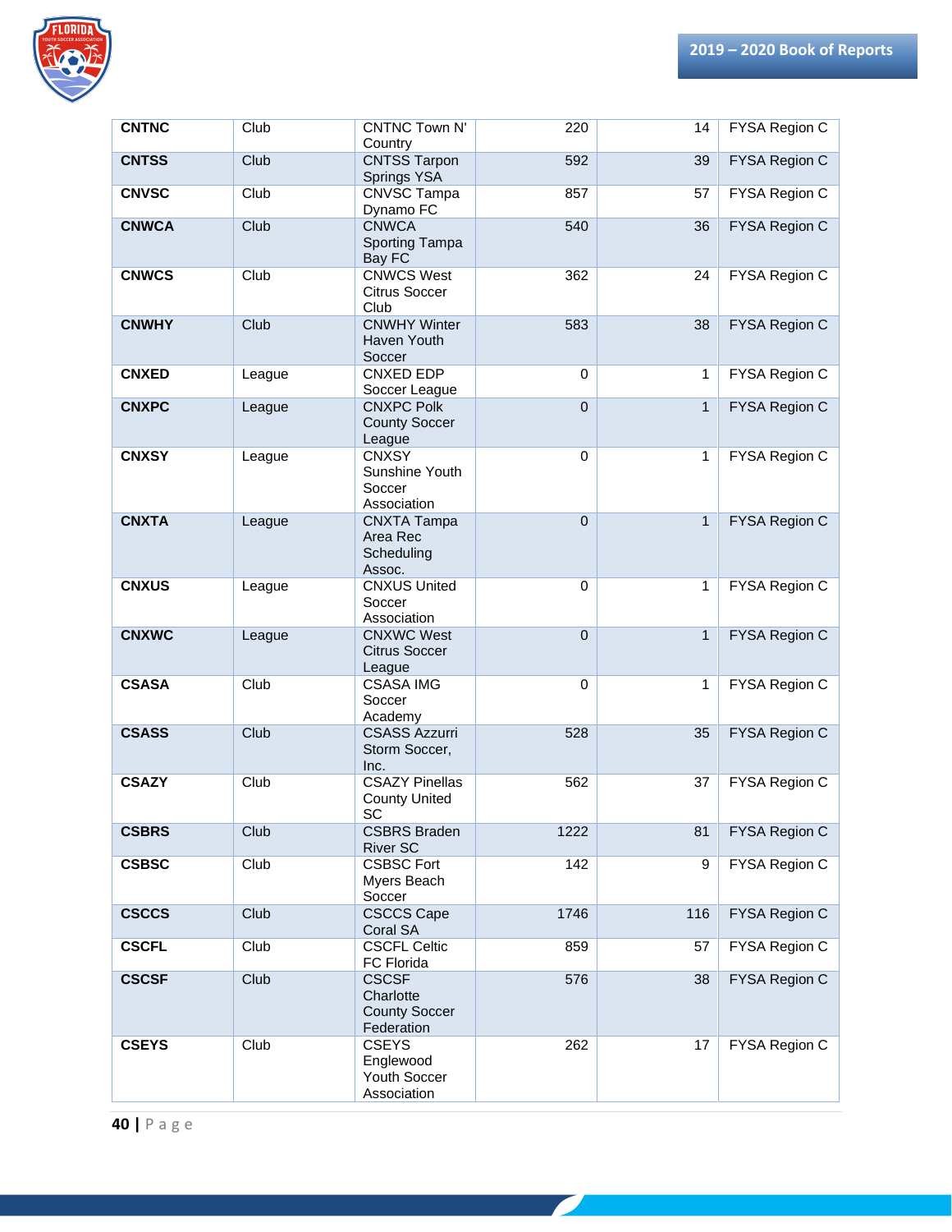| CNTNC | Club | CNTNC Town N' Country | 220 | 14 | FYSA Region C |
|---|---|---|---|---|---|
| CNTSS | Club | CNTSS Tarpon Springs YSA | 592 | 39 | FYSA Region C |
| CNVSC | Club | CNVSC Tampa Dynamo FC | 857 | 57 | FYSA Region C |
| CNWCA | Club | CNWCA Sporting Tampa Bay FC | 540 | 36 | FYSA Region C |
| CNWCS | Club | CNWCS West Citrus Soccer Club | 362 | 24 | FYSA Region C |
| CNWHY | Club | CNWHY Winter Haven Youth Soccer | 583 | 38 | FYSA Region C |
| CNXED | League | CNXED EDP Soccer League | 0 | 1 | FYSA Region C |
| CNXPC | League | CNXPC Polk County Soccer League | 0 | 1 | FYSA Region C |
| CNXSY | League | CNXSY Sunshine Youth Soccer Association | 0 | 1 | FYSA Region C |
| CNXTA | League | CNXTA Tampa Area Rec Scheduling Assoc. | 0 | 1 | FYSA Region C |
| CNXUS | League | CNXUS United Soccer Association | 0 | 1 | FYSA Region C |
| CNXWC | League | CNXWC West Citrus Soccer League | 0 | 1 | FYSA Region C |
| CSASA | Club | CSASA IMG Soccer Academy | 0 | 1 | FYSA Region C |
| CSASS | Club | CSASS Azzurri Storm Soccer, Inc. | 528 | 35 | FYSA Region C |
| CSAZY | Club | CSAZY Pinellas County United SC | 562 | 37 | FYSA Region C |
| CSBRS | Club | CSBRS Braden River SC | 1222 | 81 | FYSA Region C |
| CSBSC | Club | CSBSC Fort Myers Beach Soccer | 142 | 9 | FYSA Region C |
| CSCCS | Club | CSCCS Cape Coral SA | 1746 | 116 | FYSA Region C |
| CSCFL | Club | CSCFL Celtic FC Florida | 859 | 57 | FYSA Region C |
| CSCSF | Club | CSCSF Charlotte County Soccer Federation | 576 | 38 | FYSA Region C |
| CSEYS | Club | CSEYS Englewood Youth Soccer Association | 262 | 17 | FYSA Region C |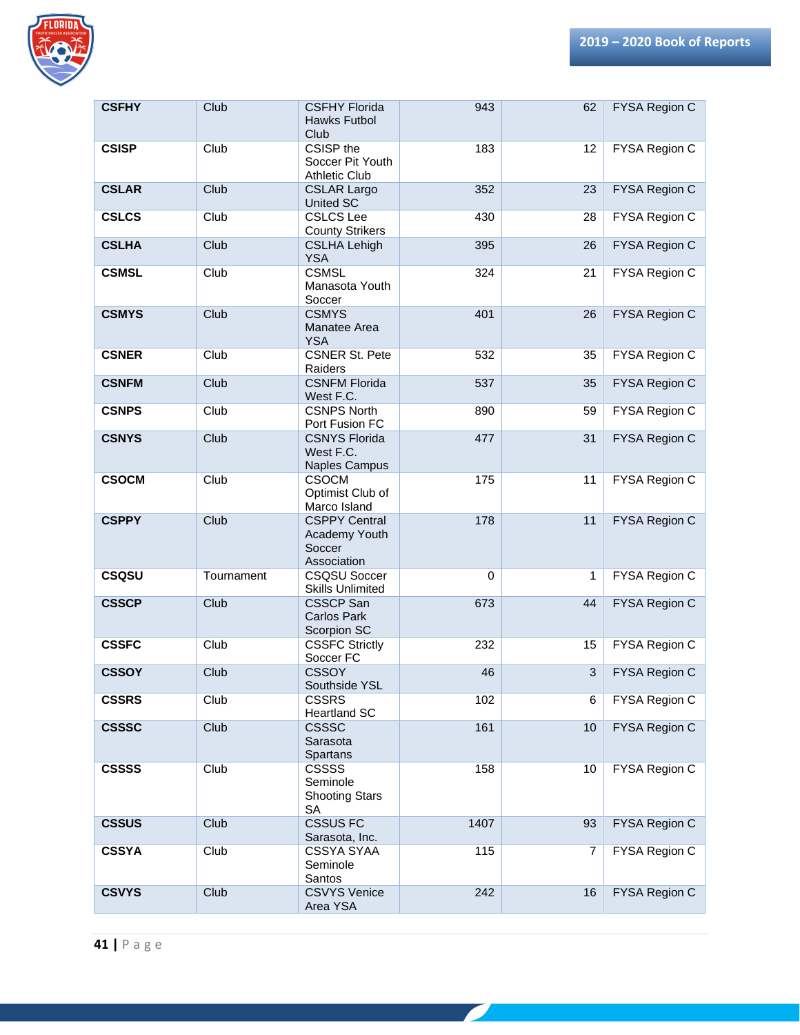| | | | | | |
|---|---|---|---|---|---|
| **CSFHY** | Club | CSFHY Florida Hawks Futbol Club | 943 | 62 | FYSA Region C |
| **CSISP** | Club | CSISP the Soccer Pit Youth Athletic Club | 183 | 12 | FYSA Region C |
| **CSLAR** | Club | CSLAR Largo United SC | 352 | 23 | FYSA Region C |
| **CSLCS** | Club | CSLCS Lee County Strikers | 430 | 28 | FYSA Region C |
| **CSLHA** | Club | CSLHA Lehigh YSA | 395 | 26 | FYSA Region C |
| **CSMSL** | Club | CSMSL Manasota Youth Soccer | 324 | 21 | FYSA Region C |
| **CSMYS** | Club | CSMYS Manatee Area YSA | 401 | 26 | FYSA Region C |
| **CSNER** | Club | CSNER St. Pete Raiders | 532 | 35 | FYSA Region C |
| **CSNFM** | Club | CSNFM Florida West F.C. | 537 | 35 | FYSA Region C |
| **CSNPS** | Club | CSNPS North Port Fusion FC | 890 | 59 | FYSA Region C |
| **CSNYS** | Club | CSNYS Florida West F.C. Naples Campus | 477 | 31 | FYSA Region C |
| **CSOCM** | Club | CSOCM Optimist Club of Marco Island | 175 | 11 | FYSA Region C |
| **CSPPY** | Club | CSPPY Central Academy Youth Soccer Association | 178 | 11 | FYSA Region C |
| **CSQSU** | Tournament | CSQSU Soccer Skills Unlimited | 0 | 1 | FYSA Region C |
| **CSSCP** | Club | CSSCP San Carlos Park Scorpion SC | 673 | 44 | FYSA Region C |
| **CSSFC** | Club | CSSFC Strictly Soccer FC | 232 | 15 | FYSA Region C |
| **CSSOY** | Club | CSSOY Southside YSL | 46 | 3 | FYSA Region C |
| **CSSRS** | Club | CSSRS Heartland SC | 102 | 6 | FYSA Region C |
| **CSSSC** | Club | CSSSC Sarasota Spartans | 161 | 10 | FYSA Region C |
| **CSSSS** | Club | CSSSS Seminole Shooting Stars SA | 158 | 10 | FYSA Region C |
| **CSSUS** | Club | CSSUS FC Sarasota, Inc. | 1407 | 93 | FYSA Region C |
| **CSSYA** | Club | CSSYA SYAA Seminole Santos | 115 | 7 | FYSA Region C |
| **CSVYS** | Club | CSVYS Venice Area YSA | 242 | 16 | FYSA Region C |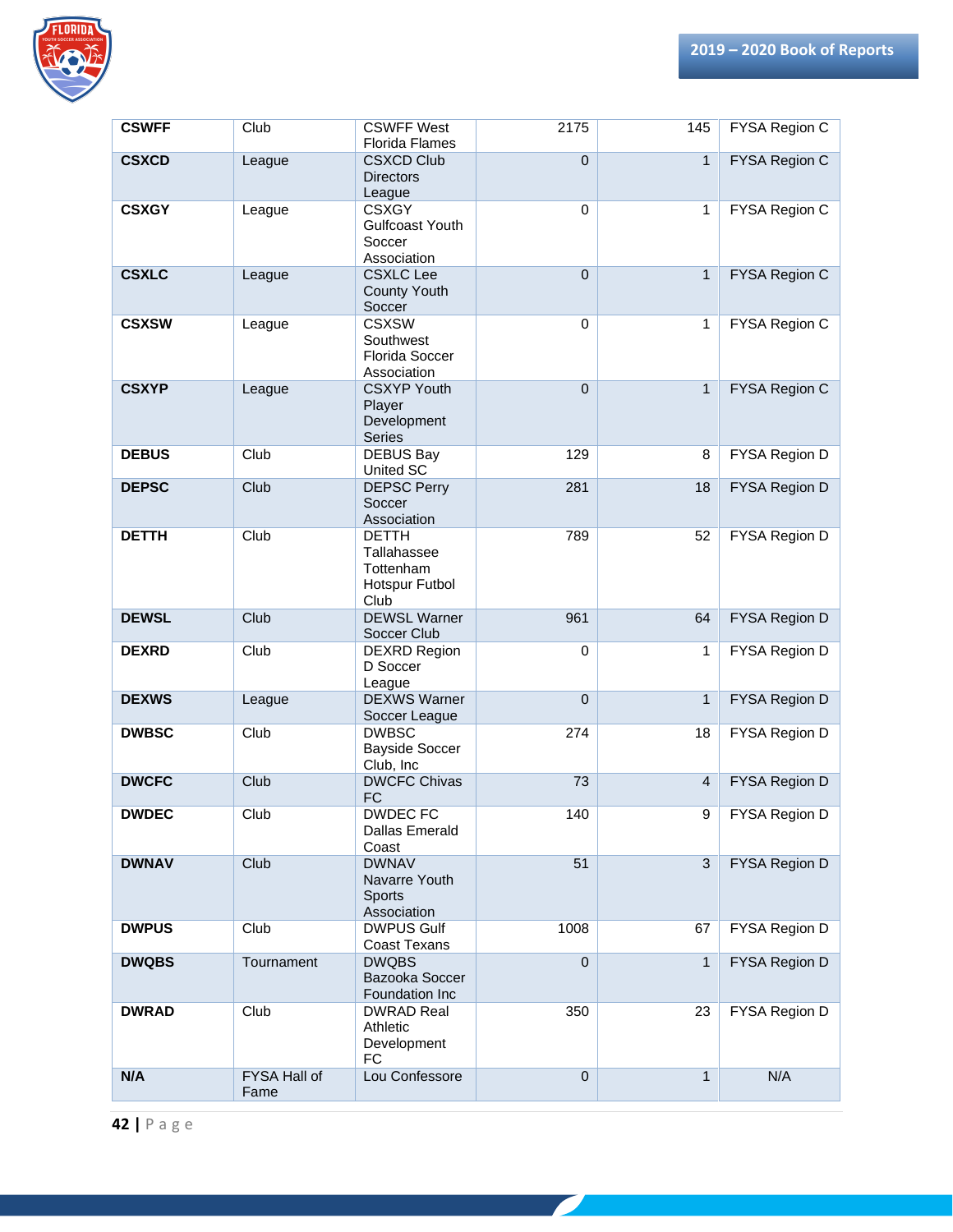| | | | | | |
|---|---|---|---|---|---|
| **CSWFF** | Club | CSWFF West Florida Flames | 2175 | 145 | FYSA Region C |
| **CSXCD** | League | CSXCD Club Directors League | 0 | 1 | FYSA Region C |
| **CSXGY** | League | CSXGY Gulfcoast Youth Soccer Association | 0 | 1 | FYSA Region C |
| **CSXLC** | League | CSXLC Lee County Youth Soccer | 0 | 1 | FYSA Region C |
| **CSXSW** | League | CSXSW Southwest Florida Soccer Association | 0 | 1 | FYSA Region C |
| **CSXYP** | League | CSXYP Youth Player Development Series | 0 | 1 | FYSA Region C |
| **DEBUS** | Club | DEBUS Bay United SC | 129 | 8 | FYSA Region D |
| **DEPSC** | Club | DEPSC Perry Soccer Association | 281 | 18 | FYSA Region D |
| **DETTH** | Club | DETTH Tallahassee Tottenham Hotspur Futbol Club | 789 | 52 | FYSA Region D |
| **DEWSL** | Club | DEWSL Warner Soccer Club | 961 | 64 | FYSA Region D |
| **DEXRD** | Club | DEXRD Region D Soccer League | 0 | 1 | FYSA Region D |
| **DEXWS** | League | DEXWS Warner Soccer League | 0 | 1 | FYSA Region D |
| **DWBSC** | Club | DWBSC Bayside Soccer Club, Inc | 274 | 18 | FYSA Region D |
| **DWCFC** | Club | DWCFC Chivas FC | 73 | 4 | FYSA Region D |
| **DWDEC** | Club | DWDEC FC Dallas Emerald Coast | 140 | 9 | FYSA Region D |
| **DWNAV** | Club | DWNAV Navarre Youth Sports Association | 51 | 3 | FYSA Region D |
| **DWPUS** | Club | DWPUS Gulf Coast Texans | 1008 | 67 | FYSA Region D |
| **DWQBS** | Tournament | DWQBS Bazooka Soccer Foundation Inc | 0 | 1 | FYSA Region D |
| **DWRAD** | Club | DWRAD Real Athletic Development FC | 350 | 23 | FYSA Region D |
| **N/A** | FYSA Hall of Fame | Lou Confessore | 0 | 1 | N/A |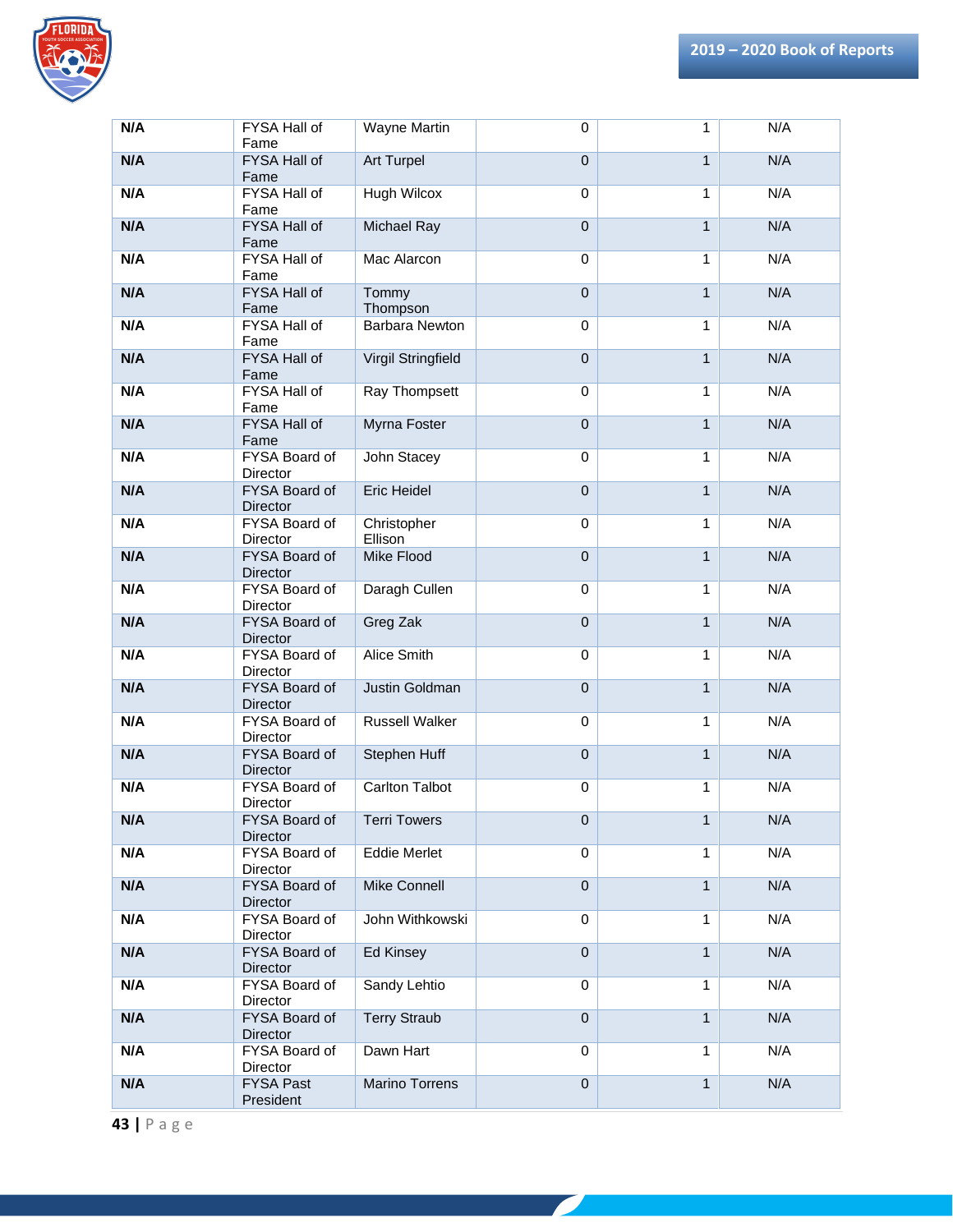| N/A | FYSA Hall of Fame | Wayne Martin | 0 | 1 | N/A |
|---|---|---|---|---|---|
| **N/A** | FYSA Hall of Fame | Art Turpel | 0 | 1 | N/A |
| **N/A** | FYSA Hall of Fame | Hugh Wilcox | 0 | 1 | N/A |
| **N/A** | FYSA Hall of Fame | Michael Ray | 0 | 1 | N/A |
| **N/A** | FYSA Hall of Fame | Mac Alarcon | 0 | 1 | N/A |
| **N/A** | FYSA Hall of Fame | Tommy Thompson | 0 | 1 | N/A |
| **N/A** | FYSA Hall of Fame | Barbara Newton | 0 | 1 | N/A |
| **N/A** | FYSA Hall of Fame | Virgil Stringfield | 0 | 1 | N/A |
| **N/A** | FYSA Hall of Fame | Ray Thompsett | 0 | 1 | N/A |
| **N/A** | FYSA Hall of Fame | Myrna Foster | 0 | 1 | N/A |
| **N/A** | FYSA Board of Director | John Stacey | 0 | 1 | N/A |
| **N/A** | FYSA Board of Director | Eric Heidel | 0 | 1 | N/A |
| **N/A** | FYSA Board of Director | Christopher Ellison | 0 | 1 | N/A |
| **N/A** | FYSA Board of Director | Mike Flood | 0 | 1 | N/A |
| **N/A** | FYSA Board of Director | Daragh Cullen | 0 | 1 | N/A |
| **N/A** | FYSA Board of Director | Greg Zak | 0 | 1 | N/A |
| **N/A** | FYSA Board of Director | Alice Smith | 0 | 1 | N/A |
| **N/A** | FYSA Board of Director | Justin Goldman | 0 | 1 | N/A |
| **N/A** | FYSA Board of Director | Russell Walker | 0 | 1 | N/A |
| **N/A** | FYSA Board of Director | Stephen Huff | 0 | 1 | N/A |
| **N/A** | FYSA Board of Director | Carlton Talbot | 0 | 1 | N/A |
| **N/A** | FYSA Board of Director | Terri Towers | 0 | 1 | N/A |
| **N/A** | FYSA Board of Director | Eddie Merlet | 0 | 1 | N/A |
| **N/A** | FYSA Board of Director | Mike Connell | 0 | 1 | N/A |
| **N/A** | FYSA Board of Director | John Withkowski | 0 | 1 | N/A |
| **N/A** | FYSA Board of Director | Ed Kinsey | 0 | 1 | N/A |
| **N/A** | FYSA Board of Director | Sandy Lehtio | 0 | 1 | N/A |
| **N/A** | FYSA Board of Director | Terry Straub | 0 | 1 | N/A |
| **N/A** | FYSA Board of Director | Dawn Hart | 0 | 1 | N/A |
| **N/A** | FYSA Past President | Marino Torrens | 0 | 1 | N/A |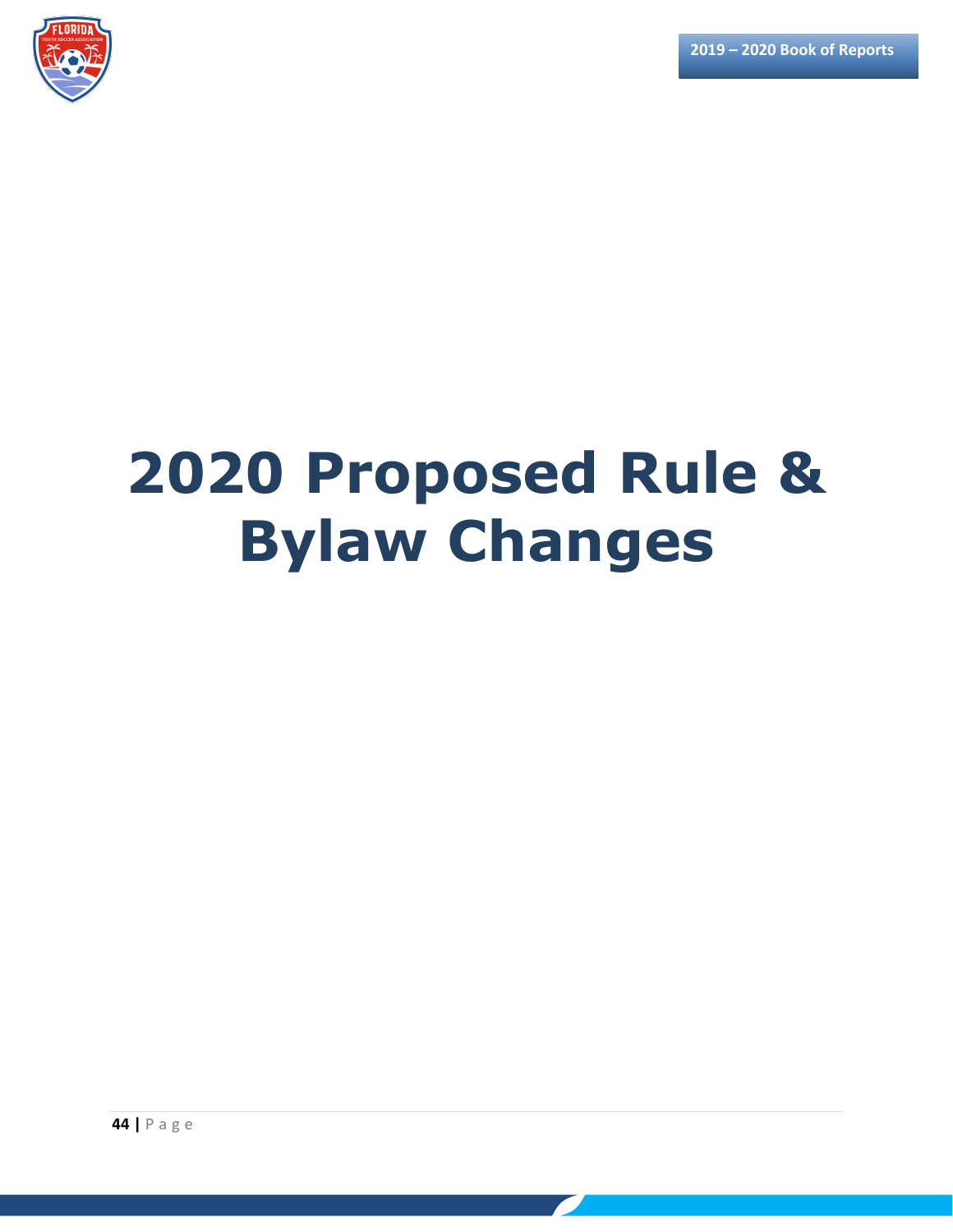# 2020 Proposed Rule & Bylaw Changes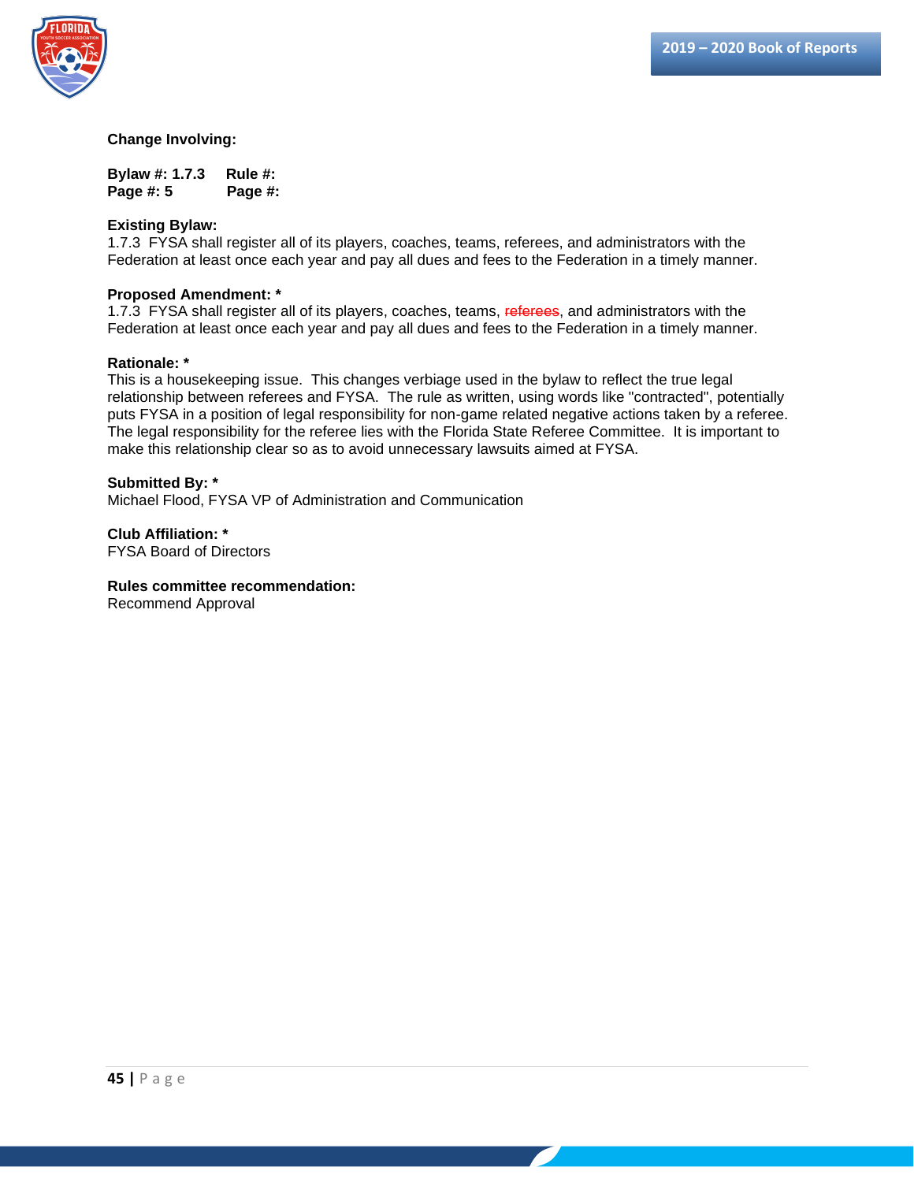**Change Involving:**

**Bylaw #: 1.7.3 Rule #:**
**Page #: 5 Page #:**

**Existing Bylaw:**
1.7.3 FYSA shall register all of its players, coaches, teams, referees, and administrators with the Federation at least once each year and pay all dues and fees to the Federation in a timely manner.

**Proposed Amendment: ***
1.7.3 FYSA shall register all of its players, coaches, teams, ~~referees~~, and administrators with the Federation at least once each year and pay all dues and fees to the Federation in a timely manner.

**Rationale: ***
This is a housekeeping issue. This changes verbiage used in the bylaw to reflect the true legal relationship between referees and FYSA. The rule as written, using words like "contracted", potentially puts FYSA in a position of legal responsibility for non-game related negative actions taken by a referee. The legal responsibility for the referee lies with the Florida State Referee Committee. It is important to make this relationship clear so as to avoid unnecessary lawsuits aimed at FYSA.

**Submitted By: ***
Michael Flood, FYSA VP of Administration and Communication

**Club Affiliation: ***
FYSA Board of Directors

**Rules committee recommendation:**
Recommend Approval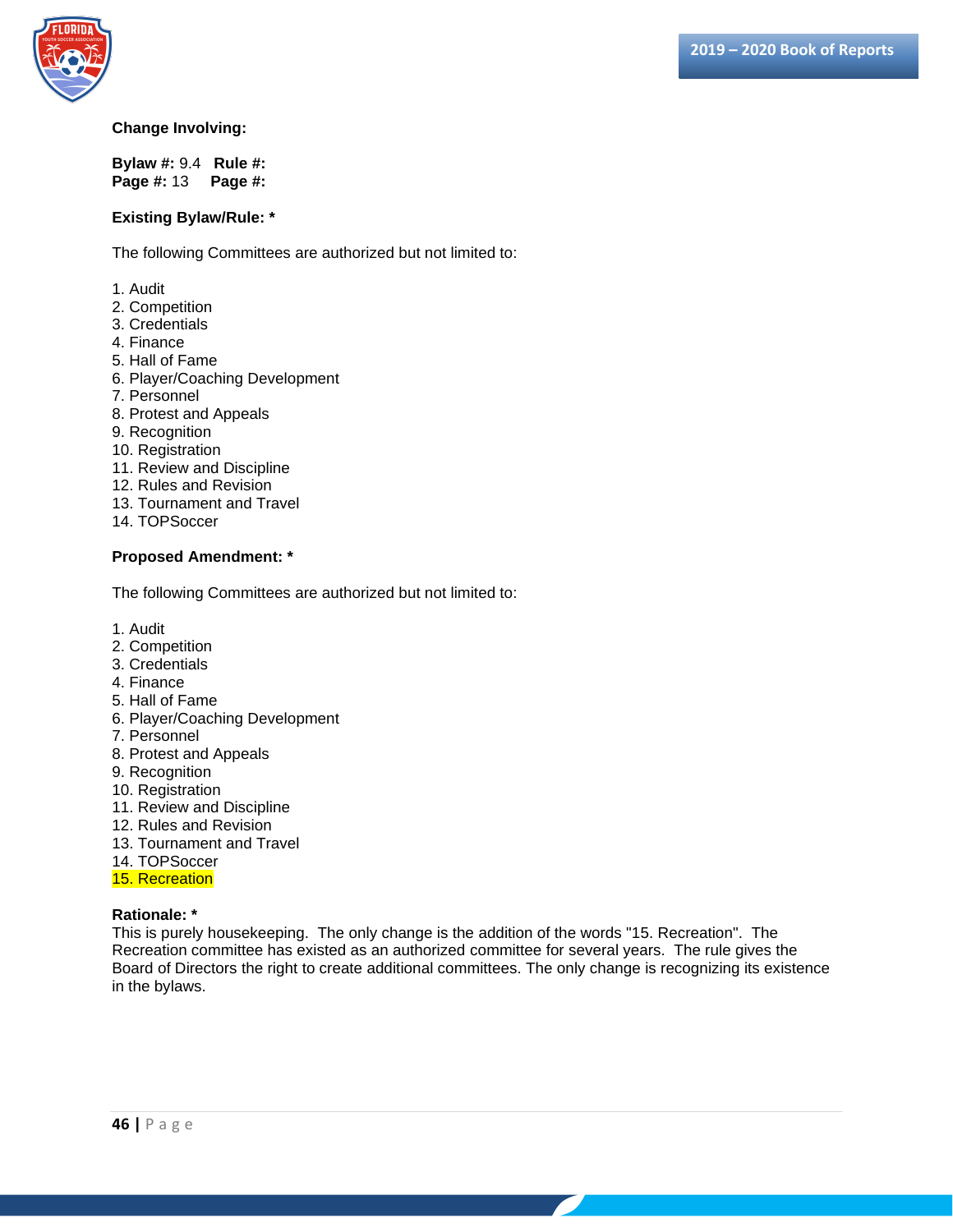**Change Involving:**

**Bylaw #:** 9.4 **Rule #:**
**Page #:** 13 **Page #:**

**Existing Bylaw/Rule: ***

The following Committees are authorized but not limited to:

1. Audit
2. Competition
3. Credentials
4. Finance
5. Hall of Fame
6. Player/Coaching Development
7. Personnel
8. Protest and Appeals
9. Recognition
10. Registration
11. Review and Discipline
12. Rules and Revision
13. Tournament and Travel
14. TOPSoccer

**Proposed Amendment: ***

The following Committees are authorized but not limited to:

1. Audit
2. Competition
3. Credentials
4. Finance
5. Hall of Fame
6. Player/Coaching Development
7. Personnel
8. Protest and Appeals
9. Recognition
10. Registration
11. Review and Discipline
12. Rules and Revision
13. Tournament and Travel
14. TOPSoccer
15. Recreation

**Rationale: ***
This is purely housekeeping. The only change is the addition of the words "15. Recreation". The Recreation committee has existed as an authorized committee for several years. The rule gives the Board of Directors the right to create additional committees. The only change is recognizing its existence in the bylaws.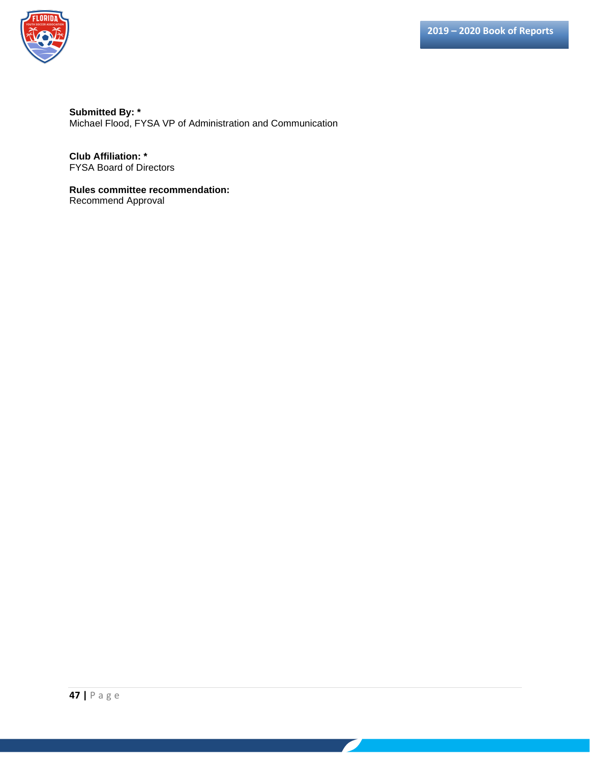**Submitted By: ***
Michael Flood, FYSA VP of Administration and Communication

**Club Affiliation: ***
FYSA Board of Directors

**Rules committee recommendation:**
Recommend Approval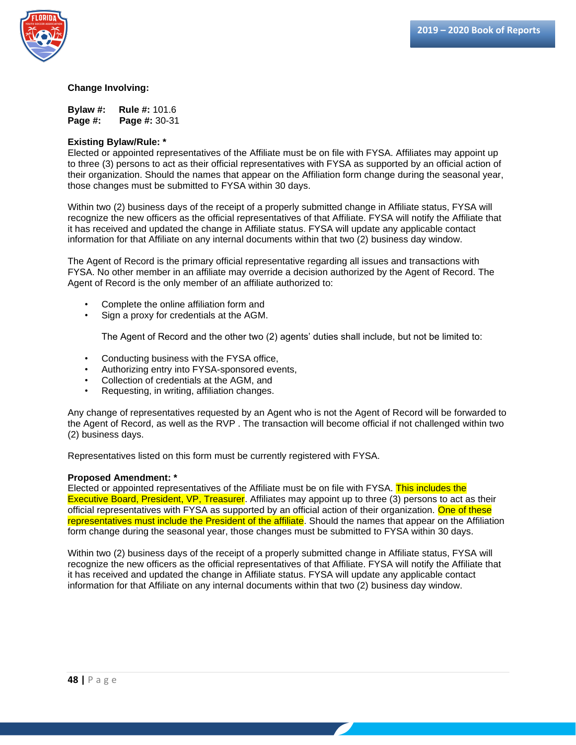**Change Involving:**

**Bylaw #:** **Rule #:** 101.6
**Page #:** **Page #:** 30-31

**Existing Bylaw/Rule: ***
Elected or appointed representatives of the Affiliate must be on file with FYSA. Affiliates may appoint up to three (3) persons to act as their official representatives with FYSA as supported by an official action of their organization. Should the names that appear on the Affiliation form change during the seasonal year, those changes must be submitted to FYSA within 30 days.

Within two (2) business days of the receipt of a properly submitted change in Affiliate status, FYSA will recognize the new officers as the official representatives of that Affiliate. FYSA will notify the Affiliate that it has received and updated the change in Affiliate status. FYSA will update any applicable contact information for that Affiliate on any internal documents within that two (2) business day window.

The Agent of Record is the primary official representative regarding all issues and transactions with FYSA. No other member in an affiliate may override a decision authorized by the Agent of Record. The Agent of Record is the only member of an affiliate authorized to:

- Complete the online affiliation form and
- Sign a proxy for credentials at the AGM.

The Agent of Record and the other two (2) agents' duties shall include, but not be limited to:

- Conducting business with the FYSA office,
- Authorizing entry into FYSA-sponsored events,
- Collection of credentials at the AGM, and
- Requesting, in writing, affiliation changes.

Any change of representatives requested by an Agent who is not the Agent of Record will be forwarded to the Agent of Record, as well as the RVP . The transaction will become official if not challenged within two (2) business days.

Representatives listed on this form must be currently registered with FYSA.

**Proposed Amendment: ***
Elected or appointed representatives of the Affiliate must be on file with FYSA. This includes the Executive Board, President, VP, Treasurer. Affiliates may appoint up to three (3) persons to act as their official representatives with FYSA as supported by an official action of their organization. One of these representatives must include the President of the affiliate. Should the names that appear on the Affiliation form change during the seasonal year, those changes must be submitted to FYSA within 30 days.

Within two (2) business days of the receipt of a properly submitted change in Affiliate status, FYSA will recognize the new officers as the official representatives of that Affiliate. FYSA will notify the Affiliate that it has received and updated the change in Affiliate status. FYSA will update any applicable contact information for that Affiliate on any internal documents within that two (2) business day window.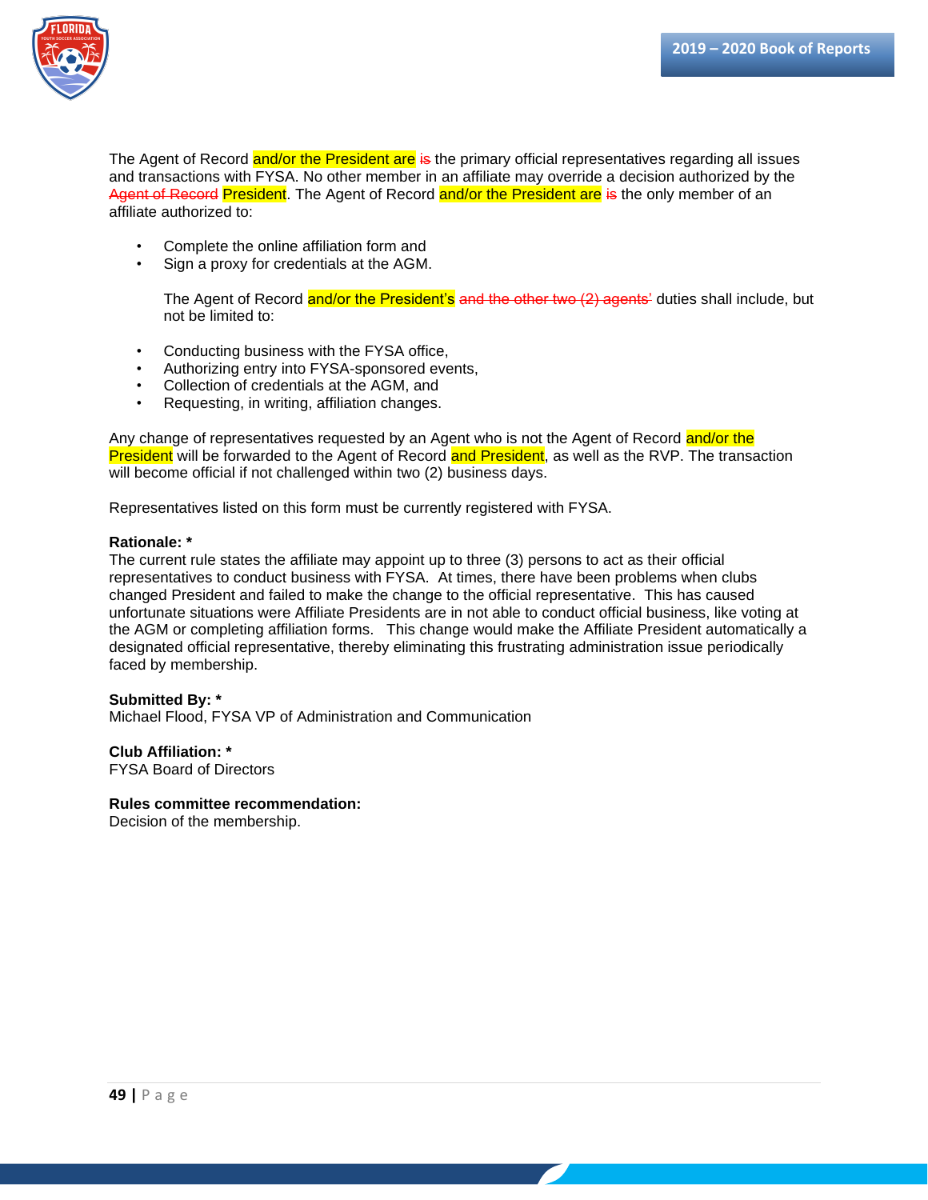The Agent of Record and/or the President are ~~is~~ the primary official representatives regarding all issues and transactions with FYSA. No other member in an affiliate may override a decision authorized by the ~~Agent of Record~~ President. The Agent of Record and/or the President are ~~is~~ the only member of an affiliate authorized to:

- Complete the online affiliation form and
- Sign a proxy for credentials at the AGM.

  The Agent of Record and/or the President's ~~and the other two (2) agents'~~ duties shall include, but not be limited to:

- Conducting business with the FYSA office,
- Authorizing entry into FYSA-sponsored events,
- Collection of credentials at the AGM, and
- Requesting, in writing, affiliation changes.

Any change of representatives requested by an Agent who is not the Agent of Record and/or the President will be forwarded to the Agent of Record and President, as well as the RVP. The transaction will become official if not challenged within two (2) business days.

Representatives listed on this form must be currently registered with FYSA.

**Rationale: ***
The current rule states the affiliate may appoint up to three (3) persons to act as their official representatives to conduct business with FYSA. At times, there have been problems when clubs changed President and failed to make the change to the official representative. This has caused unfortunate situations were Affiliate Presidents are in not able to conduct official business, like voting at the AGM or completing affiliation forms. This change would make the Affiliate President automatically a designated official representative, thereby eliminating this frustrating administration issue periodically faced by membership.

**Submitted By: ***
Michael Flood, FYSA VP of Administration and Communication

**Club Affiliation: ***
FYSA Board of Directors

**Rules committee recommendation:**
Decision of the membership.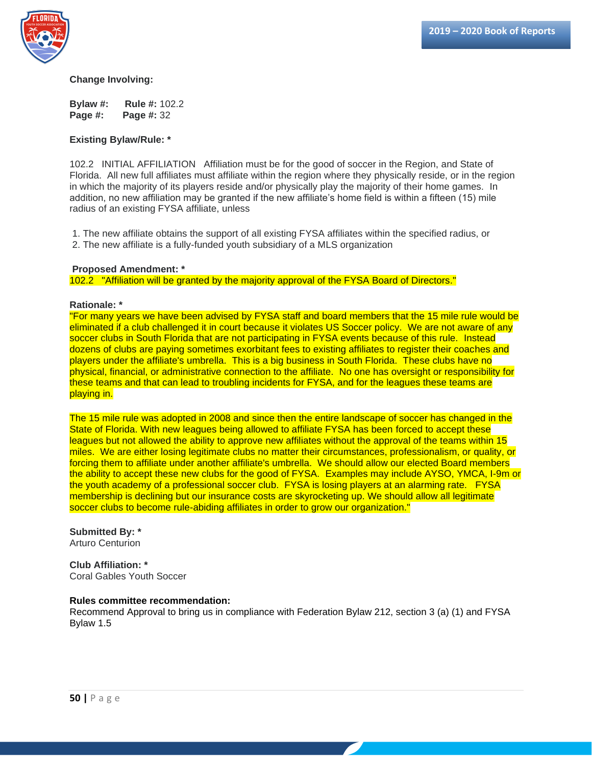**Change Involving:**

**Bylaw #:** **Rule #:** 102.2
**Page #:** **Page #:** 32

**Existing Bylaw/Rule: ***

102.2 INITIAL AFFILIATION Affiliation must be for the good of soccer in the Region, and State of Florida. All new full affiliates must affiliate within the region where they physically reside, or in the region in which the majority of its players reside and/or physically play the majority of their home games. In addition, no new affiliation may be granted if the new affiliate's home field is within a fifteen (15) mile radius of an existing FYSA affiliate, unless

1. The new affiliate obtains the support of all existing FYSA affiliates within the specified radius, or
2. The new affiliate is a fully-funded youth subsidiary of a MLS organization

**Proposed Amendment: ***
102.2 "Affiliation will be granted by the majority approval of the FYSA Board of Directors."

**Rationale: ***
"For many years we have been advised by FYSA staff and board members that the 15 mile rule would be eliminated if a club challenged it in court because it violates US Soccer policy. We are not aware of any soccer clubs in South Florida that are not participating in FYSA events because of this rule. Instead dozens of clubs are paying sometimes exorbitant fees to existing affiliates to register their coaches and players under the affiliate's umbrella. This is a big business in South Florida. These clubs have no physical, financial, or administrative connection to the affiliate. No one has oversight or responsibility for these teams and that can lead to troubling incidents for FYSA, and for the leagues these teams are playing in.

The 15 mile rule was adopted in 2008 and since then the entire landscape of soccer has changed in the State of Florida. With new leagues being allowed to affiliate FYSA has been forced to accept these leagues but not allowed the ability to approve new affiliates without the approval of the teams within 15 miles. We are either losing legitimate clubs no matter their circumstances, professionalism, or quality, or forcing them to affiliate under another affiliate's umbrella. We should allow our elected Board members the ability to accept these new clubs for the good of FYSA. Examples may include AYSO, YMCA, I-9m or the youth academy of a professional soccer club. FYSA is losing players at an alarming rate. FYSA membership is declining but our insurance costs are skyrocketing up. We should allow all legitimate soccer clubs to become rule-abiding affiliates in order to grow our organization."

**Submitted By: ***
Arturo Centurion

**Club Affiliation: ***
Coral Gables Youth Soccer

**Rules committee recommendation:**
Recommend Approval to bring us in compliance with Federation Bylaw 212, section 3 (a) (1) and FYSA Bylaw 1.5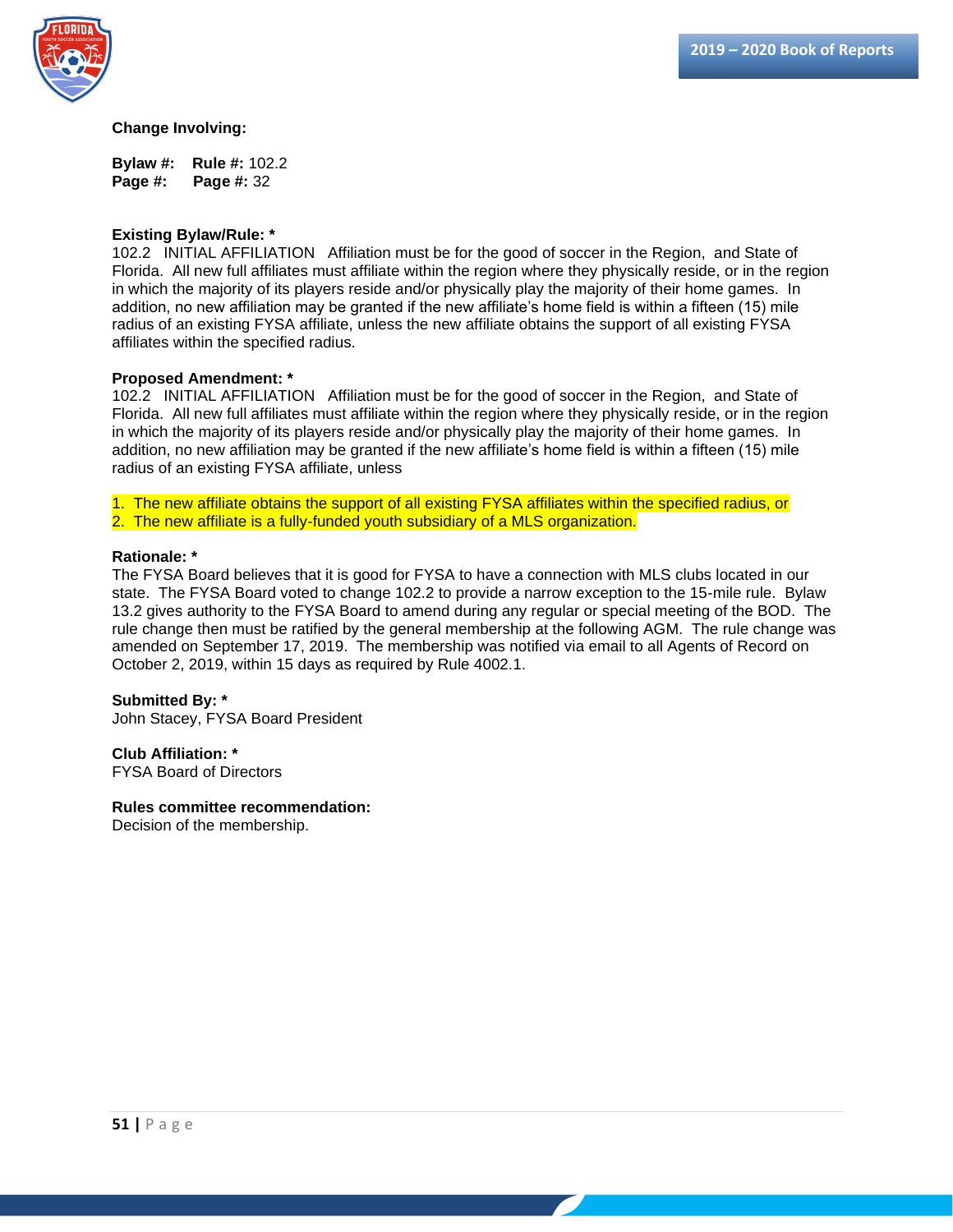**Change Involving:**

**Bylaw #:** **Rule #:** 102.2
**Page #:** **Page #:** 32

**Existing Bylaw/Rule: ***
102.2 INITIAL AFFILIATION Affiliation must be for the good of soccer in the Region, and State of Florida. All new full affiliates must affiliate within the region where they physically reside, or in the region in which the majority of its players reside and/or physically play the majority of their home games. In addition, no new affiliation may be granted if the new affiliate's home field is within a fifteen (15) mile radius of an existing FYSA affiliate, unless the new affiliate obtains the support of all existing FYSA affiliates within the specified radius.

**Proposed Amendment: ***
102.2 INITIAL AFFILIATION Affiliation must be for the good of soccer in the Region, and State of Florida. All new full affiliates must affiliate within the region where they physically reside, or in the region in which the majority of its players reside and/or physically play the majority of their home games. In addition, no new affiliation may be granted if the new affiliate's home field is within a fifteen (15) mile radius of an existing FYSA affiliate, unless

1. The new affiliate obtains the support of all existing FYSA affiliates within the specified radius, or
2. The new affiliate is a fully-funded youth subsidiary of a MLS organization.

**Rationale: ***
The FYSA Board believes that it is good for FYSA to have a connection with MLS clubs located in our state. The FYSA Board voted to change 102.2 to provide a narrow exception to the 15-mile rule. Bylaw 13.2 gives authority to the FYSA Board to amend during any regular or special meeting of the BOD. The rule change then must be ratified by the general membership at the following AGM. The rule change was amended on September 17, 2019. The membership was notified via email to all Agents of Record on October 2, 2019, within 15 days as required by Rule 4002.1.

**Submitted By: ***
John Stacey, FYSA Board President

**Club Affiliation: ***
FYSA Board of Directors

**Rules committee recommendation:**
Decision of the membership.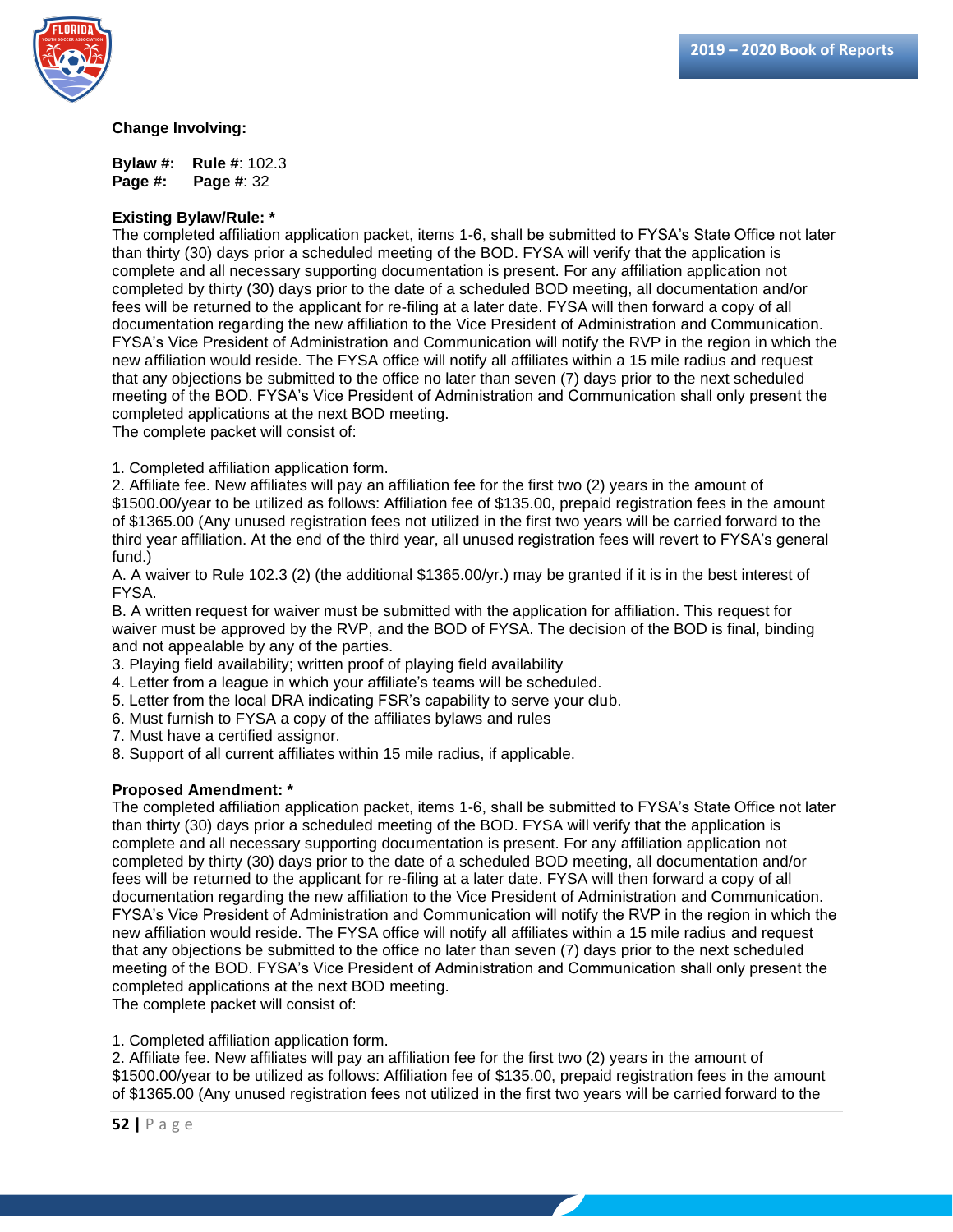**Change Involving:**

**Bylaw #:** **Rule #**: 102.3
**Page #:** **Page #**: 32

**Existing Bylaw/Rule: ***
The completed affiliation application packet, items 1-6, shall be submitted to FYSA's State Office not later than thirty (30) days prior a scheduled meeting of the BOD. FYSA will verify that the application is complete and all necessary supporting documentation is present. For any affiliation application not completed by thirty (30) days prior to the date of a scheduled BOD meeting, all documentation and/or fees will be returned to the applicant for re-filing at a later date. FYSA will then forward a copy of all documentation regarding the new affiliation to the Vice President of Administration and Communication. FYSA's Vice President of Administration and Communication will notify the RVP in the region in which the new affiliation would reside. The FYSA office will notify all affiliates within a 15 mile radius and request that any objections be submitted to the office no later than seven (7) days prior to the next scheduled meeting of the BOD. FYSA's Vice President of Administration and Communication shall only present the completed applications at the next BOD meeting.
The complete packet will consist of:

1. Completed affiliation application form.
2. Affiliate fee. New affiliates will pay an affiliation fee for the first two (2) years in the amount of $1500.00/year to be utilized as follows: Affiliation fee of $135.00, prepaid registration fees in the amount of $1365.00 (Any unused registration fees not utilized in the first two years will be carried forward to the third year affiliation. At the end of the third year, all unused registration fees will revert to FYSA's general fund.)
A. A waiver to Rule 102.3 (2) (the additional $1365.00/yr.) may be granted if it is in the best interest of FYSA.
B. A written request for waiver must be submitted with the application for affiliation. This request for waiver must be approved by the RVP, and the BOD of FYSA. The decision of the BOD is final, binding and not appealable by any of the parties.
3. Playing field availability; written proof of playing field availability
4. Letter from a league in which your affiliate's teams will be scheduled.
5. Letter from the local DRA indicating FSR's capability to serve your club.
6. Must furnish to FYSA a copy of the affiliates bylaws and rules
7. Must have a certified assignor.
8. Support of all current affiliates within 15 mile radius, if applicable.

**Proposed Amendment: ***
The completed affiliation application packet, items 1-6, shall be submitted to FYSA's State Office not later than thirty (30) days prior a scheduled meeting of the BOD. FYSA will verify that the application is complete and all necessary supporting documentation is present. For any affiliation application not completed by thirty (30) days prior to the date of a scheduled BOD meeting, all documentation and/or fees will be returned to the applicant for re-filing at a later date. FYSA will then forward a copy of all documentation regarding the new affiliation to the Vice President of Administration and Communication. FYSA's Vice President of Administration and Communication will notify the RVP in the region in which the new affiliation would reside. The FYSA office will notify all affiliates within a 15 mile radius and request that any objections be submitted to the office no later than seven (7) days prior to the next scheduled meeting of the BOD. FYSA's Vice President of Administration and Communication shall only present the completed applications at the next BOD meeting.
The complete packet will consist of:

1. Completed affiliation application form.
2. Affiliate fee. New affiliates will pay an affiliation fee for the first two (2) years in the amount of $1500.00/year to be utilized as follows: Affiliation fee of $135.00, prepaid registration fees in the amount of $1365.00 (Any unused registration fees not utilized in the first two years will be carried forward to the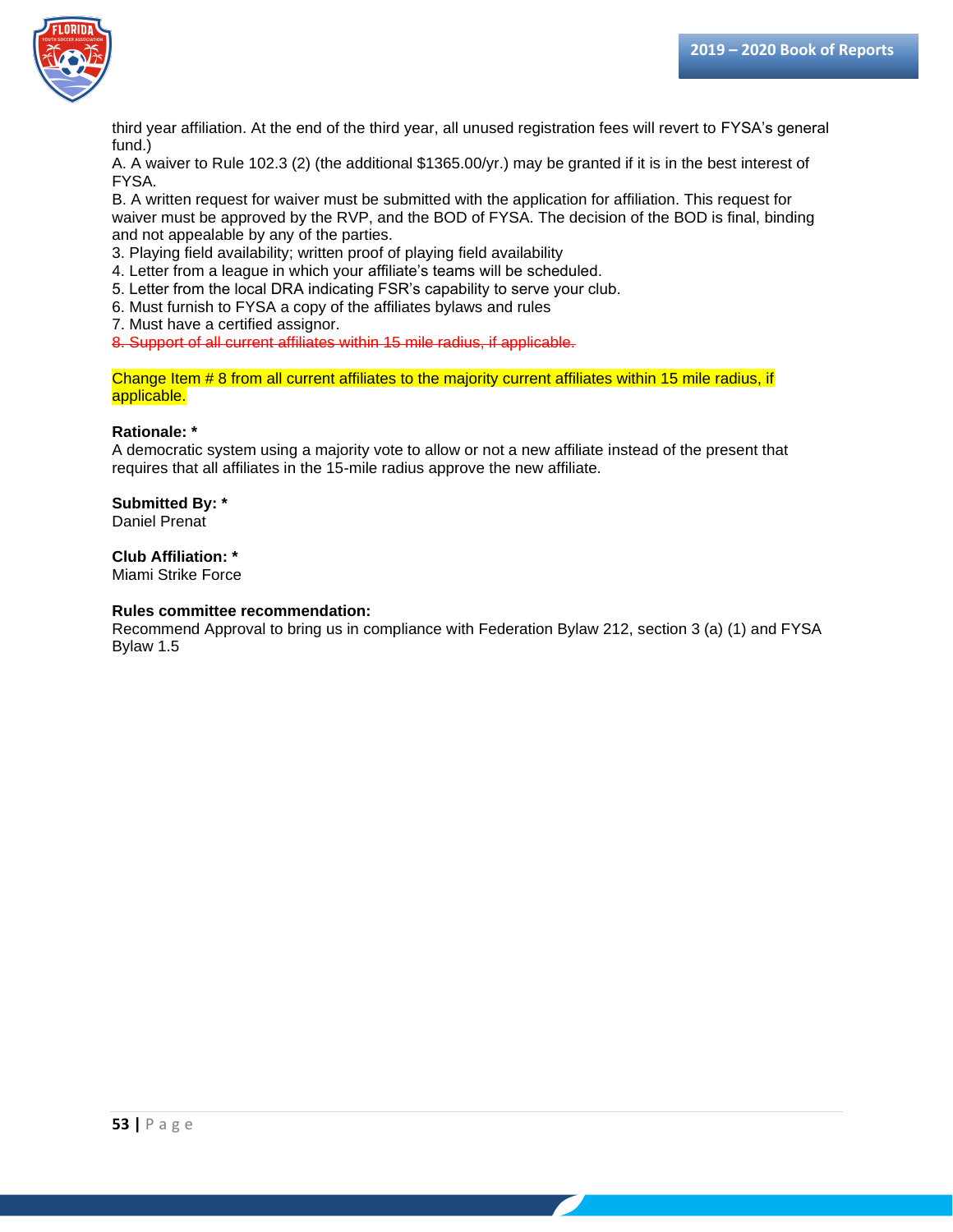third year affiliation. At the end of the third year, all unused registration fees will revert to FYSA's general fund.)

A. A waiver to Rule 102.3 (2) (the additional $1365.00/yr.) may be granted if it is in the best interest of FYSA.

B. A written request for waiver must be submitted with the application for affiliation. This request for waiver must be approved by the RVP, and the BOD of FYSA. The decision of the BOD is final, binding and not appealable by any of the parties.

3. Playing field availability; written proof of playing field availability
4. Letter from a league in which your affiliate's teams will be scheduled.
5. Letter from the local DRA indicating FSR's capability to serve your club.
6. Must furnish to FYSA a copy of the affiliates bylaws and rules
7. Must have a certified assignor.
8. ~~Support of all current affiliates within 15 mile radius, if applicable.~~

Change Item # 8 from all current affiliates to the majority current affiliates within 15 mile radius, if applicable.

**Rationale: ***
A democratic system using a majority vote to allow or not a new affiliate instead of the present that requires that all affiliates in the 15-mile radius approve the new affiliate.

**Submitted By: ***
Daniel Prenat

**Club Affiliation: ***
Miami Strike Force

**Rules committee recommendation:**
Recommend Approval to bring us in compliance with Federation Bylaw 212, section 3 (a) (1) and FYSA Bylaw 1.5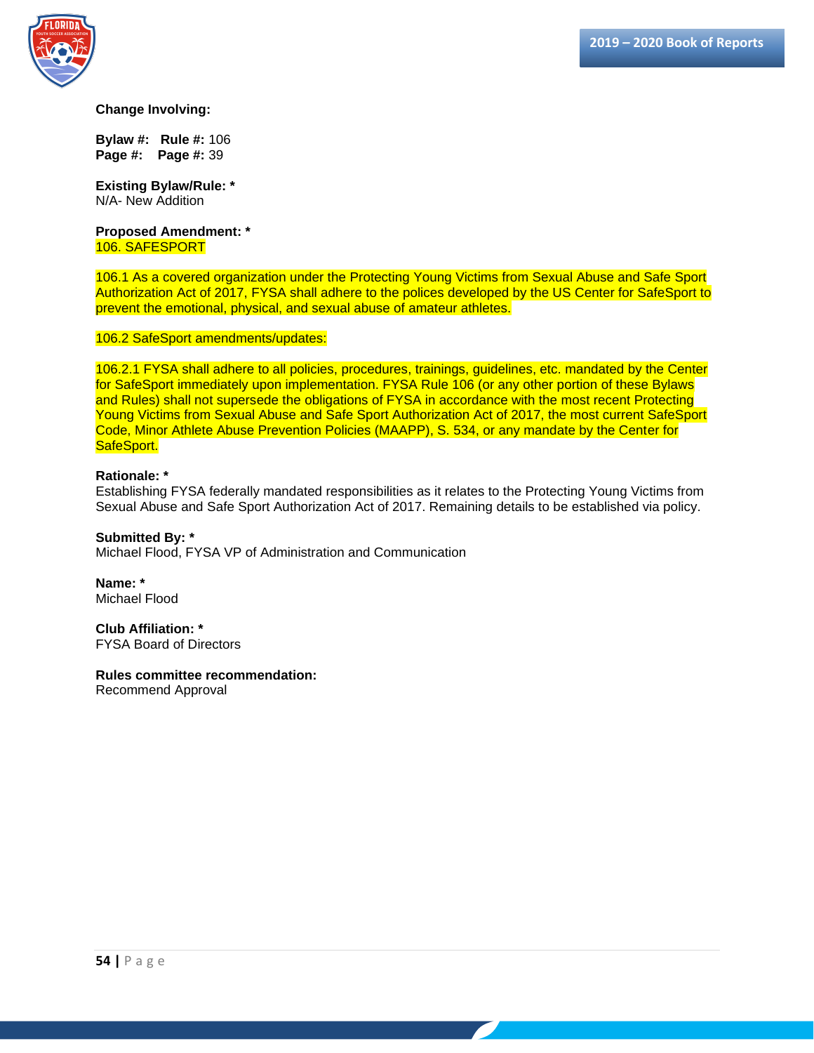**Change Involving:**

**Bylaw #:** **Rule #:** 106
**Page #:** **Page #:** 39

**Existing Bylaw/Rule: ***
N/A- New Addition

**Proposed Amendment: ***
106. SAFESPORT

106.1 As a covered organization under the Protecting Young Victims from Sexual Abuse and Safe Sport Authorization Act of 2017, FYSA shall adhere to the polices developed by the US Center for SafeSport to prevent the emotional, physical, and sexual abuse of amateur athletes.

106.2 SafeSport amendments/updates:

106.2.1 FYSA shall adhere to all policies, procedures, trainings, guidelines, etc. mandated by the Center for SafeSport immediately upon implementation. FYSA Rule 106 (or any other portion of these Bylaws and Rules) shall not supersede the obligations of FYSA in accordance with the most recent Protecting Young Victims from Sexual Abuse and Safe Sport Authorization Act of 2017, the most current SafeSport Code, Minor Athlete Abuse Prevention Policies (MAAPP), S. 534, or any mandate by the Center for SafeSport.

**Rationale: ***
Establishing FYSA federally mandated responsibilities as it relates to the Protecting Young Victims from Sexual Abuse and Safe Sport Authorization Act of 2017. Remaining details to be established via policy.

**Submitted By: ***
Michael Flood, FYSA VP of Administration and Communication

**Name: ***
Michael Flood

**Club Affiliation: ***
FYSA Board of Directors

**Rules committee recommendation:**
Recommend Approval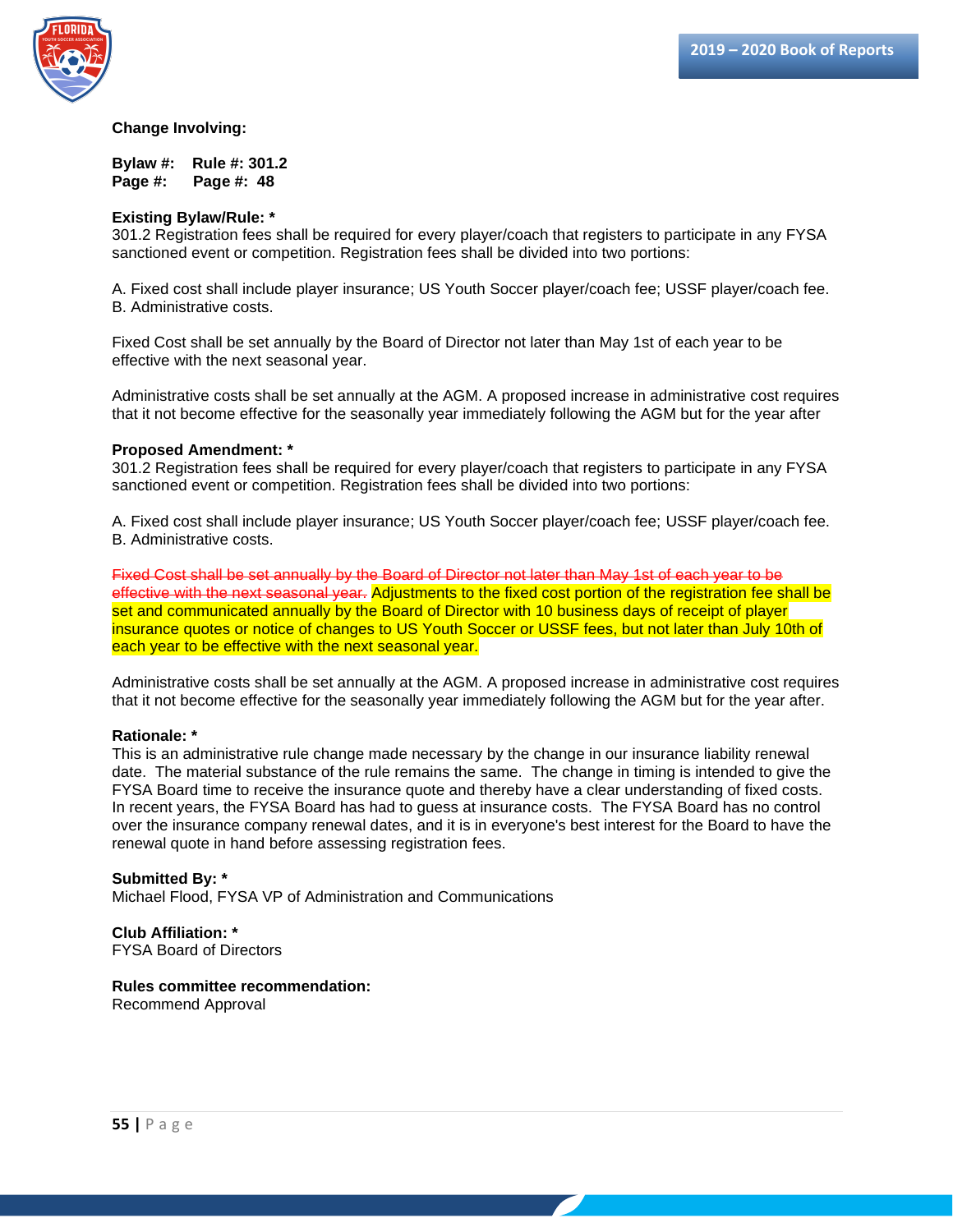**Change Involving:**

**Bylaw #: Rule #: 301.2**
**Page #: Page #: 48**

**Existing Bylaw/Rule: ***
301.2 Registration fees shall be required for every player/coach that registers to participate in any FYSA sanctioned event or competition. Registration fees shall be divided into two portions:

A. Fixed cost shall include player insurance; US Youth Soccer player/coach fee; USSF player/coach fee.
B. Administrative costs.

Fixed Cost shall be set annually by the Board of Director not later than May 1st of each year to be effective with the next seasonal year.

Administrative costs shall be set annually at the AGM. A proposed increase in administrative cost requires that it not become effective for the seasonally year immediately following the AGM but for the year after

**Proposed Amendment: ***
301.2 Registration fees shall be required for every player/coach that registers to participate in any FYSA sanctioned event or competition. Registration fees shall be divided into two portions:

A. Fixed cost shall include player insurance; US Youth Soccer player/coach fee; USSF player/coach fee.
B. Administrative costs.

~~Fixed Cost shall be set annually by the Board of Director not later than May 1st of each year to be effective with the next seasonal year.~~ Adjustments to the fixed cost portion of the registration fee shall be set and communicated annually by the Board of Director with 10 business days of receipt of player insurance quotes or notice of changes to US Youth Soccer or USSF fees, but not later than July 10th of each year to be effective with the next seasonal year.

Administrative costs shall be set annually at the AGM. A proposed increase in administrative cost requires that it not become effective for the seasonally year immediately following the AGM but for the year after.

**Rationale: ***
This is an administrative rule change made necessary by the change in our insurance liability renewal date. The material substance of the rule remains the same. The change in timing is intended to give the FYSA Board time to receive the insurance quote and thereby have a clear understanding of fixed costs. In recent years, the FYSA Board has had to guess at insurance costs. The FYSA Board has no control over the insurance company renewal dates, and it is in everyone's best interest for the Board to have the renewal quote in hand before assessing registration fees.

**Submitted By: ***
Michael Flood, FYSA VP of Administration and Communications

**Club Affiliation: ***
FYSA Board of Directors

**Rules committee recommendation:**
Recommend Approval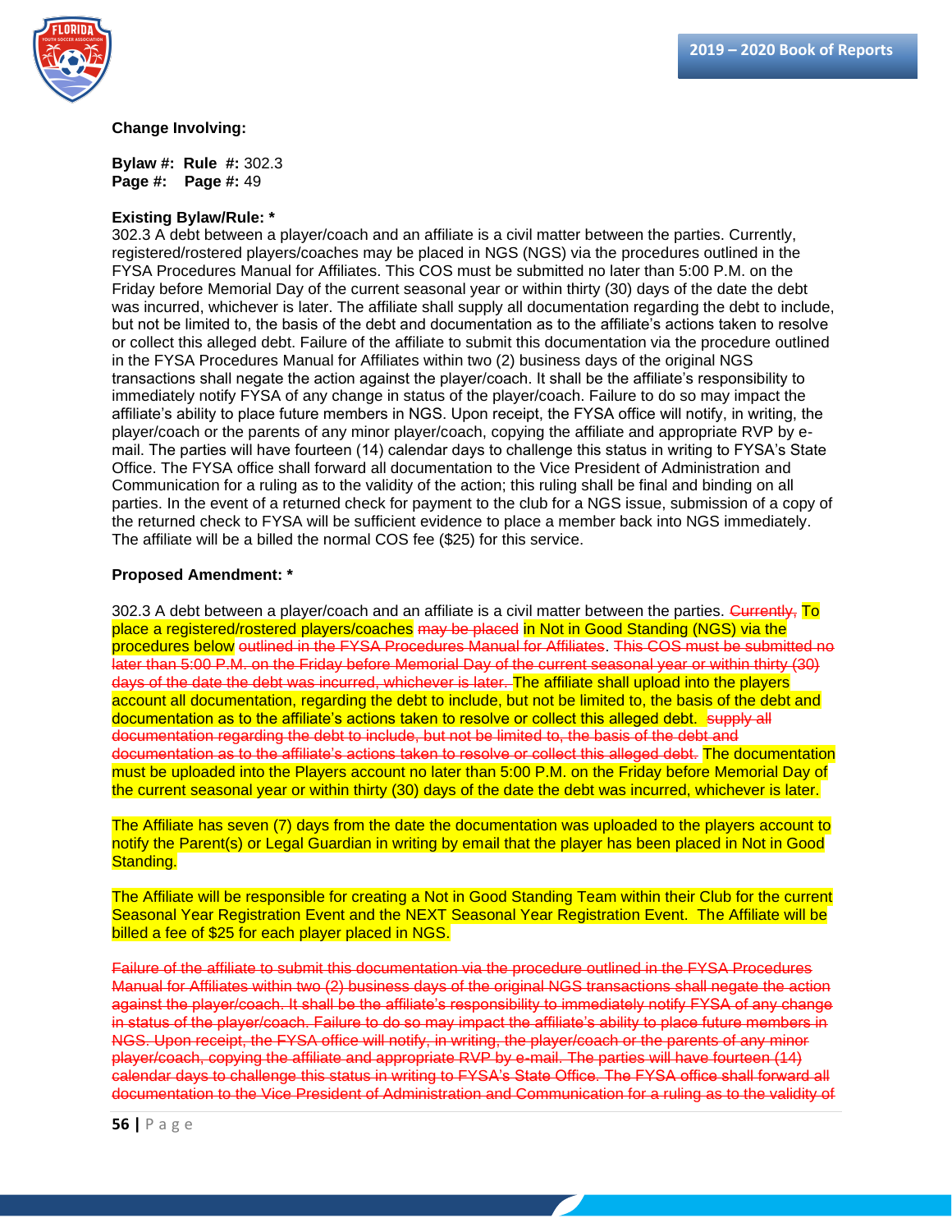**Change Involving:**

**Bylaw #:** **Rule #:** 302.3
**Page #:** **Page #:** 49

**Existing Bylaw/Rule: \***

302.3 A debt between a player/coach and an affiliate is a civil matter between the parties. Currently, registered/rostered players/coaches may be placed in NGS (NGS) via the procedures outlined in the FYSA Procedures Manual for Affiliates. This COS must be submitted no later than 5:00 P.M. on the Friday before Memorial Day of the current seasonal year or within thirty (30) days of the date the debt was incurred, whichever is later. The affiliate shall supply all documentation regarding the debt to include, but not be limited to, the basis of the debt and documentation as to the affiliate's actions taken to resolve or collect this alleged debt. Failure of the affiliate to submit this documentation via the procedure outlined in the FYSA Procedures Manual for Affiliates within two (2) business days of the original NGS transactions shall negate the action against the player/coach. It shall be the affiliate's responsibility to immediately notify FYSA of any change in status of the player/coach. Failure to do so may impact the affiliate's ability to place future members in NGS. Upon receipt, the FYSA office will notify, in writing, the player/coach or the parents of any minor player/coach, copying the affiliate and appropriate RVP by e-mail. The parties will have fourteen (14) calendar days to challenge this status in writing to FYSA's State Office. The FYSA office shall forward all documentation to the Vice President of Administration and Communication for a ruling as to the validity of the action; this ruling shall be final and binding on all parties. In the event of a returned check for payment to the club for a NGS issue, submission of a copy of the returned check to FYSA will be sufficient evidence to place a member back into NGS immediately. The affiliate will be a billed the normal COS fee ($25) for this service.

**Proposed Amendment: \***

302.3 A debt between a player/coach and an affiliate is a civil matter between the parties. ~~Currently,~~ To place a registered/rostered players/coaches ~~may be placed~~ in Not in Good Standing (NGS) via the procedures below ~~outlined in the FYSA Procedures Manual for Affiliates~~. ~~This COS must be submitted no later than 5:00 P.M. on the Friday before Memorial Day of the current seasonal year or within thirty (30) days of the date the debt was incurred, whichever is later.~~ The affiliate shall upload into the players account all documentation, regarding the debt to include, but not be limited to, the basis of the debt and documentation as to the affiliate's actions taken to resolve or collect this alleged debt. ~~supply all documentation regarding the debt to include, but not be limited to, the basis of the debt and documentation as to the affiliate's actions taken to resolve or collect this alleged debt.~~ The documentation must be uploaded into the Players account no later than 5:00 P.M. on the Friday before Memorial Day of the current seasonal year or within thirty (30) days of the date the debt was incurred, whichever is later.

The Affiliate has seven (7) days from the date the documentation was uploaded to the players account to notify the Parent(s) or Legal Guardian in writing by email that the player has been placed in Not in Good Standing.

The Affiliate will be responsible for creating a Not in Good Standing Team within their Club for the current Seasonal Year Registration Event and the NEXT Seasonal Year Registration Event. The Affiliate will be billed a fee of $25 for each player placed in NGS.

~~Failure of the affiliate to submit this documentation via the procedure outlined in the FYSA Procedures Manual for Affiliates within two (2) business days of the original NGS transactions shall negate the action against the player/coach. It shall be the affiliate's responsibility to immediately notify FYSA of any change in status of the player/coach. Failure to do so may impact the affiliate's ability to place future members in NGS. Upon receipt, the FYSA office will notify, in writing, the player/coach or the parents of any minor player/coach, copying the affiliate and appropriate RVP by e-mail. The parties will have fourteen (14) calendar days to challenge this status in writing to FYSA's State Office. The FYSA office shall forward all documentation to the Vice President of Administration and Communication for a ruling as to the validity of~~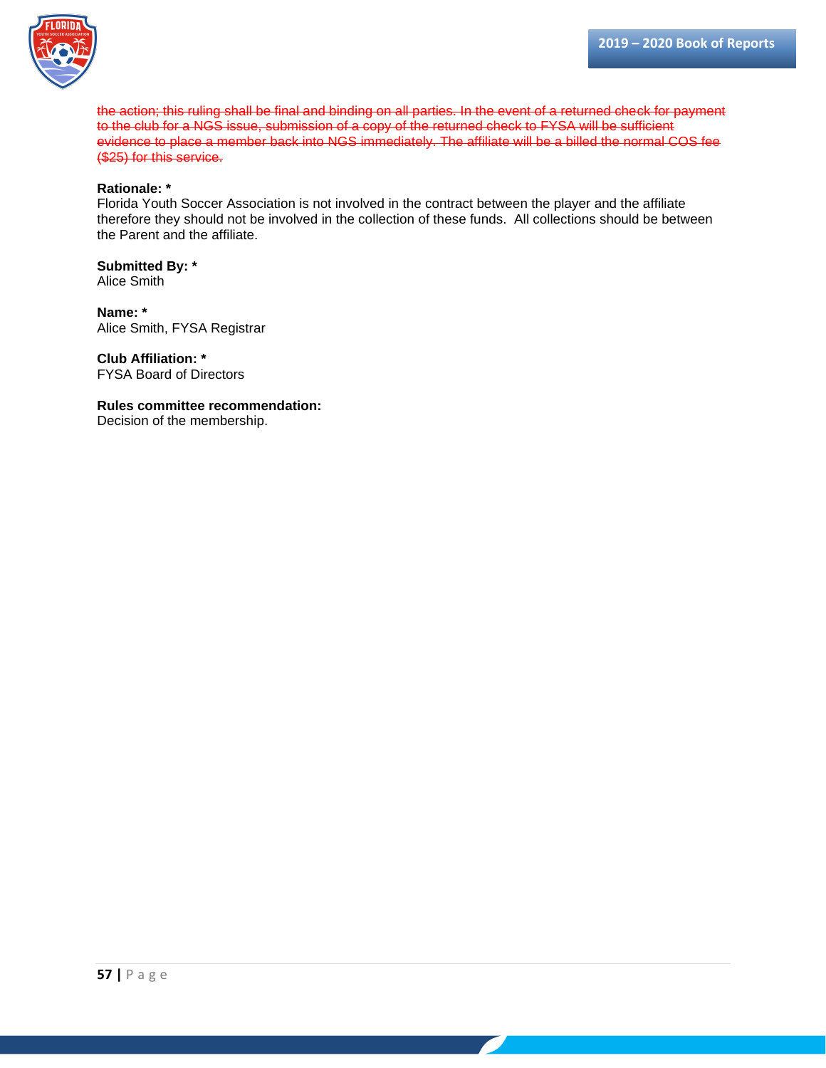~~the action; this ruling shall be final and binding on all parties. In the event of a returned check for payment to the club for a NGS issue, submission of a copy of the returned check to FYSA will be sufficient evidence to place a member back into NGS immediately. The affiliate will be a billed the normal COS fee ($25) for this service.~~

**Rationale: ***
Florida Youth Soccer Association is not involved in the contract between the player and the affiliate therefore they should not be involved in the collection of these funds. All collections should be between the Parent and the affiliate.

**Submitted By: ***
Alice Smith

**Name: ***
Alice Smith, FYSA Registrar

**Club Affiliation: ***
FYSA Board of Directors

**Rules committee recommendation:**
Decision of the membership.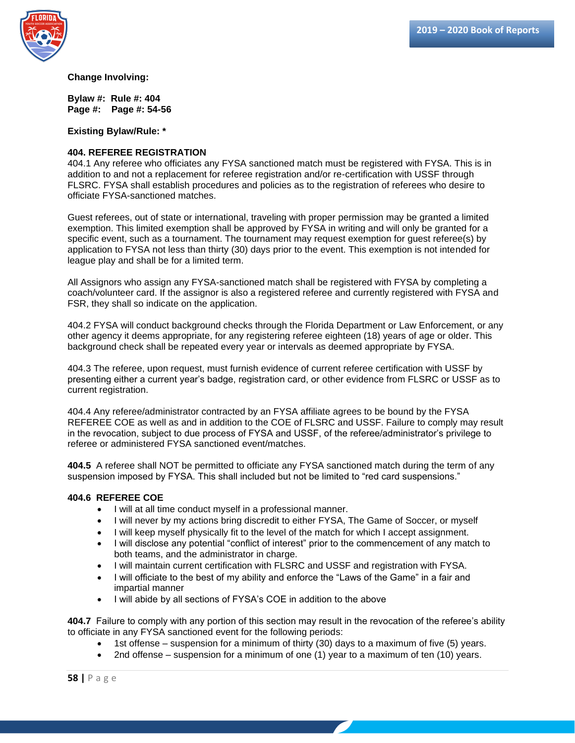**Change Involving:**

**Bylaw #: Rule #: 404**
**Page #: Page #: 54-56**

**Existing Bylaw/Rule: ***

**404. REFEREE REGISTRATION**

404.1 Any referee who officiates any FYSA sanctioned match must be registered with FYSA. This is in addition to and not a replacement for referee registration and/or re-certification with USSF through FLSRC. FYSA shall establish procedures and policies as to the registration of referees who desire to officiate FYSA-sanctioned matches.

Guest referees, out of state or international, traveling with proper permission may be granted a limited exemption. This limited exemption shall be approved by FYSA in writing and will only be granted for a specific event, such as a tournament. The tournament may request exemption for guest referee(s) by application to FYSA not less than thirty (30) days prior to the event. This exemption is not intended for league play and shall be for a limited term.

All Assignors who assign any FYSA-sanctioned match shall be registered with FYSA by completing a coach/volunteer card. If the assignor is also a registered referee and currently registered with FYSA and FSR, they shall so indicate on the application.

404.2 FYSA will conduct background checks through the Florida Department or Law Enforcement, or any other agency it deems appropriate, for any registering referee eighteen (18) years of age or older. This background check shall be repeated every year or intervals as deemed appropriate by FYSA.

404.3 The referee, upon request, must furnish evidence of current referee certification with USSF by presenting either a current year's badge, registration card, or other evidence from FLSRC or USSF as to current registration.

404.4 Any referee/administrator contracted by an FYSA affiliate agrees to be bound by the FYSA REFEREE COE as well as and in addition to the COE of FLSRC and USSF. Failure to comply may result in the revocation, subject to due process of FYSA and USSF, of the referee/administrator's privilege to referee or administered FYSA sanctioned event/matches.

**404.5** A referee shall NOT be permitted to officiate any FYSA sanctioned match during the term of any suspension imposed by FYSA. This shall included but not be limited to "red card suspensions."

**404.6 REFEREE COE**

- I will at all time conduct myself in a professional manner.
- I will never by my actions bring discredit to either FYSA, The Game of Soccer, or myself
- I will keep myself physically fit to the level of the match for which I accept assignment.
- I will disclose any potential "conflict of interest" prior to the commencement of any match to both teams, and the administrator in charge.
- I will maintain current certification with FLSRC and USSF and registration with FYSA.
- I will officiate to the best of my ability and enforce the "Laws of the Game" in a fair and impartial manner
- I will abide by all sections of FYSA's COE in addition to the above

**404.7** Failure to comply with any portion of this section may result in the revocation of the referee's ability to officiate in any FYSA sanctioned event for the following periods:

- 1st offense – suspension for a minimum of thirty (30) days to a maximum of five (5) years.
- 2nd offense – suspension for a minimum of one (1) year to a maximum of ten (10) years.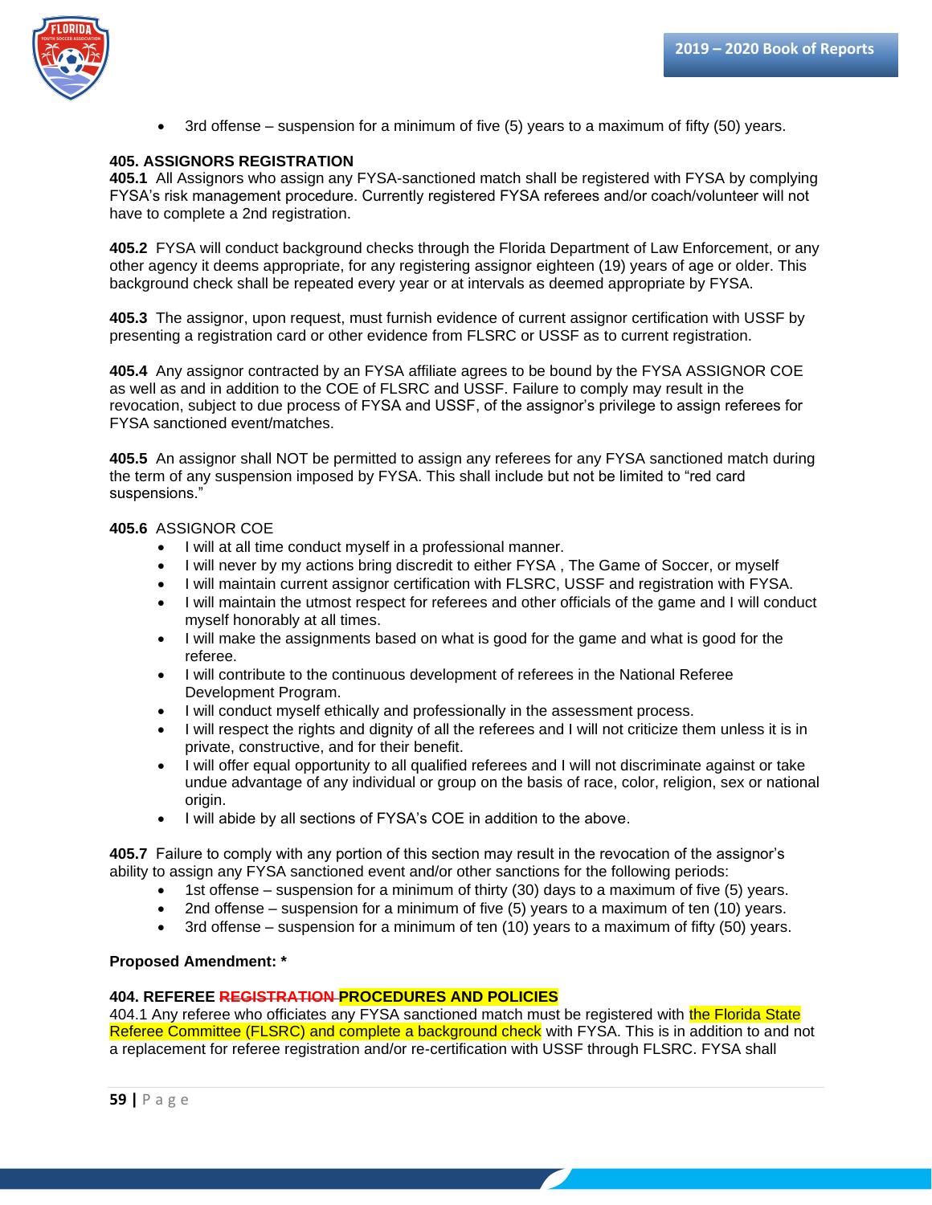- 3rd offense – suspension for a minimum of five (5) years to a maximum of fifty (50) years.

**405. ASSIGNORS REGISTRATION**

**405.1** All Assignors who assign any FYSA-sanctioned match shall be registered with FYSA by complying FYSA's risk management procedure. Currently registered FYSA referees and/or coach/volunteer will not have to complete a 2nd registration.

**405.2** FYSA will conduct background checks through the Florida Department of Law Enforcement, or any other agency it deems appropriate, for any registering assignor eighteen (19) years of age or older. This background check shall be repeated every year or at intervals as deemed appropriate by FYSA.

**405.3** The assignor, upon request, must furnish evidence of current assignor certification with USSF by presenting a registration card or other evidence from FLSRC or USSF as to current registration.

**405.4** Any assignor contracted by an FYSA affiliate agrees to be bound by the FYSA ASSIGNOR COE as well as and in addition to the COE of FLSRC and USSF. Failure to comply may result in the revocation, subject to due process of FYSA and USSF, of the assignor's privilege to assign referees for FYSA sanctioned event/matches.

**405.5** An assignor shall NOT be permitted to assign any referees for any FYSA sanctioned match during the term of any suspension imposed by FYSA. This shall include but not be limited to "red card suspensions."

**405.6** ASSIGNOR COE

- I will at all time conduct myself in a professional manner.
- I will never by my actions bring discredit to either FYSA , The Game of Soccer, or myself
- I will maintain current assignor certification with FLSRC, USSF and registration with FYSA.
- I will maintain the utmost respect for referees and other officials of the game and I will conduct myself honorably at all times.
- I will make the assignments based on what is good for the game and what is good for the referee.
- I will contribute to the continuous development of referees in the National Referee Development Program.
- I will conduct myself ethically and professionally in the assessment process.
- I will respect the rights and dignity of all the referees and I will not criticize them unless it is in private, constructive, and for their benefit.
- I will offer equal opportunity to all qualified referees and I will not discriminate against or take undue advantage of any individual or group on the basis of race, color, religion, sex or national origin.
- I will abide by all sections of FYSA's COE in addition to the above.

**405.7** Failure to comply with any portion of this section may result in the revocation of the assignor's ability to assign any FYSA sanctioned event and/or other sanctions for the following periods:

- 1st offense – suspension for a minimum of thirty (30) days to a maximum of five (5) years.
- 2nd offense – suspension for a minimum of five (5) years to a maximum of ten (10) years.
- 3rd offense – suspension for a minimum of ten (10) years to a maximum of fifty (50) years.

**Proposed Amendment: ***

**404. REFEREE ~~REGISTRATION~~ PROCEDURES AND POLICIES**

404.1 Any referee who officiates any FYSA sanctioned match must be registered with the Florida State Referee Committee (FLSRC) and complete a background check with FYSA. This is in addition to and not a replacement for referee registration and/or re-certification with USSF through FLSRC. FYSA shall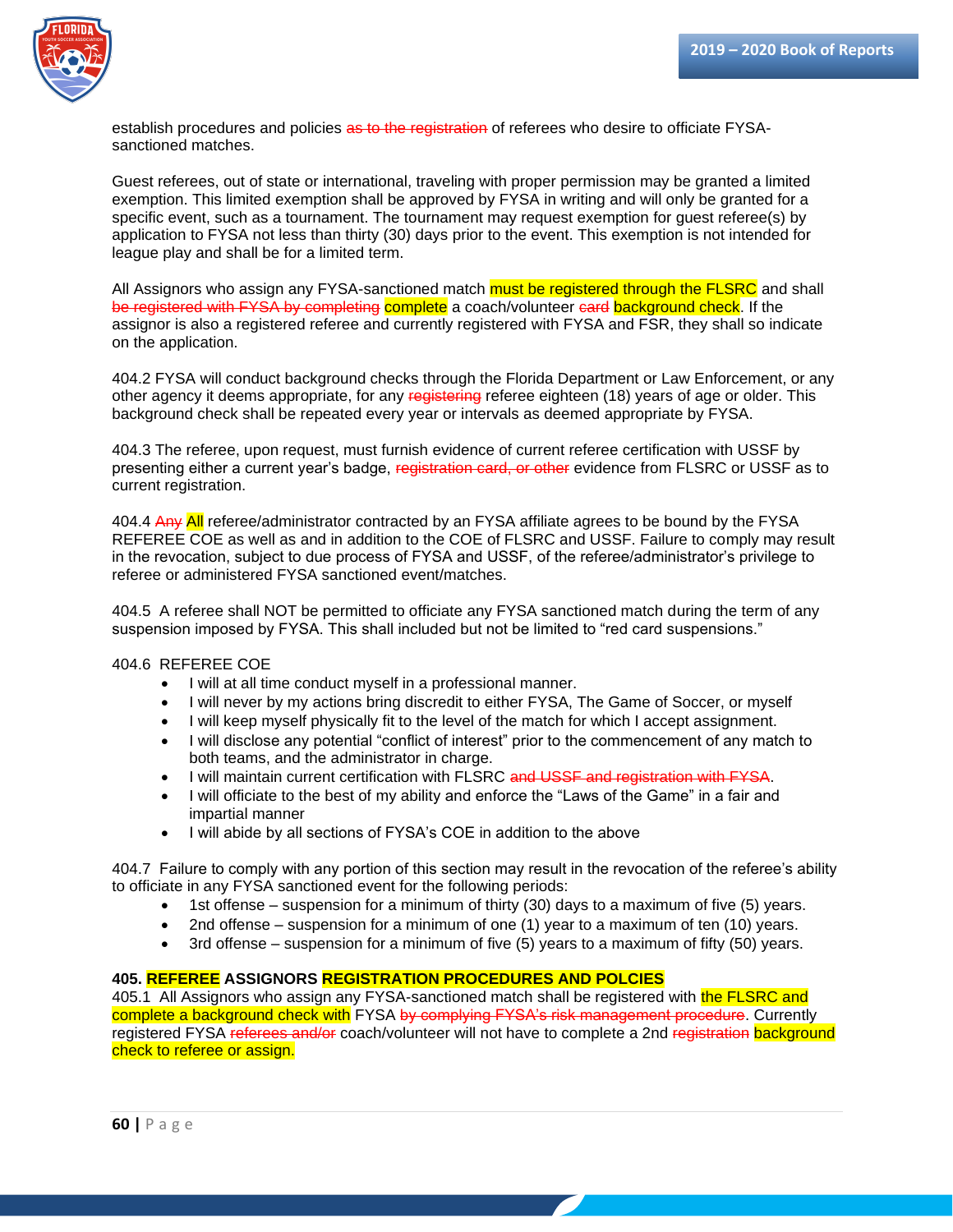establish procedures and policies ~~as to the registration~~ of referees who desire to officiate FYSA-sanctioned matches.

Guest referees, out of state or international, traveling with proper permission may be granted a limited exemption. This limited exemption shall be approved by FYSA in writing and will only be granted for a specific event, such as a tournament. The tournament may request exemption for guest referee(s) by application to FYSA not less than thirty (30) days prior to the event. This exemption is not intended for league play and shall be for a limited term.

All Assignors who assign any FYSA-sanctioned match must be registered through the FLSRC and shall ~~be registered with FYSA by completing~~ complete a coach/volunteer ~~card~~ background check. If the assignor is also a registered referee and currently registered with FYSA and FSR, they shall so indicate on the application.

404.2 FYSA will conduct background checks through the Florida Department or Law Enforcement, or any other agency it deems appropriate, for any ~~registering~~ referee eighteen (18) years of age or older. This background check shall be repeated every year or intervals as deemed appropriate by FYSA.

404.3 The referee, upon request, must furnish evidence of current referee certification with USSF by presenting either a current year's badge, ~~registration card, or other~~ evidence from FLSRC or USSF as to current registration.

404.4 ~~Any~~ All referee/administrator contracted by an FYSA affiliate agrees to be bound by the FYSA REFEREE COE as well as and in addition to the COE of FLSRC and USSF. Failure to comply may result in the revocation, subject to due process of FYSA and USSF, of the referee/administrator's privilege to referee or administered FYSA sanctioned event/matches.

404.5 A referee shall NOT be permitted to officiate any FYSA sanctioned match during the term of any suspension imposed by FYSA. This shall included but not be limited to "red card suspensions."

404.6 REFEREE COE

- I will at all time conduct myself in a professional manner.
- I will never by my actions bring discredit to either FYSA, The Game of Soccer, or myself
- I will keep myself physically fit to the level of the match for which I accept assignment.
- I will disclose any potential "conflict of interest" prior to the commencement of any match to both teams, and the administrator in charge.
- I will maintain current certification with FLSRC ~~and USSF and registration with FYSA~~.
- I will officiate to the best of my ability and enforce the "Laws of the Game" in a fair and impartial manner
- I will abide by all sections of FYSA's COE in addition to the above

404.7 Failure to comply with any portion of this section may result in the revocation of the referee's ability to officiate in any FYSA sanctioned event for the following periods:

- 1st offense – suspension for a minimum of thirty (30) days to a maximum of five (5) years.
- 2nd offense – suspension for a minimum of one (1) year to a maximum of ten (10) years.
- 3rd offense – suspension for a minimum of five (5) years to a maximum of fifty (50) years.

**405. REFEREE ASSIGNORS REGISTRATION PROCEDURES AND POLCIES**

405.1 All Assignors who assign any FYSA-sanctioned match shall be registered with the FLSRC and complete a background check with FYSA ~~by complying FYSA's risk management procedure~~. Currently registered FYSA ~~referees and/or~~ coach/volunteer will not have to complete a 2nd ~~registration~~ background check to referee or assign.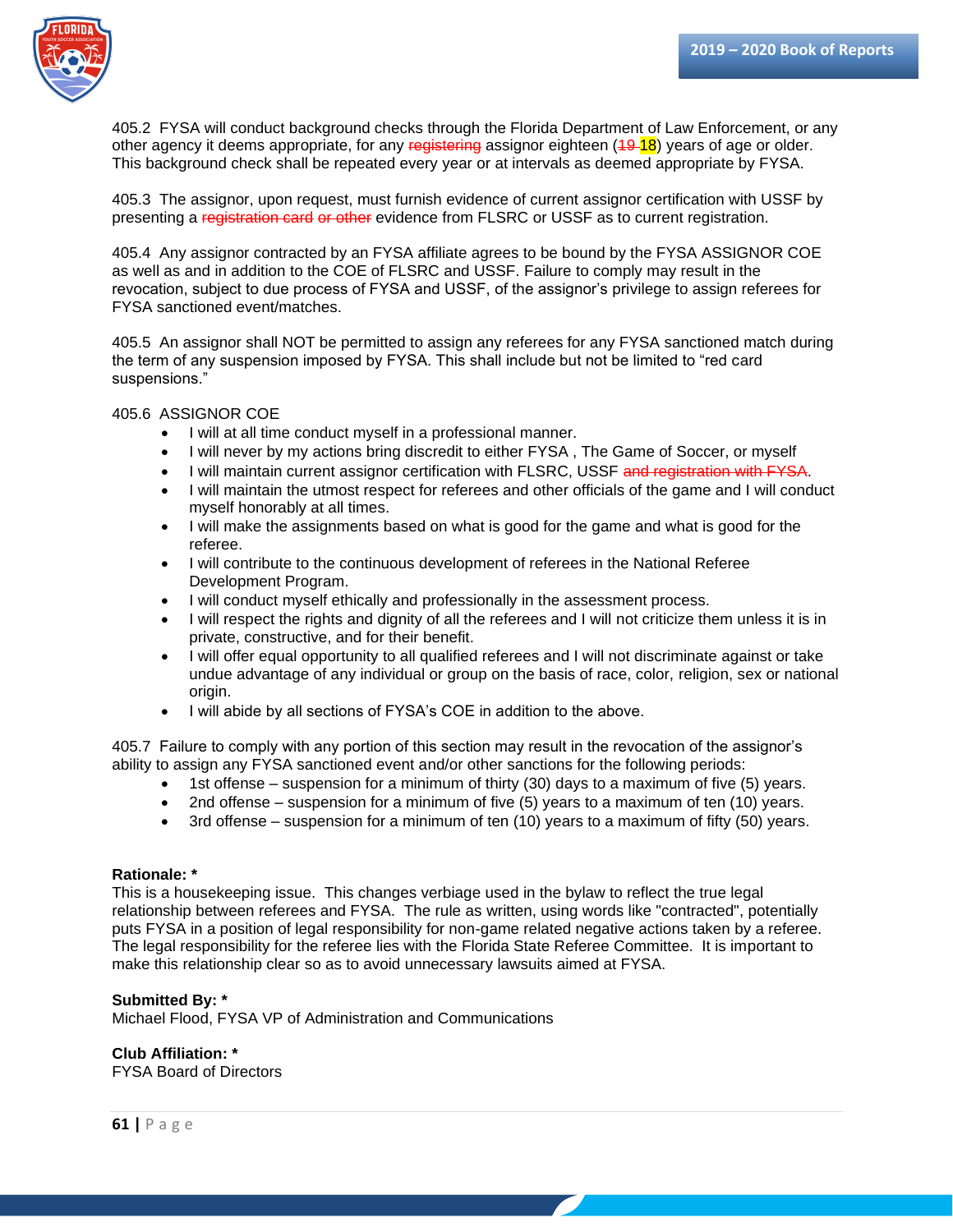405.2 FYSA will conduct background checks through the Florida Department of Law Enforcement, or any other agency it deems appropriate, for any ~~registering~~ assignor eighteen (~~19~~ 18) years of age or older. This background check shall be repeated every year or at intervals as deemed appropriate by FYSA.

405.3 The assignor, upon request, must furnish evidence of current assignor certification with USSF by presenting a ~~registration card or other~~ evidence from FLSRC or USSF as to current registration.

405.4 Any assignor contracted by an FYSA affiliate agrees to be bound by the FYSA ASSIGNOR COE as well as and in addition to the COE of FLSRC and USSF. Failure to comply may result in the revocation, subject to due process of FYSA and USSF, of the assignor's privilege to assign referees for FYSA sanctioned event/matches.

405.5 An assignor shall NOT be permitted to assign any referees for any FYSA sanctioned match during the term of any suspension imposed by FYSA. This shall include but not be limited to "red card suspensions."

405.6 ASSIGNOR COE

- I will at all time conduct myself in a professional manner.
- I will never by my actions bring discredit to either FYSA , The Game of Soccer, or myself
- I will maintain current assignor certification with FLSRC, USSF ~~and registration with FYSA~~.
- I will maintain the utmost respect for referees and other officials of the game and I will conduct myself honorably at all times.
- I will make the assignments based on what is good for the game and what is good for the referee.
- I will contribute to the continuous development of referees in the National Referee Development Program.
- I will conduct myself ethically and professionally in the assessment process.
- I will respect the rights and dignity of all the referees and I will not criticize them unless it is in private, constructive, and for their benefit.
- I will offer equal opportunity to all qualified referees and I will not discriminate against or take undue advantage of any individual or group on the basis of race, color, religion, sex or national origin.
- I will abide by all sections of FYSA's COE in addition to the above.

405.7 Failure to comply with any portion of this section may result in the revocation of the assignor's ability to assign any FYSA sanctioned event and/or other sanctions for the following periods:

- 1st offense – suspension for a minimum of thirty (30) days to a maximum of five (5) years.
- 2nd offense – suspension for a minimum of five (5) years to a maximum of ten (10) years.
- 3rd offense – suspension for a minimum of ten (10) years to a maximum of fifty (50) years.

**Rationale: ***
This is a housekeeping issue. This changes verbiage used in the bylaw to reflect the true legal relationship between referees and FYSA. The rule as written, using words like "contracted", potentially puts FYSA in a position of legal responsibility for non-game related negative actions taken by a referee. The legal responsibility for the referee lies with the Florida State Referee Committee. It is important to make this relationship clear so as to avoid unnecessary lawsuits aimed at FYSA.

**Submitted By: ***
Michael Flood, FYSA VP of Administration and Communications

**Club Affiliation: ***
FYSA Board of Directors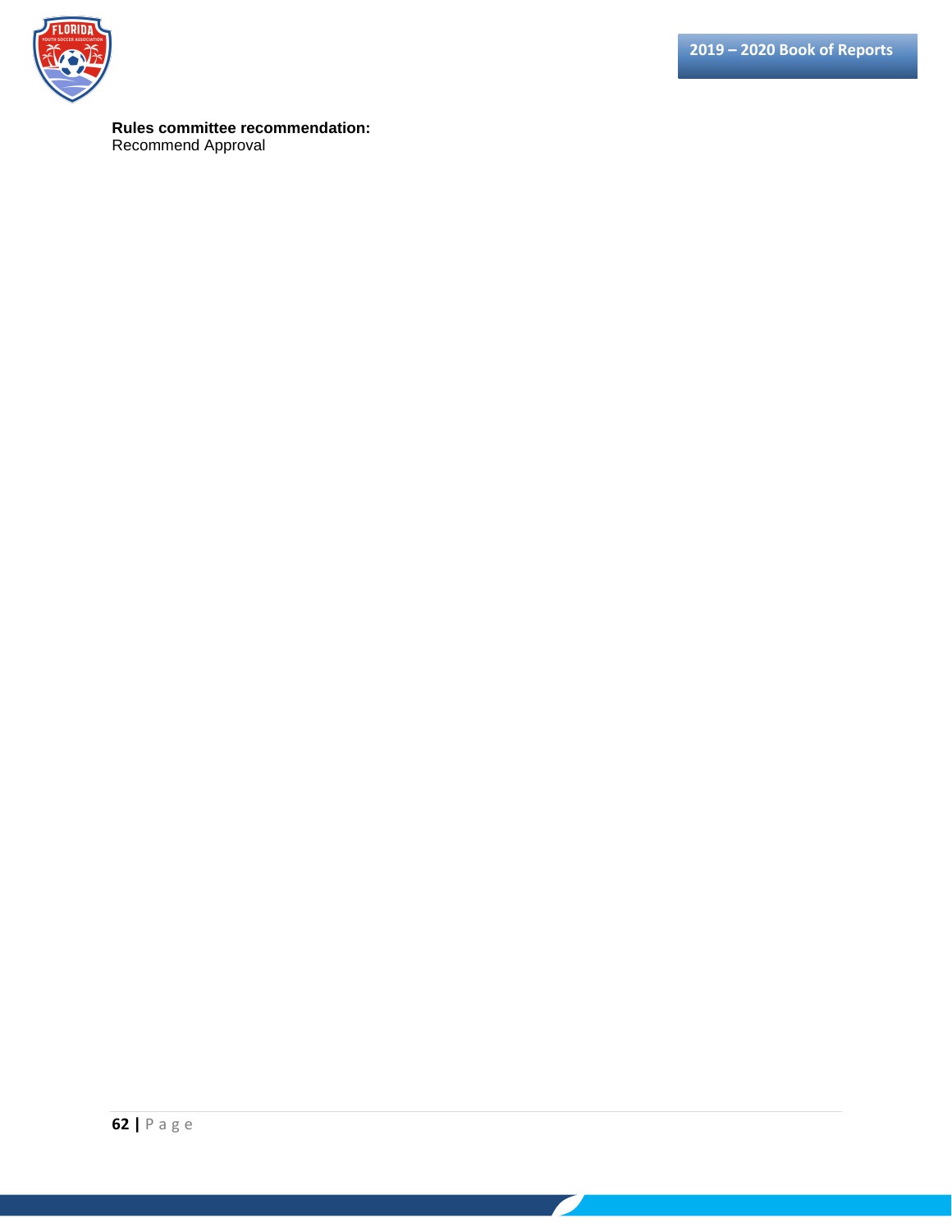**Rules committee recommendation:**
Recommend Approval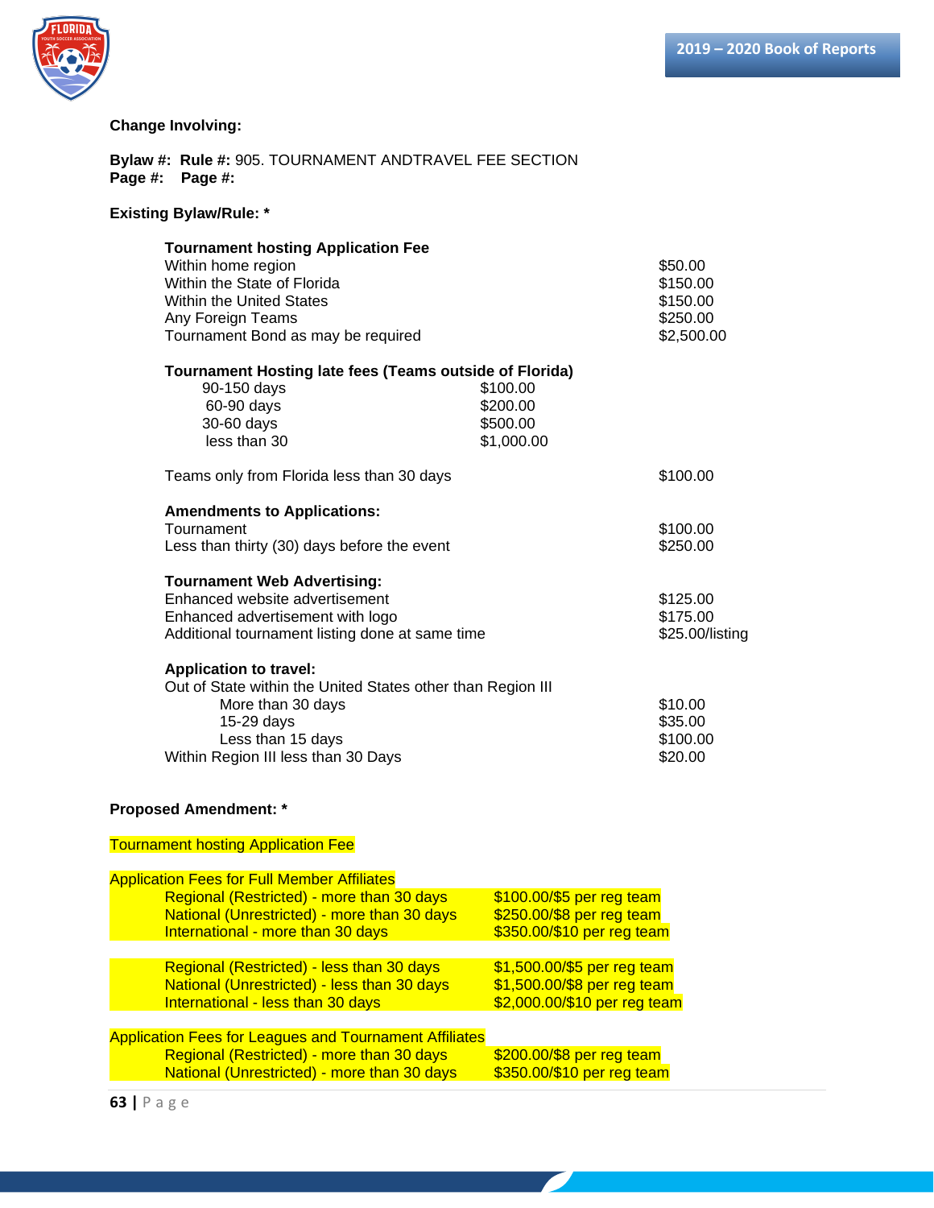**Change Involving:**

**Bylaw #:** **Rule #:** 905. TOURNAMENT ANDTRAVEL FEE SECTION
**Page #:** **Page #:**

**Existing Bylaw/Rule: \***

**Tournament hosting Application Fee**

| | |
|---|---|
| Within home region | $50.00 |
| Within the State of Florida | $150.00 |
| Within the United States | $150.00 |
| Any Foreign Teams | $250.00 |
| Tournament Bond as may be required | $2,500.00 |

**Tournament Hosting late fees (Teams outside of Florida)**

| | |
|---|---|
| 90-150 days | $100.00 |
| 60-90 days | $200.00 |
| 30-60 days | $500.00 |
| less than 30 | $1,000.00 |

| | |
|---|---|
| Teams only from Florida less than 30 days | $100.00 |

**Amendments to Applications:**

| | |
|---|---|
| Tournament | $100.00 |
| Less than thirty (30) days before the event | $250.00 |

**Tournament Web Advertising:**

| | |
|---|---|
| Enhanced website advertisement | $125.00 |
| Enhanced advertisement with logo | $175.00 |
| Additional tournament listing done at same time | $25.00/listing |

**Application to travel:**

Out of State within the United States other than Region III

| | |
|---|---|
| More than 30 days | $10.00 |
| 15-29 days | $35.00 |
| Less than 15 days | $100.00 |
| Within Region III less than 30 Days | $20.00 |

**Proposed Amendment: \***

Tournament hosting Application Fee

Application Fees for Full Member Affiliates

| | |
|---|---|
| Regional (Restricted) - more than 30 days | $100.00/$5 per reg team |
| National (Unrestricted) - more than 30 days | $250.00/$8 per reg team |
| International - more than 30 days | $350.00/$10 per reg team |
| Regional (Restricted) - less than 30 days | $1,500.00/$5 per reg team |
| National (Unrestricted) - less than 30 days | $1,500.00/$8 per reg team |
| International - less than 30 days | $2,000.00/$10 per reg team |

Application Fees for Leagues and Tournament Affiliates

| | |
|---|---|
| Regional (Restricted) - more than 30 days | $200.00/$8 per reg team |
| National (Unrestricted) - more than 30 days | $350.00/$10 per reg team |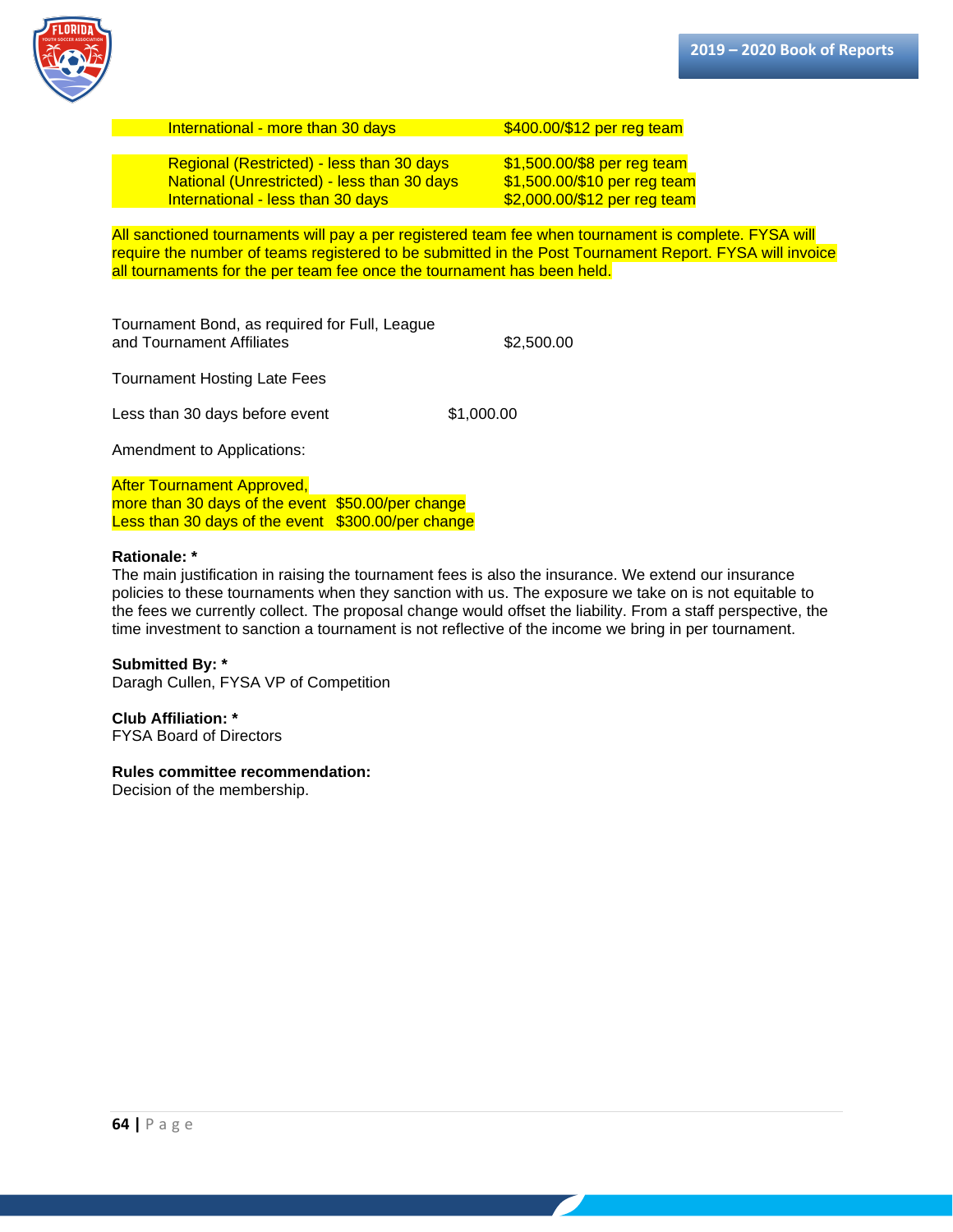| | |
|---|---|
| International - more than 30 days | $400.00/$12 per reg team |
| | |
| Regional (Restricted) - less than 30 days | $1,500.00/$8 per reg team |
| National (Unrestricted) - less than 30 days | $1,500.00/$10 per reg team |
| International - less than 30 days | $2,000.00/$12 per reg team |

All sanctioned tournaments will pay a per registered team fee when tournament is complete. FYSA will require the number of teams registered to be submitted in the Post Tournament Report. FYSA will invoice all tournaments for the per team fee once the tournament has been held.

Tournament Bond, as required for Full, League and Tournament Affiliates $2,500.00

Tournament Hosting Late Fees

Less than 30 days before event $1,000.00

Amendment to Applications:

After Tournament Approved,
more than 30 days of the event $50.00/per change
Less than 30 days of the event $300.00/per change

**Rationale: ***
The main justification in raising the tournament fees is also the insurance. We extend our insurance policies to these tournaments when they sanction with us. The exposure we take on is not equitable to the fees we currently collect. The proposal change would offset the liability. From a staff perspective, the time investment to sanction a tournament is not reflective of the income we bring in per tournament.

**Submitted By: ***
Daragh Cullen, FYSA VP of Competition

**Club Affiliation: ***
FYSA Board of Directors

**Rules committee recommendation:**
Decision of the membership.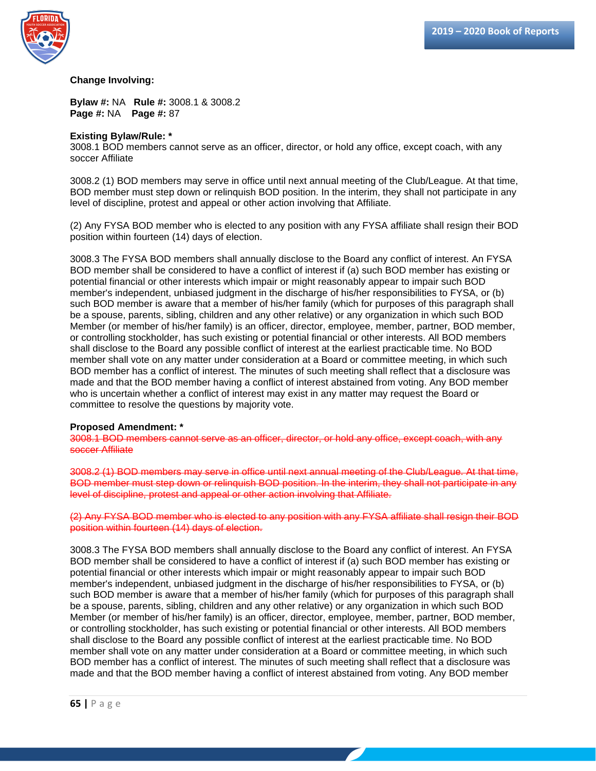**Change Involving:**

**Bylaw #:** NA **Rule #:** 3008.1 & 3008.2
**Page #:** NA **Page #:** 87

**Existing Bylaw/Rule: ***
3008.1 BOD members cannot serve as an officer, director, or hold any office, except coach, with any soccer Affiliate

3008.2 (1) BOD members may serve in office until next annual meeting of the Club/League. At that time, BOD member must step down or relinquish BOD position. In the interim, they shall not participate in any level of discipline, protest and appeal or other action involving that Affiliate.

(2) Any FYSA BOD member who is elected to any position with any FYSA affiliate shall resign their BOD position within fourteen (14) days of election.

3008.3 The FYSA BOD members shall annually disclose to the Board any conflict of interest. An FYSA BOD member shall be considered to have a conflict of interest if (a) such BOD member has existing or potential financial or other interests which impair or might reasonably appear to impair such BOD member's independent, unbiased judgment in the discharge of his/her responsibilities to FYSA, or (b) such BOD member is aware that a member of his/her family (which for purposes of this paragraph shall be a spouse, parents, sibling, children and any other relative) or any organization in which such BOD Member (or member of his/her family) is an officer, director, employee, member, partner, BOD member, or controlling stockholder, has such existing or potential financial or other interests. All BOD members shall disclose to the Board any possible conflict of interest at the earliest practicable time. No BOD member shall vote on any matter under consideration at a Board or committee meeting, in which such BOD member has a conflict of interest. The minutes of such meeting shall reflect that a disclosure was made and that the BOD member having a conflict of interest abstained from voting. Any BOD member who is uncertain whether a conflict of interest may exist in any matter may request the Board or committee to resolve the questions by majority vote.

**Proposed Amendment: ***
~~3008.1 BOD members cannot serve as an officer, director, or hold any office, except coach, with any soccer Affiliate~~

~~3008.2 (1) BOD members may serve in office until next annual meeting of the Club/League. At that time, BOD member must step down or relinquish BOD position. In the interim, they shall not participate in any level of discipline, protest and appeal or other action involving that Affiliate.~~

~~(2) Any FYSA BOD member who is elected to any position with any FYSA affiliate shall resign their BOD position within fourteen (14) days of election.~~

3008.3 The FYSA BOD members shall annually disclose to the Board any conflict of interest. An FYSA BOD member shall be considered to have a conflict of interest if (a) such BOD member has existing or potential financial or other interests which impair or might reasonably appear to impair such BOD member's independent, unbiased judgment in the discharge of his/her responsibilities to FYSA, or (b) such BOD member is aware that a member of his/her family (which for purposes of this paragraph shall be a spouse, parents, sibling, children and any other relative) or any organization in which such BOD Member (or member of his/her family) is an officer, director, employee, member, partner, BOD member, or controlling stockholder, has such existing or potential financial or other interests. All BOD members shall disclose to the Board any possible conflict of interest at the earliest practicable time. No BOD member shall vote on any matter under consideration at a Board or committee meeting, in which such BOD member has a conflict of interest. The minutes of such meeting shall reflect that a disclosure was made and that the BOD member having a conflict of interest abstained from voting. Any BOD member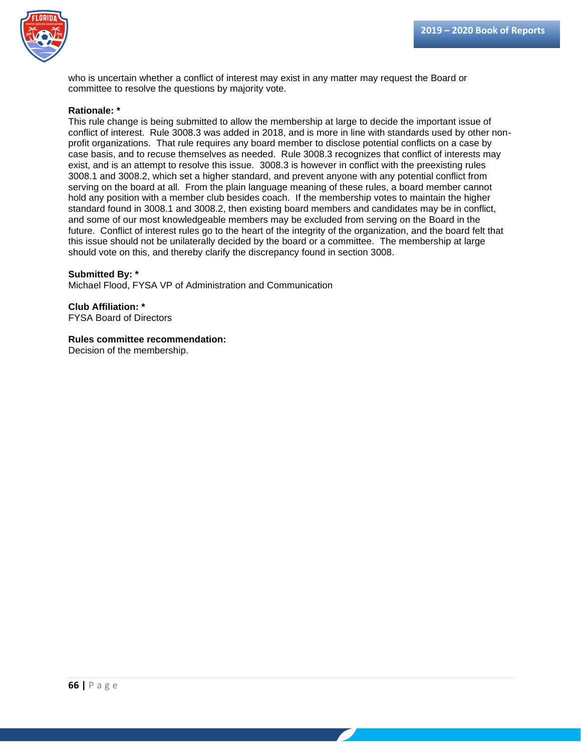who is uncertain whether a conflict of interest may exist in any matter may request the Board or committee to resolve the questions by majority vote.

**Rationale: ***
This rule change is being submitted to allow the membership at large to decide the important issue of conflict of interest. Rule 3008.3 was added in 2018, and is more in line with standards used by other non-profit organizations. That rule requires any board member to disclose potential conflicts on a case by case basis, and to recuse themselves as needed. Rule 3008.3 recognizes that conflict of interests may exist, and is an attempt to resolve this issue. 3008.3 is however in conflict with the preexisting rules 3008.1 and 3008.2, which set a higher standard, and prevent anyone with any potential conflict from serving on the board at all. From the plain language meaning of these rules, a board member cannot hold any position with a member club besides coach. If the membership votes to maintain the higher standard found in 3008.1 and 3008.2, then existing board members and candidates may be in conflict, and some of our most knowledgeable members may be excluded from serving on the Board in the future. Conflict of interest rules go to the heart of the integrity of the organization, and the board felt that this issue should not be unilaterally decided by the board or a committee. The membership at large should vote on this, and thereby clarify the discrepancy found in section 3008.

**Submitted By: ***
Michael Flood, FYSA VP of Administration and Communication

**Club Affiliation: ***
FYSA Board of Directors

**Rules committee recommendation:**
Decision of the membership.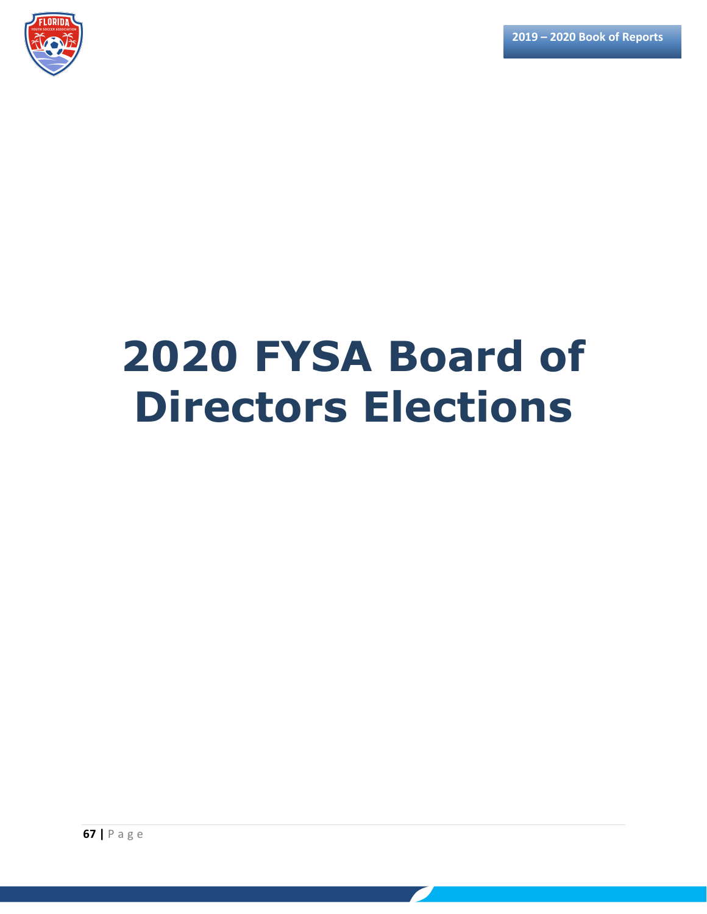# 2020 FYSA Board of Directors Elections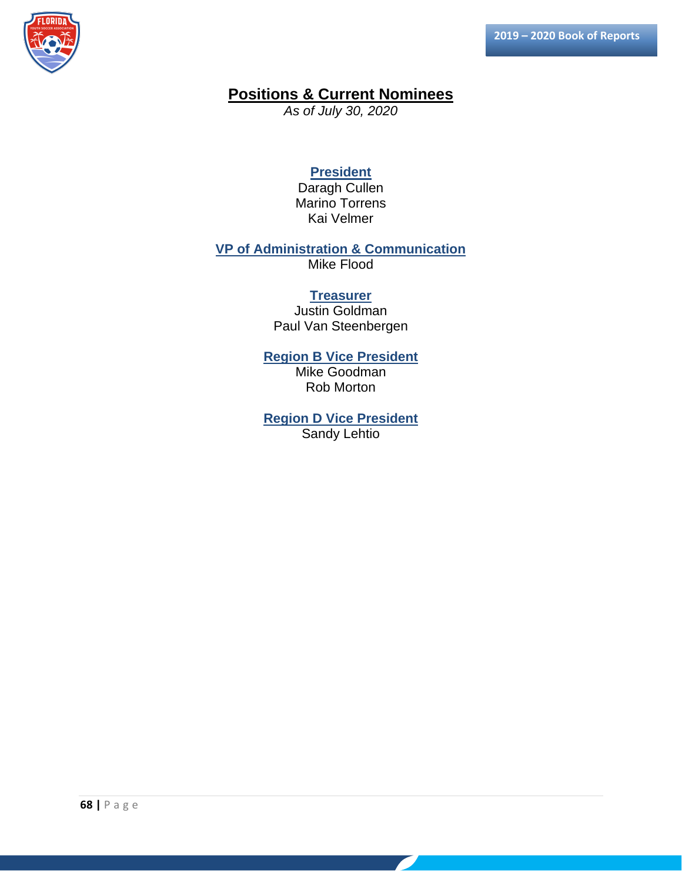# Positions & Current Nominees

*As of July 30, 2020*

### President

Daragh Cullen
Marino Torrens
Kai Velmer

### VP of Administration & Communication

Mike Flood

### Treasurer

Justin Goldman
Paul Van Steenbergen

### Region B Vice President

Mike Goodman
Rob Morton

### Region D Vice President

Sandy Lehtio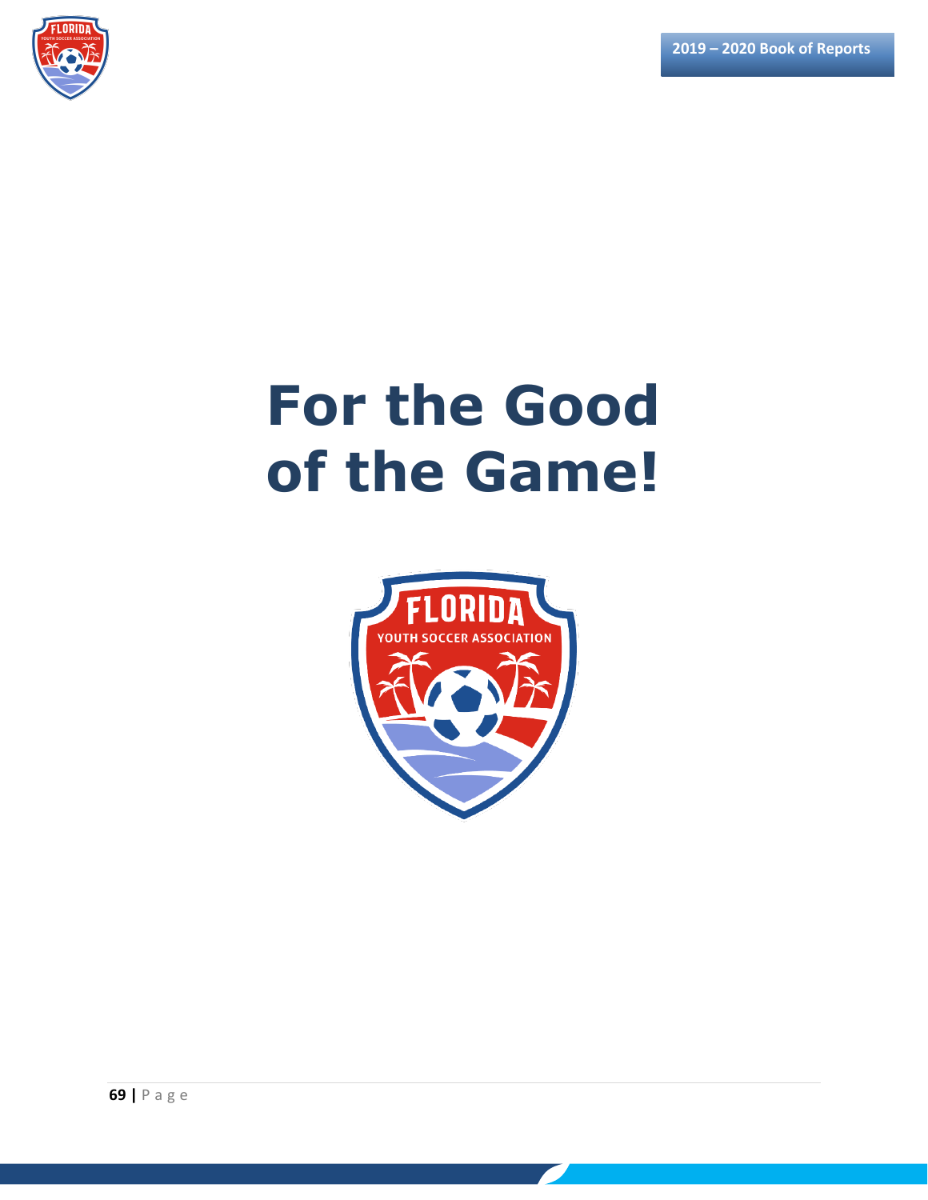# For the Good of the Game!